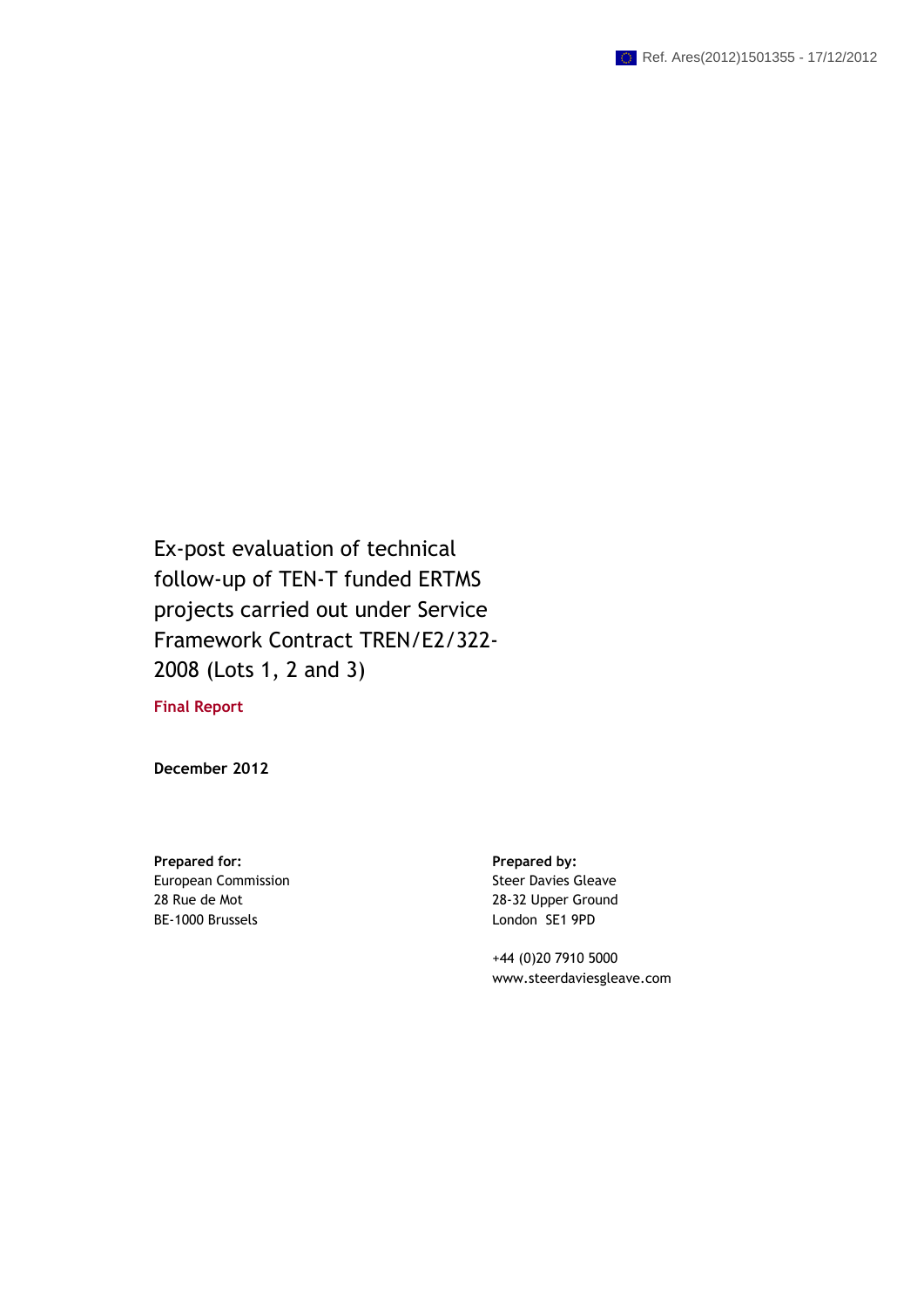Ref. Ares(2012)1501355 - 17/12/2012

# Ex-post evaluation of technical follow-up of TEN-T funded ERTMS projects carried out under Service Framework Contract TREN/E2/322-2008 (Lots 1, 2 and 3)

**Final Report**

**December 2012**

**Prepared for:**
European Commission
28 Rue de Mot
BE-1000 Brussels

**Prepared by:**
Steer Davies Gleave
28-32 Upper Ground
London SE1 9PD

+44 (0)20 7910 5000
www.steerdaviesgleave.com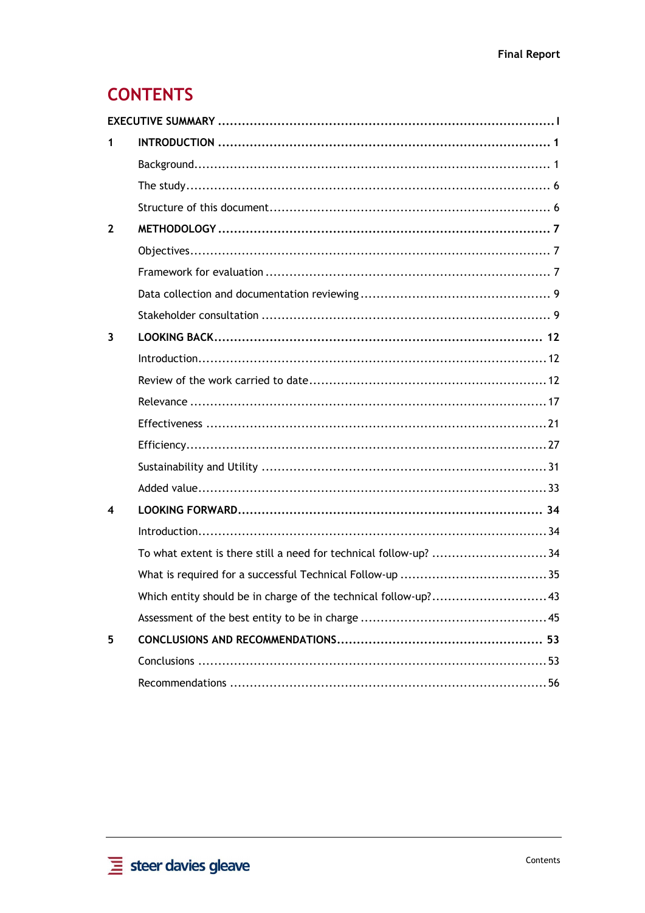# CONTENTS

| | | |
|---|---|---|
| **EXECUTIVE SUMMARY** | | **I** |
| **1** | **INTRODUCTION** | **1** |
| | Background | 1 |
| | The study | 6 |
| | Structure of this document | 6 |
| **2** | **METHODOLOGY** | **7** |
| | Objectives | 7 |
| | Framework for evaluation | 7 |
| | Data collection and documentation reviewing | 9 |
| | Stakeholder consultation | 9 |
| **3** | **LOOKING BACK** | **12** |
| | Introduction | 12 |
| | Review of the work carried to date | 12 |
| | Relevance | 17 |
| | Effectiveness | 21 |
| | Efficiency | 27 |
| | Sustainability and Utility | 31 |
| | Added value | 33 |
| **4** | **LOOKING FORWARD** | **34** |
| | Introduction | 34 |
| | To what extent is there still a need for technical follow-up? | 34 |
| | What is required for a successful Technical Follow-up | 35 |
| | Which entity should be in charge of the technical follow-up? | 43 |
| | Assessment of the best entity to be in charge | 45 |
| **5** | **CONCLUSIONS AND RECOMMENDATIONS** | **53** |
| | Conclusions | 53 |
| | Recommendations | 56 |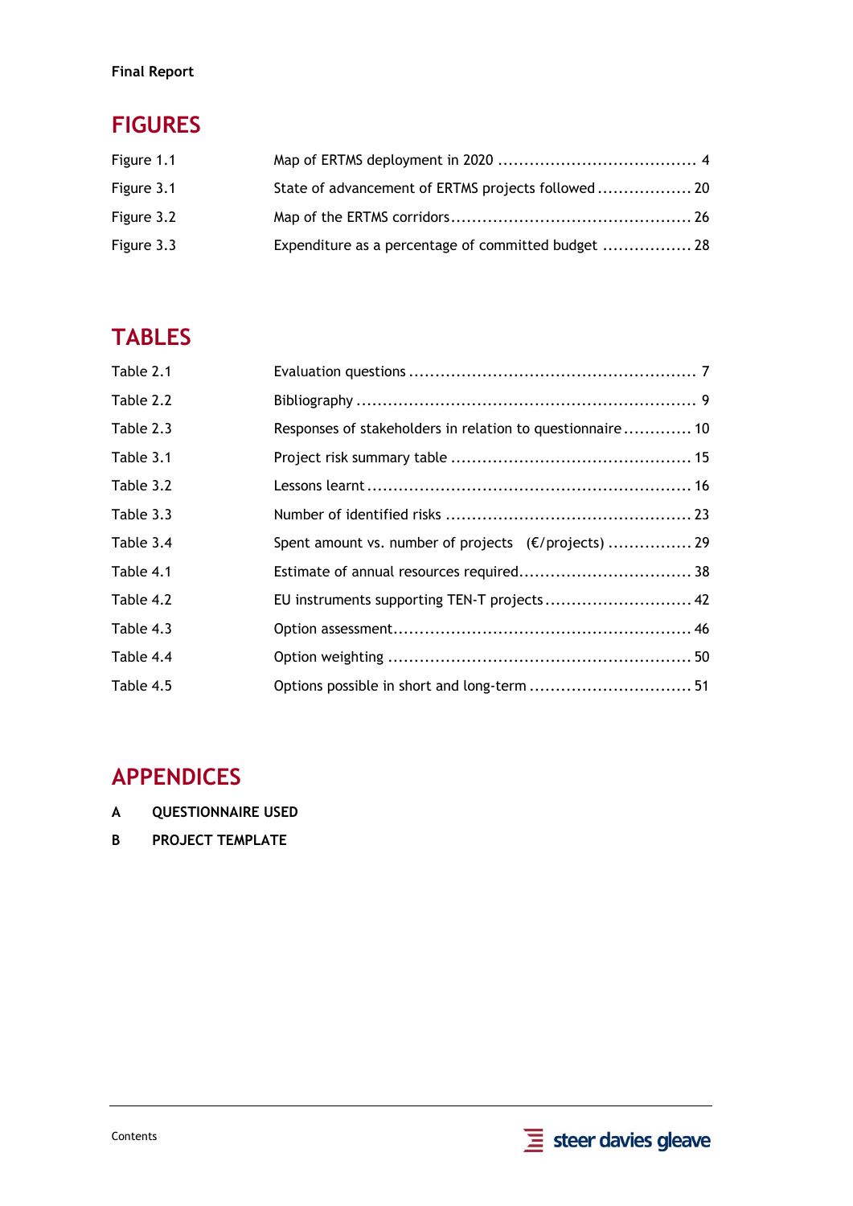## FIGURES

| | | |
|---|---|---|
| Figure 1.1 | Map of ERTMS deployment in 2020 | 4 |
| Figure 3.1 | State of advancement of ERTMS projects followed | 20 |
| Figure 3.2 | Map of the ERTMS corridors | 26 |
| Figure 3.3 | Expenditure as a percentage of committed budget | 28 |

## TABLES

| | | |
|---|---|---|
| Table 2.1 | Evaluation questions | 7 |
| Table 2.2 | Bibliography | 9 |
| Table 2.3 | Responses of stakeholders in relation to questionnaire | 10 |
| Table 3.1 | Project risk summary table | 15 |
| Table 3.2 | Lessons learnt | 16 |
| Table 3.3 | Number of identified risks | 23 |
| Table 3.4 | Spent amount vs. number of projects (€/projects) | 29 |
| Table 4.1 | Estimate of annual resources required | 38 |
| Table 4.2 | EU instruments supporting TEN-T projects | 42 |
| Table 4.3 | Option assessment | 46 |
| Table 4.4 | Option weighting | 50 |
| Table 4.5 | Options possible in short and long-term | 51 |

## APPENDICES

**A QUESTIONNAIRE USED**

**B PROJECT TEMPLATE**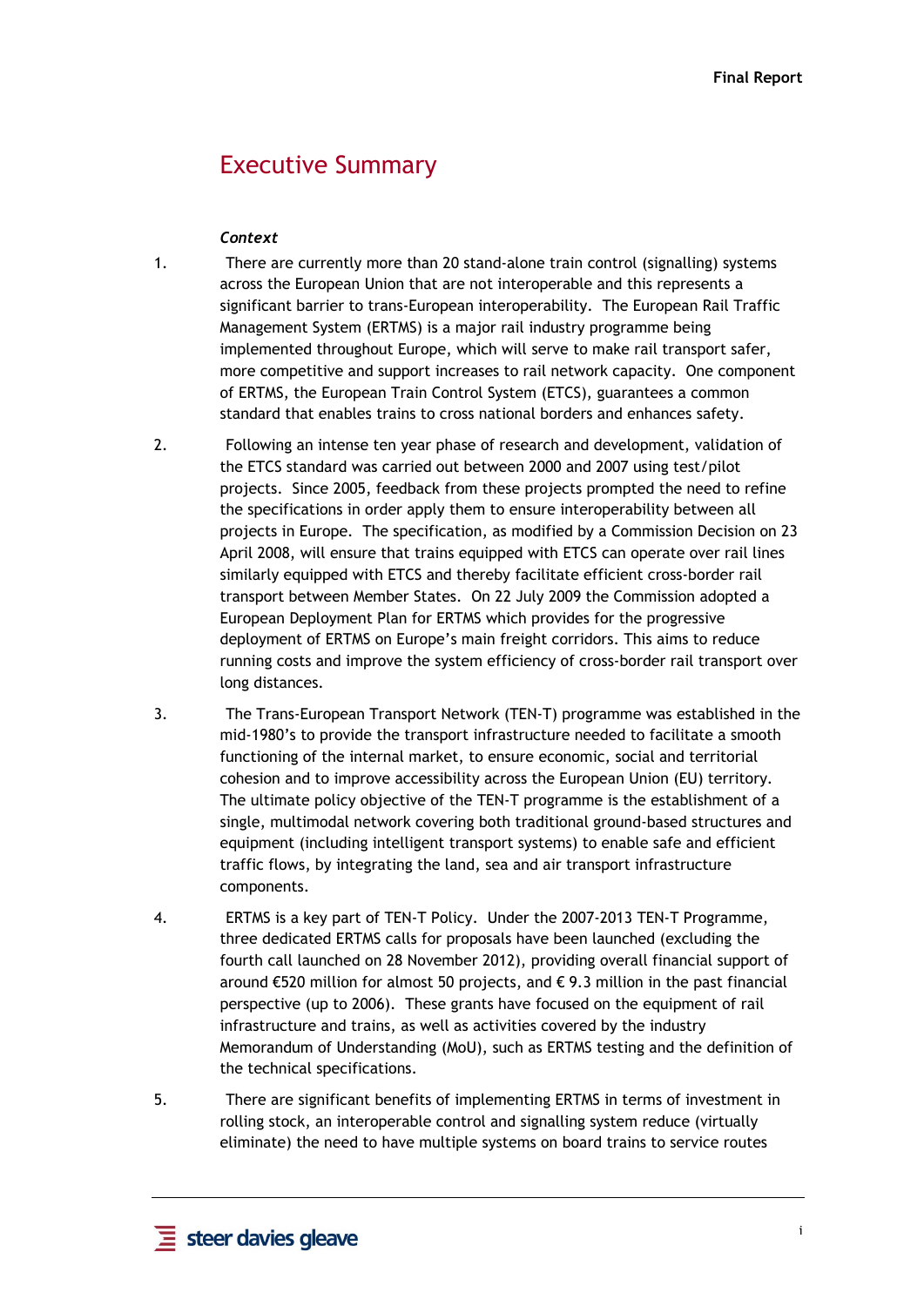# Executive Summary

***Context***

1. There are currently more than 20 stand-alone train control (signalling) systems across the European Union that are not interoperable and this represents a significant barrier to trans-European interoperability. The European Rail Traffic Management System (ERTMS) is a major rail industry programme being implemented throughout Europe, which will serve to make rail transport safer, more competitive and support increases to rail network capacity. One component of ERTMS, the European Train Control System (ETCS), guarantees a common standard that enables trains to cross national borders and enhances safety.

2. Following an intense ten year phase of research and development, validation of the ETCS standard was carried out between 2000 and 2007 using test/pilot projects. Since 2005, feedback from these projects prompted the need to refine the specifications in order apply them to ensure interoperability between all projects in Europe. The specification, as modified by a Commission Decision on 23 April 2008, will ensure that trains equipped with ETCS can operate over rail lines similarly equipped with ETCS and thereby facilitate efficient cross-border rail transport between Member States. On 22 July 2009 the Commission adopted a European Deployment Plan for ERTMS which provides for the progressive deployment of ERTMS on Europe's main freight corridors. This aims to reduce running costs and improve the system efficiency of cross-border rail transport over long distances.

3. The Trans-European Transport Network (TEN-T) programme was established in the mid-1980's to provide the transport infrastructure needed to facilitate a smooth functioning of the internal market, to ensure economic, social and territorial cohesion and to improve accessibility across the European Union (EU) territory. The ultimate policy objective of the TEN-T programme is the establishment of a single, multimodal network covering both traditional ground-based structures and equipment (including intelligent transport systems) to enable safe and efficient traffic flows, by integrating the land, sea and air transport infrastructure components.

4. ERTMS is a key part of TEN-T Policy. Under the 2007-2013 TEN-T Programme, three dedicated ERTMS calls for proposals have been launched (excluding the fourth call launched on 28 November 2012), providing overall financial support of around €520 million for almost 50 projects, and € 9.3 million in the past financial perspective (up to 2006). These grants have focused on the equipment of rail infrastructure and trains, as well as activities covered by the industry Memorandum of Understanding (MoU), such as ERTMS testing and the definition of the technical specifications.

5. There are significant benefits of implementing ERTMS in terms of investment in rolling stock, an interoperable control and signalling system reduce (virtually eliminate) the need to have multiple systems on board trains to service routes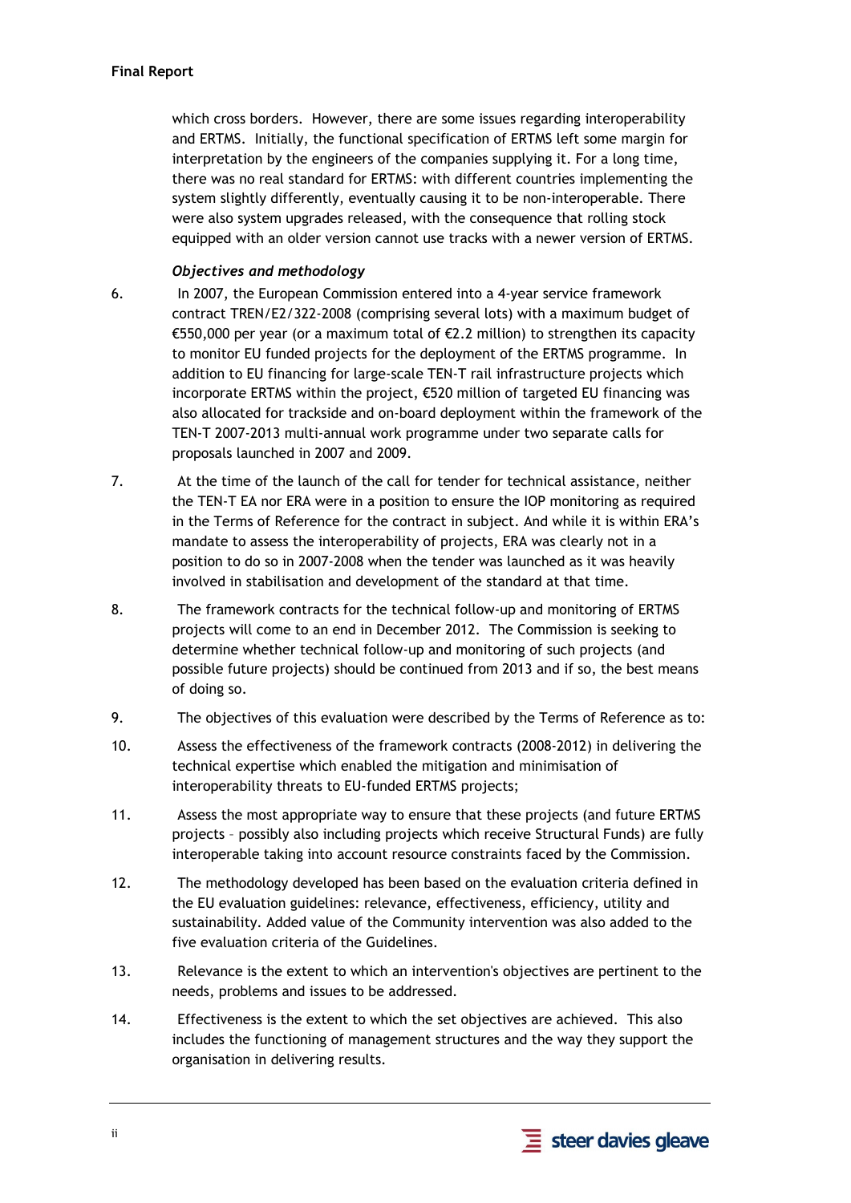which cross borders. However, there are some issues regarding interoperability and ERTMS. Initially, the functional specification of ERTMS left some margin for interpretation by the engineers of the companies supplying it. For a long time, there was no real standard for ERTMS: with different countries implementing the system slightly differently, eventually causing it to be non-interoperable. There were also system upgrades released, with the consequence that rolling stock equipped with an older version cannot use tracks with a newer version of ERTMS.

***Objectives and methodology***

6. In 2007, the European Commission entered into a 4-year service framework contract TREN/E2/322-2008 (comprising several lots) with a maximum budget of €550,000 per year (or a maximum total of €2.2 million) to strengthen its capacity to monitor EU funded projects for the deployment of the ERTMS programme. In addition to EU financing for large-scale TEN-T rail infrastructure projects which incorporate ERTMS within the project, €520 million of targeted EU financing was also allocated for trackside and on-board deployment within the framework of the TEN-T 2007-2013 multi-annual work programme under two separate calls for proposals launched in 2007 and 2009.

7. At the time of the launch of the call for tender for technical assistance, neither the TEN-T EA nor ERA were in a position to ensure the IOP monitoring as required in the Terms of Reference for the contract in subject. And while it is within ERA's mandate to assess the interoperability of projects, ERA was clearly not in a position to do so in 2007-2008 when the tender was launched as it was heavily involved in stabilisation and development of the standard at that time.

8. The framework contracts for the technical follow-up and monitoring of ERTMS projects will come to an end in December 2012. The Commission is seeking to determine whether technical follow-up and monitoring of such projects (and possible future projects) should be continued from 2013 and if so, the best means of doing so.

9. The objectives of this evaluation were described by the Terms of Reference as to:

10. Assess the effectiveness of the framework contracts (2008-2012) in delivering the technical expertise which enabled the mitigation and minimisation of interoperability threats to EU-funded ERTMS projects;

11. Assess the most appropriate way to ensure that these projects (and future ERTMS projects – possibly also including projects which receive Structural Funds) are fully interoperable taking into account resource constraints faced by the Commission.

12. The methodology developed has been based on the evaluation criteria defined in the EU evaluation guidelines: relevance, effectiveness, efficiency, utility and sustainability. Added value of the Community intervention was also added to the five evaluation criteria of the Guidelines.

13. Relevance is the extent to which an intervention's objectives are pertinent to the needs, problems and issues to be addressed.

14. Effectiveness is the extent to which the set objectives are achieved. This also includes the functioning of management structures and the way they support the organisation in delivering results.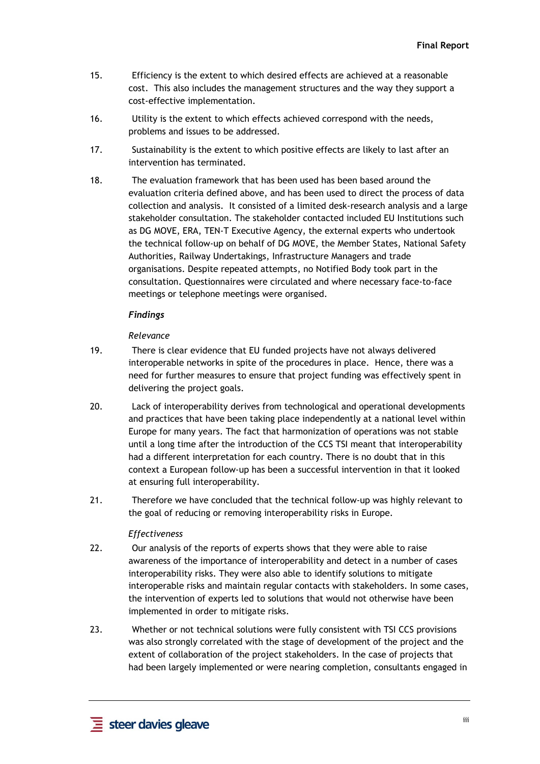15. Efficiency is the extent to which desired effects are achieved at a reasonable cost. This also includes the management structures and the way they support a cost-effective implementation.

16. Utility is the extent to which effects achieved correspond with the needs, problems and issues to be addressed.

17. Sustainability is the extent to which positive effects are likely to last after an intervention has terminated.

18. The evaluation framework that has been used has been based around the evaluation criteria defined above, and has been used to direct the process of data collection and analysis. It consisted of a limited desk-research analysis and a large stakeholder consultation. The stakeholder contacted included EU Institutions such as DG MOVE, ERA, TEN-T Executive Agency, the external experts who undertook the technical follow-up on behalf of DG MOVE, the Member States, National Safety Authorities, Railway Undertakings, Infrastructure Managers and trade organisations. Despite repeated attempts, no Notified Body took part in the consultation. Questionnaires were circulated and where necessary face-to-face meetings or telephone meetings were organised.

***Findings***

*Relevance*

19. There is clear evidence that EU funded projects have not always delivered interoperable networks in spite of the procedures in place. Hence, there was a need for further measures to ensure that project funding was effectively spent in delivering the project goals.

20. Lack of interoperability derives from technological and operational developments and practices that have been taking place independently at a national level within Europe for many years. The fact that harmonization of operations was not stable until a long time after the introduction of the CCS TSI meant that interoperability had a different interpretation for each country. There is no doubt that in this context a European follow-up has been a successful intervention in that it looked at ensuring full interoperability.

21. Therefore we have concluded that the technical follow-up was highly relevant to the goal of reducing or removing interoperability risks in Europe.

*Effectiveness*

22. Our analysis of the reports of experts shows that they were able to raise awareness of the importance of interoperability and detect in a number of cases interoperability risks. They were also able to identify solutions to mitigate interoperable risks and maintain regular contacts with stakeholders. In some cases, the intervention of experts led to solutions that would not otherwise have been implemented in order to mitigate risks.

23. Whether or not technical solutions were fully consistent with TSI CCS provisions was also strongly correlated with the stage of development of the project and the extent of collaboration of the project stakeholders. In the case of projects that had been largely implemented or were nearing completion, consultants engaged in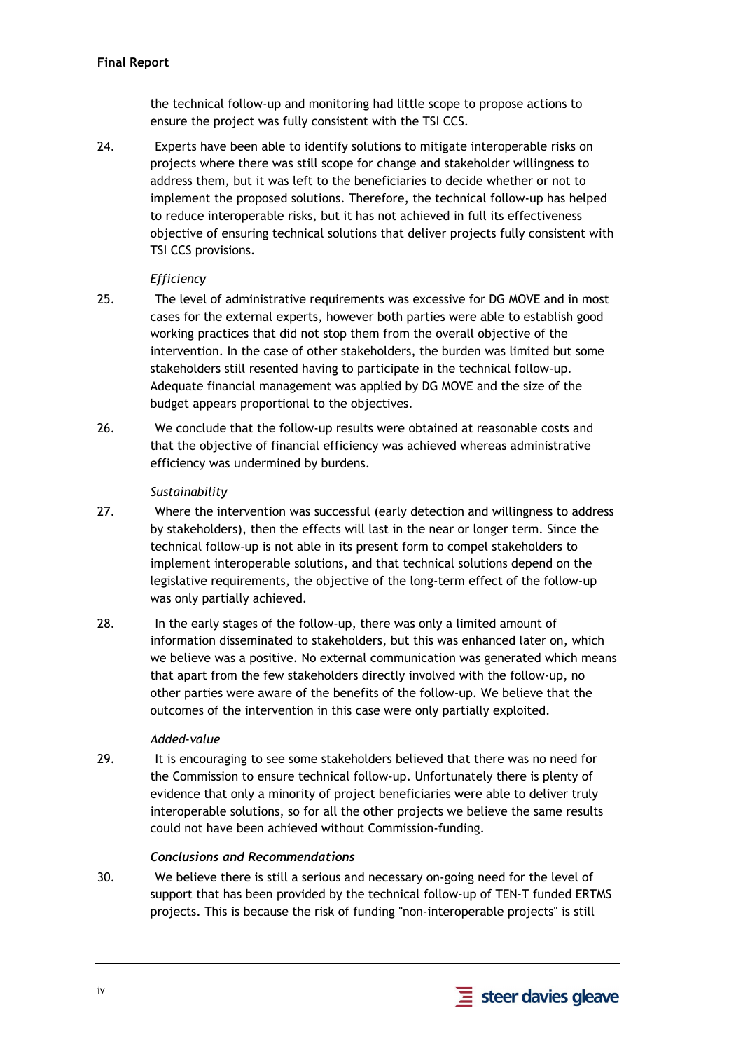the technical follow-up and monitoring had little scope to propose actions to ensure the project was fully consistent with the TSI CCS.

24. Experts have been able to identify solutions to mitigate interoperable risks on projects where there was still scope for change and stakeholder willingness to address them, but it was left to the beneficiaries to decide whether or not to implement the proposed solutions. Therefore, the technical follow-up has helped to reduce interoperable risks, but it has not achieved in full its effectiveness objective of ensuring technical solutions that deliver projects fully consistent with TSI CCS provisions.

*Efficiency*

25. The level of administrative requirements was excessive for DG MOVE and in most cases for the external experts, however both parties were able to establish good working practices that did not stop them from the overall objective of the intervention. In the case of other stakeholders, the burden was limited but some stakeholders still resented having to participate in the technical follow-up. Adequate financial management was applied by DG MOVE and the size of the budget appears proportional to the objectives.

26. We conclude that the follow-up results were obtained at reasonable costs and that the objective of financial efficiency was achieved whereas administrative efficiency was undermined by burdens.

*Sustainability*

27. Where the intervention was successful (early detection and willingness to address by stakeholders), then the effects will last in the near or longer term. Since the technical follow-up is not able in its present form to compel stakeholders to implement interoperable solutions, and that technical solutions depend on the legislative requirements, the objective of the long-term effect of the follow-up was only partially achieved.

28. In the early stages of the follow-up, there was only a limited amount of information disseminated to stakeholders, but this was enhanced later on, which we believe was a positive. No external communication was generated which means that apart from the few stakeholders directly involved with the follow-up, no other parties were aware of the benefits of the follow-up. We believe that the outcomes of the intervention in this case were only partially exploited.

*Added-value*

29. It is encouraging to see some stakeholders believed that there was no need for the Commission to ensure technical follow-up. Unfortunately there is plenty of evidence that only a minority of project beneficiaries were able to deliver truly interoperable solutions, so for all the other projects we believe the same results could not have been achieved without Commission-funding.

***Conclusions and Recommendations***

30. We believe there is still a serious and necessary on-going need for the level of support that has been provided by the technical follow-up of TEN-T funded ERTMS projects. This is because the risk of funding "non-interoperable projects" is still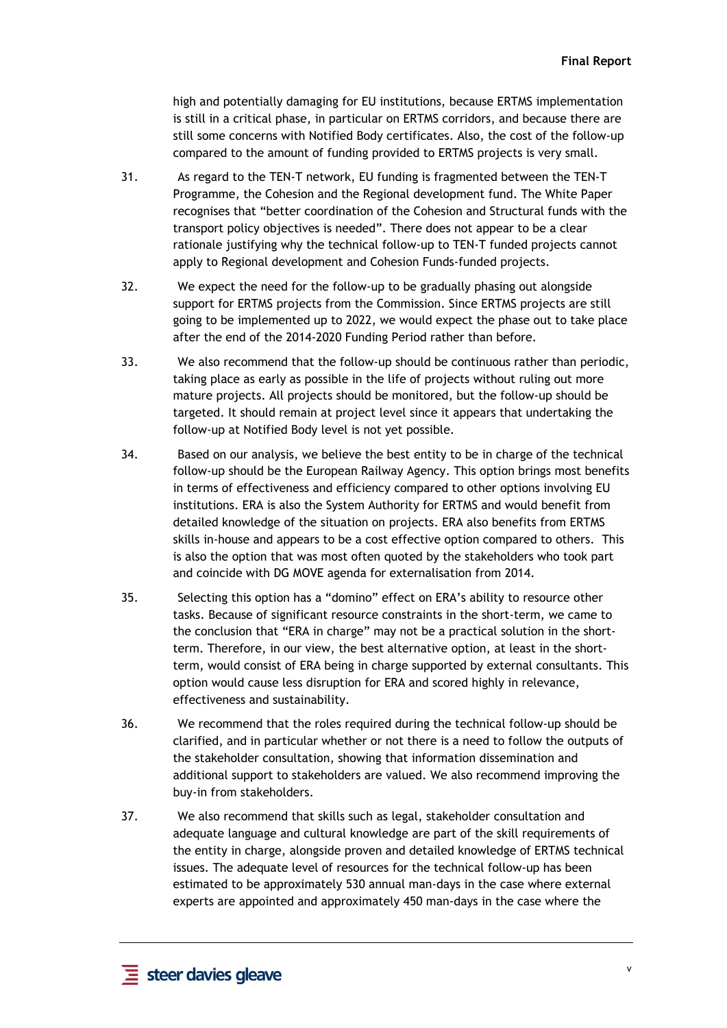high and potentially damaging for EU institutions, because ERTMS implementation is still in a critical phase, in particular on ERTMS corridors, and because there are still some concerns with Notified Body certificates. Also, the cost of the follow-up compared to the amount of funding provided to ERTMS projects is very small.

31. As regard to the TEN-T network, EU funding is fragmented between the TEN-T Programme, the Cohesion and the Regional development fund. The White Paper recognises that "better coordination of the Cohesion and Structural funds with the transport policy objectives is needed". There does not appear to be a clear rationale justifying why the technical follow-up to TEN-T funded projects cannot apply to Regional development and Cohesion Funds-funded projects.

32. We expect the need for the follow-up to be gradually phasing out alongside support for ERTMS projects from the Commission. Since ERTMS projects are still going to be implemented up to 2022, we would expect the phase out to take place after the end of the 2014-2020 Funding Period rather than before.

33. We also recommend that the follow-up should be continuous rather than periodic, taking place as early as possible in the life of projects without ruling out more mature projects. All projects should be monitored, but the follow-up should be targeted. It should remain at project level since it appears that undertaking the follow-up at Notified Body level is not yet possible.

34. Based on our analysis, we believe the best entity to be in charge of the technical follow-up should be the European Railway Agency. This option brings most benefits in terms of effectiveness and efficiency compared to other options involving EU institutions. ERA is also the System Authority for ERTMS and would benefit from detailed knowledge of the situation on projects. ERA also benefits from ERTMS skills in-house and appears to be a cost effective option compared to others. This is also the option that was most often quoted by the stakeholders who took part and coincide with DG MOVE agenda for externalisation from 2014.

35. Selecting this option has a "domino" effect on ERA's ability to resource other tasks. Because of significant resource constraints in the short-term, we came to the conclusion that "ERA in charge" may not be a practical solution in the short-term. Therefore, in our view, the best alternative option, at least in the short-term, would consist of ERA being in charge supported by external consultants. This option would cause less disruption for ERA and scored highly in relevance, effectiveness and sustainability.

36. We recommend that the roles required during the technical follow-up should be clarified, and in particular whether or not there is a need to follow the outputs of the stakeholder consultation, showing that information dissemination and additional support to stakeholders are valued. We also recommend improving the buy-in from stakeholders.

37. We also recommend that skills such as legal, stakeholder consultation and adequate language and cultural knowledge are part of the skill requirements of the entity in charge, alongside proven and detailed knowledge of ERTMS technical issues. The adequate level of resources for the technical follow-up has been estimated to be approximately 530 annual man-days in the case where external experts are appointed and approximately 450 man-days in the case where the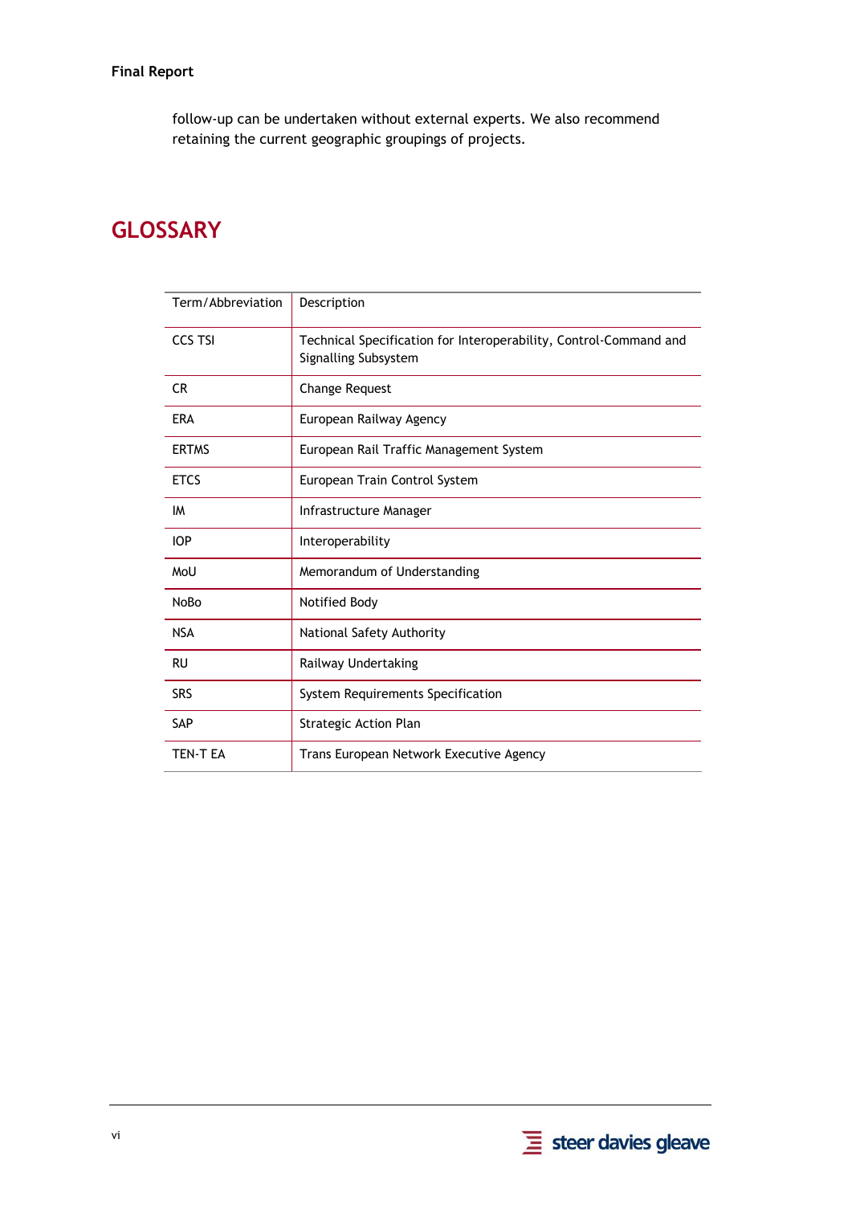follow-up can be undertaken without external experts. We also recommend retaining the current geographic groupings of projects.

# GLOSSARY

| Term/Abbreviation | Description |
|---|---|
| CCS TSI | Technical Specification for Interoperability, Control-Command and Signalling Subsystem |
| CR | Change Request |
| ERA | European Railway Agency |
| ERTMS | European Rail Traffic Management System |
| ETCS | European Train Control System |
| IM | Infrastructure Manager |
| IOP | Interoperability |
| MoU | Memorandum of Understanding |
| NoBo | Notified Body |
| NSA | National Safety Authority |
| RU | Railway Undertaking |
| SRS | System Requirements Specification |
| SAP | Strategic Action Plan |
| TEN-T EA | Trans European Network Executive Agency |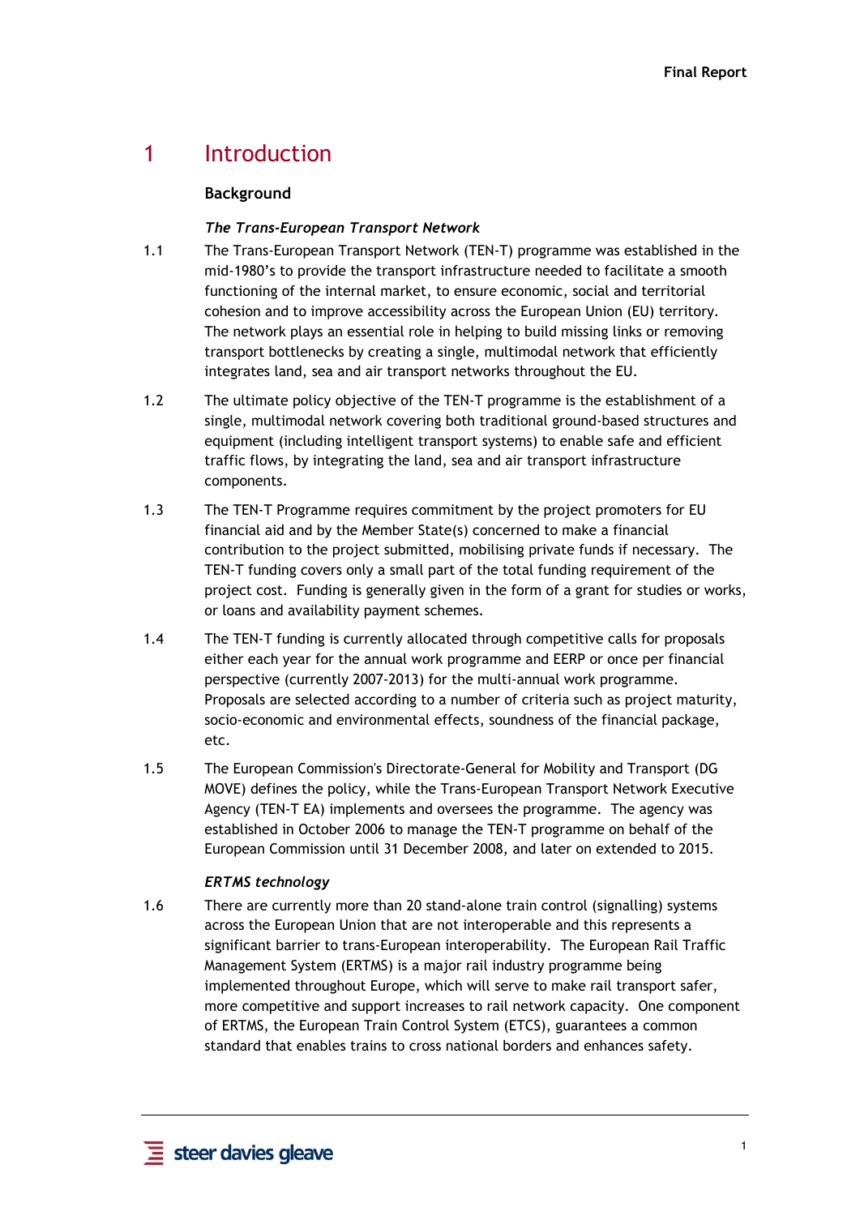# 1 Introduction

## Background

### *The Trans-European Transport Network*

1.1 The Trans-European Transport Network (TEN-T) programme was established in the mid-1980's to provide the transport infrastructure needed to facilitate a smooth functioning of the internal market, to ensure economic, social and territorial cohesion and to improve accessibility across the European Union (EU) territory. The network plays an essential role in helping to build missing links or removing transport bottlenecks by creating a single, multimodal network that efficiently integrates land, sea and air transport networks throughout the EU.

1.2 The ultimate policy objective of the TEN-T programme is the establishment of a single, multimodal network covering both traditional ground-based structures and equipment (including intelligent transport systems) to enable safe and efficient traffic flows, by integrating the land, sea and air transport infrastructure components.

1.3 The TEN-T Programme requires commitment by the project promoters for EU financial aid and by the Member State(s) concerned to make a financial contribution to the project submitted, mobilising private funds if necessary. The TEN-T funding covers only a small part of the total funding requirement of the project cost. Funding is generally given in the form of a grant for studies or works, or loans and availability payment schemes.

1.4 The TEN-T funding is currently allocated through competitive calls for proposals either each year for the annual work programme and EERP or once per financial perspective (currently 2007-2013) for the multi-annual work programme. Proposals are selected according to a number of criteria such as project maturity, socio-economic and environmental effects, soundness of the financial package, etc.

1.5 The European Commission's Directorate-General for Mobility and Transport (DG MOVE) defines the policy, while the Trans-European Transport Network Executive Agency (TEN-T EA) implements and oversees the programme. The agency was established in October 2006 to manage the TEN-T programme on behalf of the European Commission until 31 December 2008, and later on extended to 2015.

### *ERTMS technology*

1.6 There are currently more than 20 stand-alone train control (signalling) systems across the European Union that are not interoperable and this represents a significant barrier to trans-European interoperability. The European Rail Traffic Management System (ERTMS) is a major rail industry programme being implemented throughout Europe, which will serve to make rail transport safer, more competitive and support increases to rail network capacity. One component of ERTMS, the European Train Control System (ETCS), guarantees a common standard that enables trains to cross national borders and enhances safety.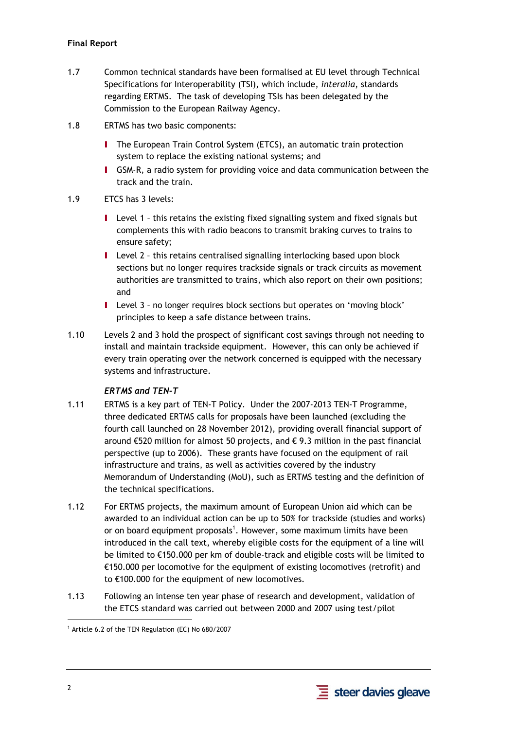1.7 Common technical standards have been formalised at EU level through Technical Specifications for Interoperability (TSI), which include, *interalia*, standards regarding ERTMS. The task of developing TSIs has been delegated by the Commission to the European Railway Agency.

1.8 ERTMS has two basic components:

- The European Train Control System (ETCS), an automatic train protection system to replace the existing national systems; and
- GSM-R, a radio system for providing voice and data communication between the track and the train.

1.9 ETCS has 3 levels:

- Level 1 – this retains the existing fixed signalling system and fixed signals but complements this with radio beacons to transmit braking curves to trains to ensure safety;
- Level 2 – this retains centralised signalling interlocking based upon block sections but no longer requires trackside signals or track circuits as movement authorities are transmitted to trains, which also report on their own positions; and
- Level 3 – no longer requires block sections but operates on 'moving block' principles to keep a safe distance between trains.

1.10 Levels 2 and 3 hold the prospect of significant cost savings through not needing to install and maintain trackside equipment. However, this can only be achieved if every train operating over the network concerned is equipped with the necessary systems and infrastructure.

### *ERTMS and TEN-T*

1.11 ERTMS is a key part of TEN-T Policy. Under the 2007-2013 TEN-T Programme, three dedicated ERTMS calls for proposals have been launched (excluding the fourth call launched on 28 November 2012), providing overall financial support of around €520 million for almost 50 projects, and € 9.3 million in the past financial perspective (up to 2006). These grants have focused on the equipment of rail infrastructure and trains, as well as activities covered by the industry Memorandum of Understanding (MoU), such as ERTMS testing and the definition of the technical specifications.

1.12 For ERTMS projects, the maximum amount of European Union aid which can be awarded to an individual action can be up to 50% for trackside (studies and works) or on board equipment proposals[1]. However, some maximum limits have been introduced in the call text, whereby eligible costs for the equipment of a line will be limited to €150.000 per km of double-track and eligible costs will be limited to €150.000 per locomotive for the equipment of existing locomotives (retrofit) and to €100.000 for the equipment of new locomotives.

1.13 Following an intense ten year phase of research and development, validation of the ETCS standard was carried out between 2000 and 2007 using test/pilot

[1] Article 6.2 of the TEN Regulation (EC) No 680/2007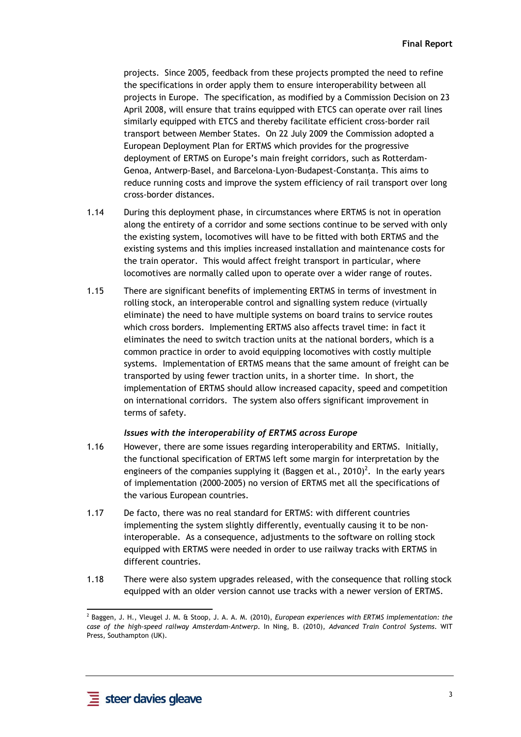projects. Since 2005, feedback from these projects prompted the need to refine the specifications in order apply them to ensure interoperability between all projects in Europe. The specification, as modified by a Commission Decision on 23 April 2008, will ensure that trains equipped with ETCS can operate over rail lines similarly equipped with ETCS and thereby facilitate efficient cross-border rail transport between Member States. On 22 July 2009 the Commission adopted a European Deployment Plan for ERTMS which provides for the progressive deployment of ERTMS on Europe's main freight corridors, such as Rotterdam-Genoa, Antwerp-Basel, and Barcelona-Lyon-Budapest-Constanța. This aims to reduce running costs and improve the system efficiency of rail transport over long cross-border distances.

1.14 During this deployment phase, in circumstances where ERTMS is not in operation along the entirety of a corridor and some sections continue to be served with only the existing system, locomotives will have to be fitted with both ERTMS and the existing systems and this implies increased installation and maintenance costs for the train operator. This would affect freight transport in particular, where locomotives are normally called upon to operate over a wider range of routes.

1.15 There are significant benefits of implementing ERTMS in terms of investment in rolling stock, an interoperable control and signalling system reduce (virtually eliminate) the need to have multiple systems on board trains to service routes which cross borders. Implementing ERTMS also affects travel time: in fact it eliminates the need to switch traction units at the national borders, which is a common practice in order to avoid equipping locomotives with costly multiple systems. Implementation of ERTMS means that the same amount of freight can be transported by using fewer traction units, in a shorter time. In short, the implementation of ERTMS should allow increased capacity, speed and competition on international corridors. The system also offers significant improvement in terms of safety.

***Issues with the interoperability of ERTMS across Europe***

1.16 However, there are some issues regarding interoperability and ERTMS. Initially, the functional specification of ERTMS left some margin for interpretation by the engineers of the companies supplying it (Baggen et al., 2010)[2]. In the early years of implementation (2000-2005) no version of ERTMS met all the specifications of the various European countries.

1.17 De facto, there was no real standard for ERTMS: with different countries implementing the system slightly differently, eventually causing it to be non-interoperable. As a consequence, adjustments to the software on rolling stock equipped with ERTMS were needed in order to use railway tracks with ERTMS in different countries.

1.18 There were also system upgrades released, with the consequence that rolling stock equipped with an older version cannot use tracks with a newer version of ERTMS.

---

[2] Baggen, J. H., Vleugel J. M. & Stoop, J. A. A. M. (2010), *European experiences with ERTMS implementation: the case of the high-speed railway Amsterdam-Antwerp*. In Ning, B. (2010), *Advanced Train Control Systems*. WIT Press, Southampton (UK).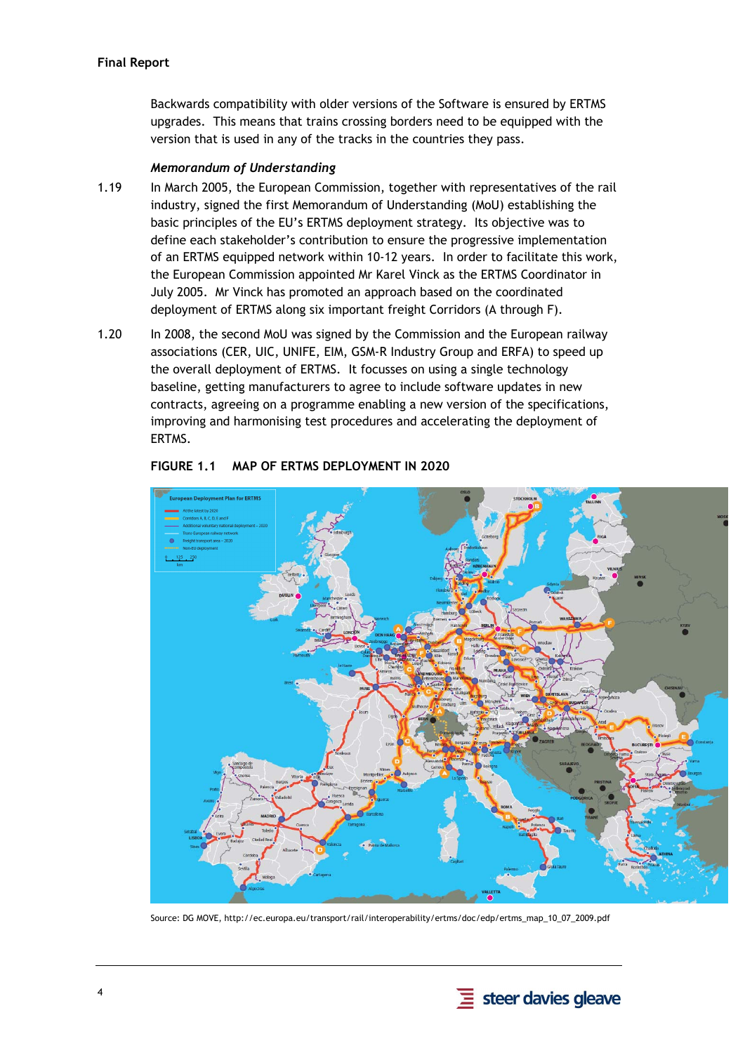Backwards compatibility with older versions of the Software is ensured by ERTMS upgrades. This means that trains crossing borders need to be equipped with the version that is used in any of the tracks in the countries they pass.

*Memorandum of Understanding*

1.19 In March 2005, the European Commission, together with representatives of the rail industry, signed the first Memorandum of Understanding (MoU) establishing the basic principles of the EU's ERTMS deployment strategy. Its objective was to define each stakeholder's contribution to ensure the progressive implementation of an ERTMS equipped network within 10-12 years. In order to facilitate this work, the European Commission appointed Mr Karel Vinck as the ERTMS Coordinator in July 2005. Mr Vinck has promoted an approach based on the coordinated deployment of ERTMS along six important freight Corridors (A through F).

1.20 In 2008, the second MoU was signed by the Commission and the European railway associations (CER, UIC, UNIFE, EIM, GSM-R Industry Group and ERFA) to speed up the overall deployment of ERTMS. It focusses on using a single technology baseline, getting manufacturers to agree to include software updates in new contracts, agreeing on a programme enabling a new version of the specifications, improving and harmonising test procedures and accelerating the deployment of ERTMS.

**FIGURE 1.1 MAP OF ERTMS DEPLOYMENT IN 2020**

Source: DG MOVE, http://ec.europa.eu/transport/rail/interoperability/ertms/doc/edp/ertms_map_10_07_2009.pdf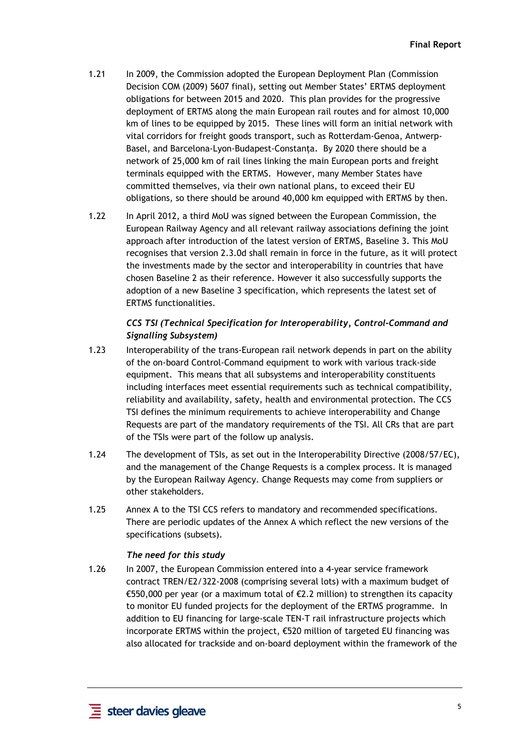1.21 In 2009, the Commission adopted the European Deployment Plan (Commission Decision COM (2009) 5607 final), setting out Member States' ERTMS deployment obligations for between 2015 and 2020. This plan provides for the progressive deployment of ERTMS along the main European rail routes and for almost 10,000 km of lines to be equipped by 2015. These lines will form an initial network with vital corridors for freight goods transport, such as Rotterdam-Genoa, Antwerp-Basel, and Barcelona-Lyon-Budapest-Constanța. By 2020 there should be a network of 25,000 km of rail lines linking the main European ports and freight terminals equipped with the ERTMS. However, many Member States have committed themselves, via their own national plans, to exceed their EU obligations, so there should be around 40,000 km equipped with ERTMS by then.

1.22 In April 2012, a third MoU was signed between the European Commission, the European Railway Agency and all relevant railway associations defining the joint approach after introduction of the latest version of ERTMS, Baseline 3. This MoU recognises that version 2.3.0d shall remain in force in the future, as it will protect the investments made by the sector and interoperability in countries that have chosen Baseline 2 as their reference. However it also successfully supports the adoption of a new Baseline 3 specification, which represents the latest set of ERTMS functionalities.

***CCS TSI (Technical Specification for Interoperability, Control-Command and Signalling Subsystem)***

1.23 Interoperability of the trans-European rail network depends in part on the ability of the on-board Control-Command equipment to work with various track-side equipment. This means that all subsystems and interoperability constituents including interfaces meet essential requirements such as technical compatibility, reliability and availability, safety, health and environmental protection. The CCS TSI defines the minimum requirements to achieve interoperability and Change Requests are part of the mandatory requirements of the TSI. All CRs that are part of the TSIs were part of the follow up analysis.

1.24 The development of TSIs, as set out in the Interoperability Directive (2008/57/EC), and the management of the Change Requests is a complex process. It is managed by the European Railway Agency. Change Requests may come from suppliers or other stakeholders.

1.25 Annex A to the TSI CCS refers to mandatory and recommended specifications. There are periodic updates of the Annex A which reflect the new versions of the specifications (subsets).

***The need for this study***

1.26 In 2007, the European Commission entered into a 4-year service framework contract TREN/E2/322-2008 (comprising several lots) with a maximum budget of €550,000 per year (or a maximum total of €2.2 million) to strengthen its capacity to monitor EU funded projects for the deployment of the ERTMS programme. In addition to EU financing for large-scale TEN-T rail infrastructure projects which incorporate ERTMS within the project, €520 million of targeted EU financing was also allocated for trackside and on-board deployment within the framework of the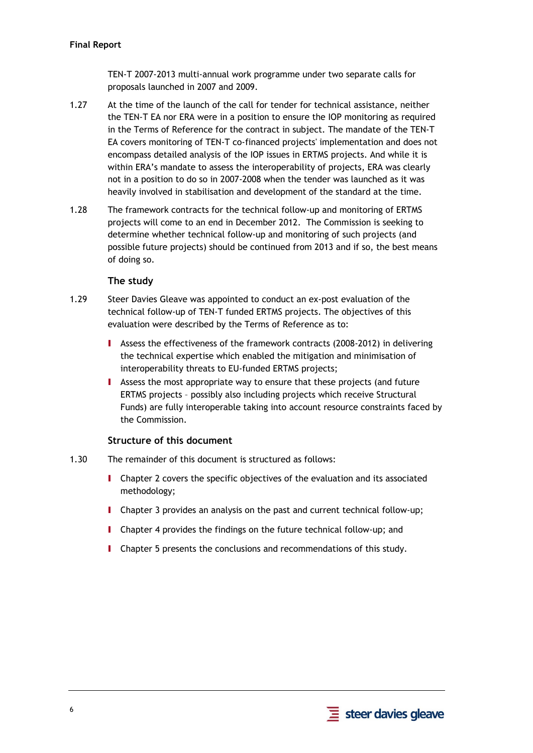TEN-T 2007-2013 multi-annual work programme under two separate calls for proposals launched in 2007 and 2009.

1.27 At the time of the launch of the call for tender for technical assistance, neither the TEN-T EA nor ERA were in a position to ensure the IOP monitoring as required in the Terms of Reference for the contract in subject. The mandate of the TEN-T EA covers monitoring of TEN-T co-financed projects' implementation and does not encompass detailed analysis of the IOP issues in ERTMS projects. And while it is within ERA's mandate to assess the interoperability of projects, ERA was clearly not in a position to do so in 2007-2008 when the tender was launched as it was heavily involved in stabilisation and development of the standard at the time.

1.28 The framework contracts for the technical follow-up and monitoring of ERTMS projects will come to an end in December 2012. The Commission is seeking to determine whether technical follow-up and monitoring of such projects (and possible future projects) should be continued from 2013 and if so, the best means of doing so.

### The study

1.29 Steer Davies Gleave was appointed to conduct an ex-post evaluation of the technical follow-up of TEN-T funded ERTMS projects. The objectives of this evaluation were described by the Terms of Reference as to:

- Assess the effectiveness of the framework contracts (2008-2012) in delivering the technical expertise which enabled the mitigation and minimisation of interoperability threats to EU-funded ERTMS projects;
- Assess the most appropriate way to ensure that these projects (and future ERTMS projects – possibly also including projects which receive Structural Funds) are fully interoperable taking into account resource constraints faced by the Commission.

### Structure of this document

1.30 The remainder of this document is structured as follows:

- Chapter 2 covers the specific objectives of the evaluation and its associated methodology;
- Chapter 3 provides an analysis on the past and current technical follow-up;
- Chapter 4 provides the findings on the future technical follow-up; and
- Chapter 5 presents the conclusions and recommendations of this study.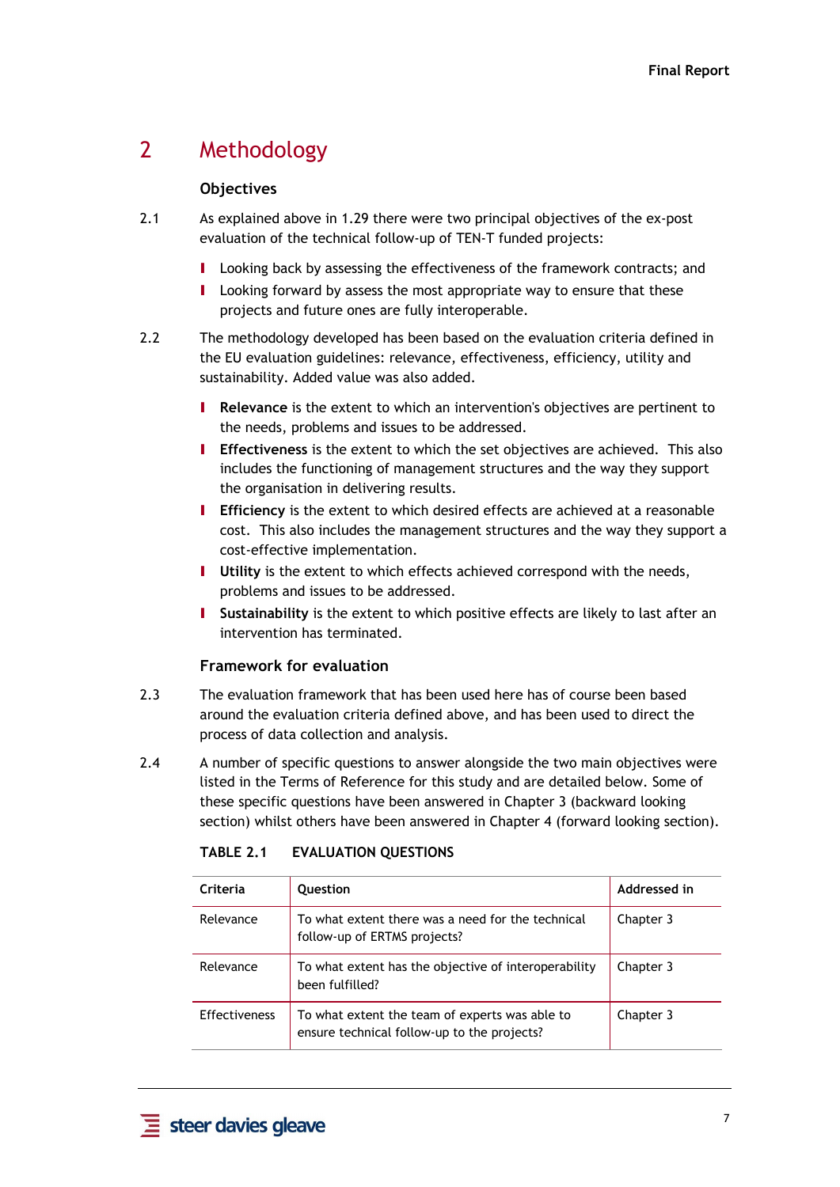# 2 Methodology

### Objectives

2.1 As explained above in 1.29 there were two principal objectives of the ex-post evaluation of the technical follow-up of TEN-T funded projects:

- Looking back by assessing the effectiveness of the framework contracts; and
- Looking forward by assess the most appropriate way to ensure that these projects and future ones are fully interoperable.

2.2 The methodology developed has been based on the evaluation criteria defined in the EU evaluation guidelines: relevance, effectiveness, efficiency, utility and sustainability. Added value was also added.

- **Relevance** is the extent to which an intervention's objectives are pertinent to the needs, problems and issues to be addressed.
- **Effectiveness** is the extent to which the set objectives are achieved. This also includes the functioning of management structures and the way they support the organisation in delivering results.
- **Efficiency** is the extent to which desired effects are achieved at a reasonable cost. This also includes the management structures and the way they support a cost-effective implementation.
- **Utility** is the extent to which effects achieved correspond with the needs, problems and issues to be addressed.
- **Sustainability** is the extent to which positive effects are likely to last after an intervention has terminated.

### Framework for evaluation

2.3 The evaluation framework that has been used here has of course been based around the evaluation criteria defined above, and has been used to direct the process of data collection and analysis.

2.4 A number of specific questions to answer alongside the two main objectives were listed in the Terms of Reference for this study and are detailed below. Some of these specific questions have been answered in Chapter 3 (backward looking section) whilst others have been answered in Chapter 4 (forward looking section).

**TABLE 2.1 EVALUATION QUESTIONS**

| Criteria | Question | Addressed in |
|---|---|---|
| Relevance | To what extent there was a need for the technical follow-up of ERTMS projects? | Chapter 3 |
| Relevance | To what extent has the objective of interoperability been fulfilled? | Chapter 3 |
| Effectiveness | To what extent the team of experts was able to ensure technical follow-up to the projects? | Chapter 3 |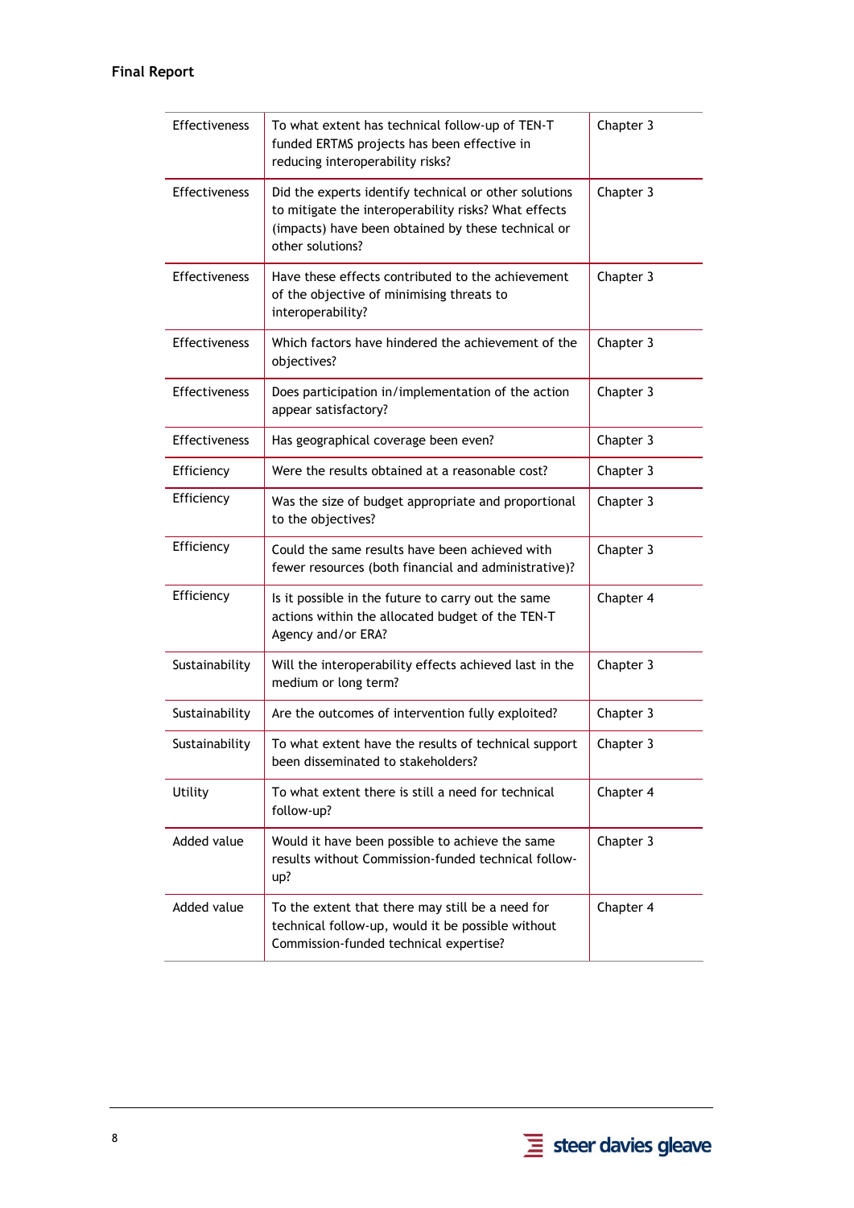| | | |
|---|---|---|
| Effectiveness | To what extent has technical follow-up of TEN-T funded ERTMS projects has been effective in reducing interoperability risks? | Chapter 3 |
| Effectiveness | Did the experts identify technical or other solutions to mitigate the interoperability risks? What effects (impacts) have been obtained by these technical or other solutions? | Chapter 3 |
| Effectiveness | Have these effects contributed to the achievement of the objective of minimising threats to interoperability? | Chapter 3 |
| Effectiveness | Which factors have hindered the achievement of the objectives? | Chapter 3 |
| Effectiveness | Does participation in/implementation of the action appear satisfactory? | Chapter 3 |
| Effectiveness | Has geographical coverage been even? | Chapter 3 |
| Efficiency | Were the results obtained at a reasonable cost? | Chapter 3 |
| Efficiency | Was the size of budget appropriate and proportional to the objectives? | Chapter 3 |
| Efficiency | Could the same results have been achieved with fewer resources (both financial and administrative)? | Chapter 3 |
| Efficiency | Is it possible in the future to carry out the same actions within the allocated budget of the TEN-T Agency and/or ERA? | Chapter 4 |
| Sustainability | Will the interoperability effects achieved last in the medium or long term? | Chapter 3 |
| Sustainability | Are the outcomes of intervention fully exploited? | Chapter 3 |
| Sustainability | To what extent have the results of technical support been disseminated to stakeholders? | Chapter 3 |
| Utility | To what extent there is still a need for technical follow-up? | Chapter 4 |
| Added value | Would it have been possible to achieve the same results without Commission-funded technical follow-up? | Chapter 3 |
| Added value | To the extent that there may still be a need for technical follow-up, would it be possible without Commission-funded technical expertise? | Chapter 4 |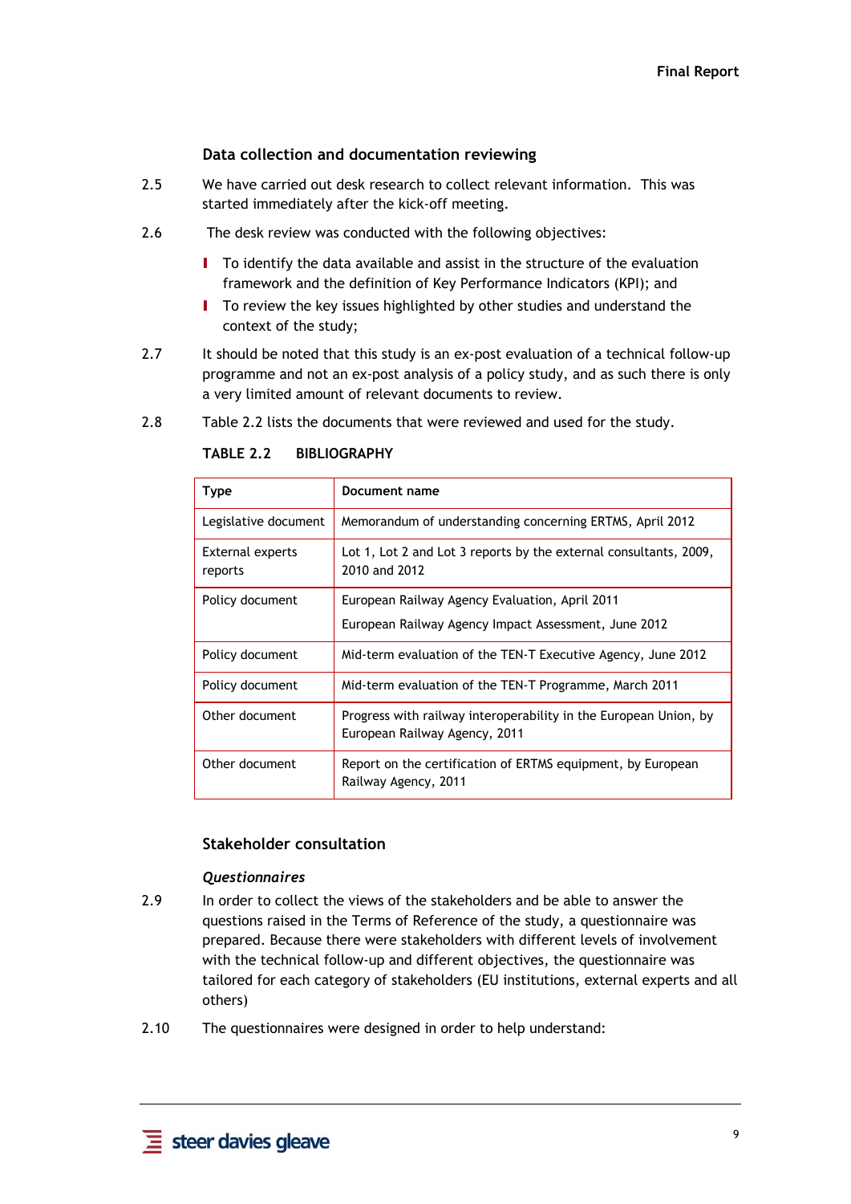### Data collection and documentation reviewing

2.5 We have carried out desk research to collect relevant information. This was started immediately after the kick-off meeting.

2.6 The desk review was conducted with the following objectives:

- To identify the data available and assist in the structure of the evaluation framework and the definition of Key Performance Indicators (KPI); and
- To review the key issues highlighted by other studies and understand the context of the study;

2.7 It should be noted that this study is an ex-post evaluation of a technical follow-up programme and not an ex-post analysis of a policy study, and as such there is only a very limited amount of relevant documents to review.

2.8 Table 2.2 lists the documents that were reviewed and used for the study.

**TABLE 2.2 BIBLIOGRAPHY**

| Type | Document name |
|---|---|
| Legislative document | Memorandum of understanding concerning ERTMS, April 2012 |
| External experts reports | Lot 1, Lot 2 and Lot 3 reports by the external consultants, 2009, 2010 and 2012 |
| Policy document | European Railway Agency Evaluation, April 2011<br>European Railway Agency Impact Assessment, June 2012 |
| Policy document | Mid-term evaluation of the TEN-T Executive Agency, June 2012 |
| Policy document | Mid-term evaluation of the TEN-T Programme, March 2011 |
| Other document | Progress with railway interoperability in the European Union, by European Railway Agency, 2011 |
| Other document | Report on the certification of ERTMS equipment, by European Railway Agency, 2011 |

### Stakeholder consultation

*Questionnaires*

2.9 In order to collect the views of the stakeholders and be able to answer the questions raised in the Terms of Reference of the study, a questionnaire was prepared. Because there were stakeholders with different levels of involvement with the technical follow-up and different objectives, the questionnaire was tailored for each category of stakeholders (EU institutions, external experts and all others)

2.10 The questionnaires were designed in order to help understand: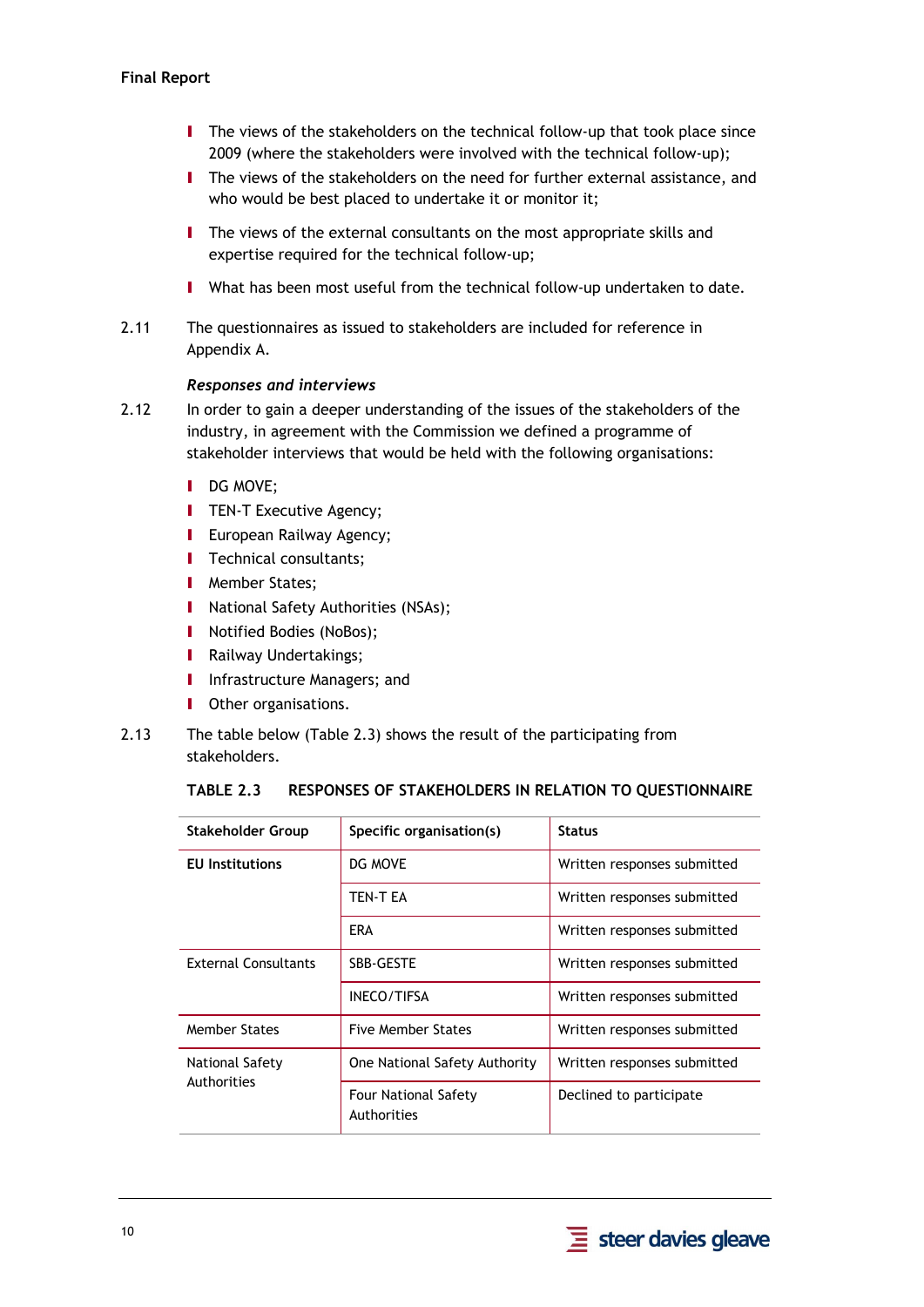- The views of the stakeholders on the technical follow-up that took place since 2009 (where the stakeholders were involved with the technical follow-up);
- The views of the stakeholders on the need for further external assistance, and who would be best placed to undertake it or monitor it;
- The views of the external consultants on the most appropriate skills and expertise required for the technical follow-up;
- What has been most useful from the technical follow-up undertaken to date.

2.11 The questionnaires as issued to stakeholders are included for reference in Appendix A.

*Responses and interviews*

2.12 In order to gain a deeper understanding of the issues of the stakeholders of the industry, in agreement with the Commission we defined a programme of stakeholder interviews that would be held with the following organisations:

- DG MOVE;
- TEN-T Executive Agency;
- European Railway Agency;
- Technical consultants;
- Member States;
- National Safety Authorities (NSAs);
- Notified Bodies (NoBos);
- Railway Undertakings;
- Infrastructure Managers; and
- Other organisations.

2.13 The table below (Table 2.3) shows the result of the participating from stakeholders.

**TABLE 2.3 RESPONSES OF STAKEHOLDERS IN RELATION TO QUESTIONNAIRE**

| Stakeholder Group | Specific organisation(s) | Status |
|---|---|---|
| **EU Institutions** | DG MOVE | Written responses submitted |
| | TEN-T EA | Written responses submitted |
| | ERA | Written responses submitted |
| External Consultants | SBB-GESTE | Written responses submitted |
| | INECO/TIFSA | Written responses submitted |
| Member States | Five Member States | Written responses submitted |
| National Safety Authorities | One National Safety Authority | Written responses submitted |
| | Four National Safety Authorities | Declined to participate |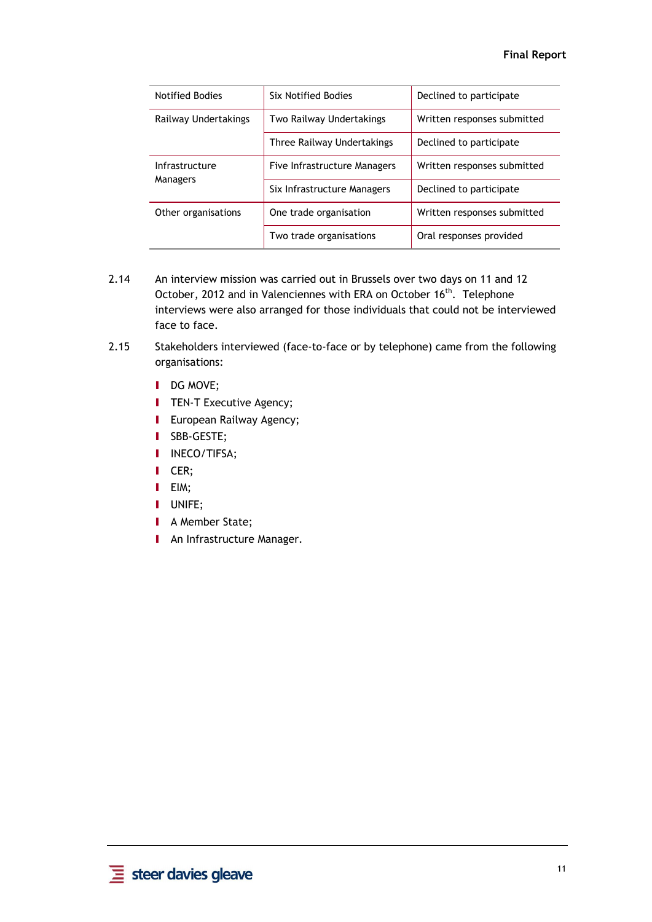| Notified Bodies | Six Notified Bodies | Declined to participate |
|---|---|---|
| Railway Undertakings | Two Railway Undertakings | Written responses submitted |
| | Three Railway Undertakings | Declined to participate |
| Infrastructure Managers | Five Infrastructure Managers | Written responses submitted |
| | Six Infrastructure Managers | Declined to participate |
| Other organisations | One trade organisation | Written responses submitted |
| | Two trade organisations | Oral responses provided |

2.14 An interview mission was carried out in Brussels over two days on 11 and 12 October, 2012 and in Valenciennes with ERA on October 16th. Telephone interviews were also arranged for those individuals that could not be interviewed face to face.

2.15 Stakeholders interviewed (face-to-face or by telephone) came from the following organisations:

- DG MOVE;
- TEN-T Executive Agency;
- European Railway Agency;
- SBB-GESTE;
- INECO/TIFSA;
- CER;
- EIM;
- UNIFE;
- A Member State;
- An Infrastructure Manager.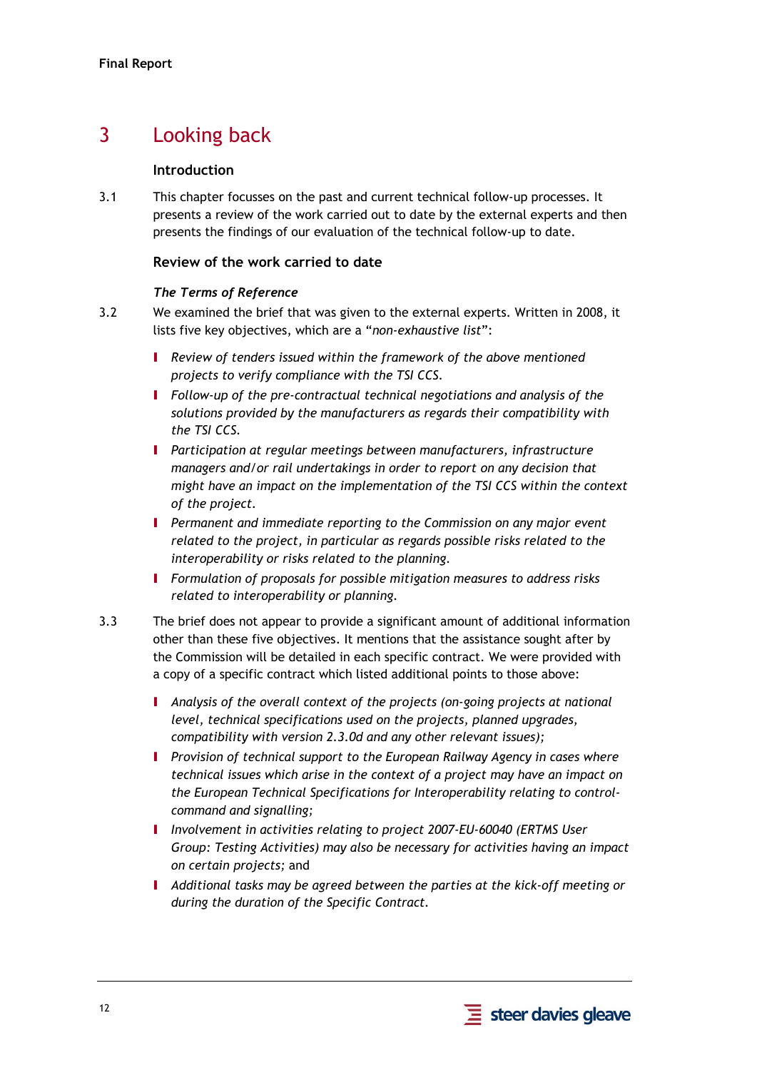# 3 Looking back

## Introduction

3.1 This chapter focusses on the past and current technical follow-up processes. It presents a review of the work carried out to date by the external experts and then presents the findings of our evaluation of the technical follow-up to date.

## Review of the work carried to date

### *The Terms of Reference*

3.2 We examined the brief that was given to the external experts. Written in 2008, it lists five key objectives, which are a "*non-exhaustive list*":

- *Review of tenders issued within the framework of the above mentioned projects to verify compliance with the TSI CCS.*
- *Follow-up of the pre-contractual technical negotiations and analysis of the solutions provided by the manufacturers as regards their compatibility with the TSI CCS.*
- *Participation at regular meetings between manufacturers, infrastructure managers and/or rail undertakings in order to report on any decision that might have an impact on the implementation of the TSI CCS within the context of the project.*
- *Permanent and immediate reporting to the Commission on any major event related to the project, in particular as regards possible risks related to the interoperability or risks related to the planning.*
- *Formulation of proposals for possible mitigation measures to address risks related to interoperability or planning.*

3.3 The brief does not appear to provide a significant amount of additional information other than these five objectives. It mentions that the assistance sought after by the Commission will be detailed in each specific contract. We were provided with a copy of a specific contract which listed additional points to those above:

- *Analysis of the overall context of the projects (on-going projects at national level, technical specifications used on the projects, planned upgrades, compatibility with version 2.3.0d and any other relevant issues);*
- *Provision of technical support to the European Railway Agency in cases where technical issues which arise in the context of a project may have an impact on the European Technical Specifications for Interoperability relating to control-command and signalling;*
- *Involvement in activities relating to project 2007-EU-60040 (ERTMS User Group: Testing Activities) may also be necessary for activities having an impact on certain projects;* and
- *Additional tasks may be agreed between the parties at the kick-off meeting or during the duration of the Specific Contract.*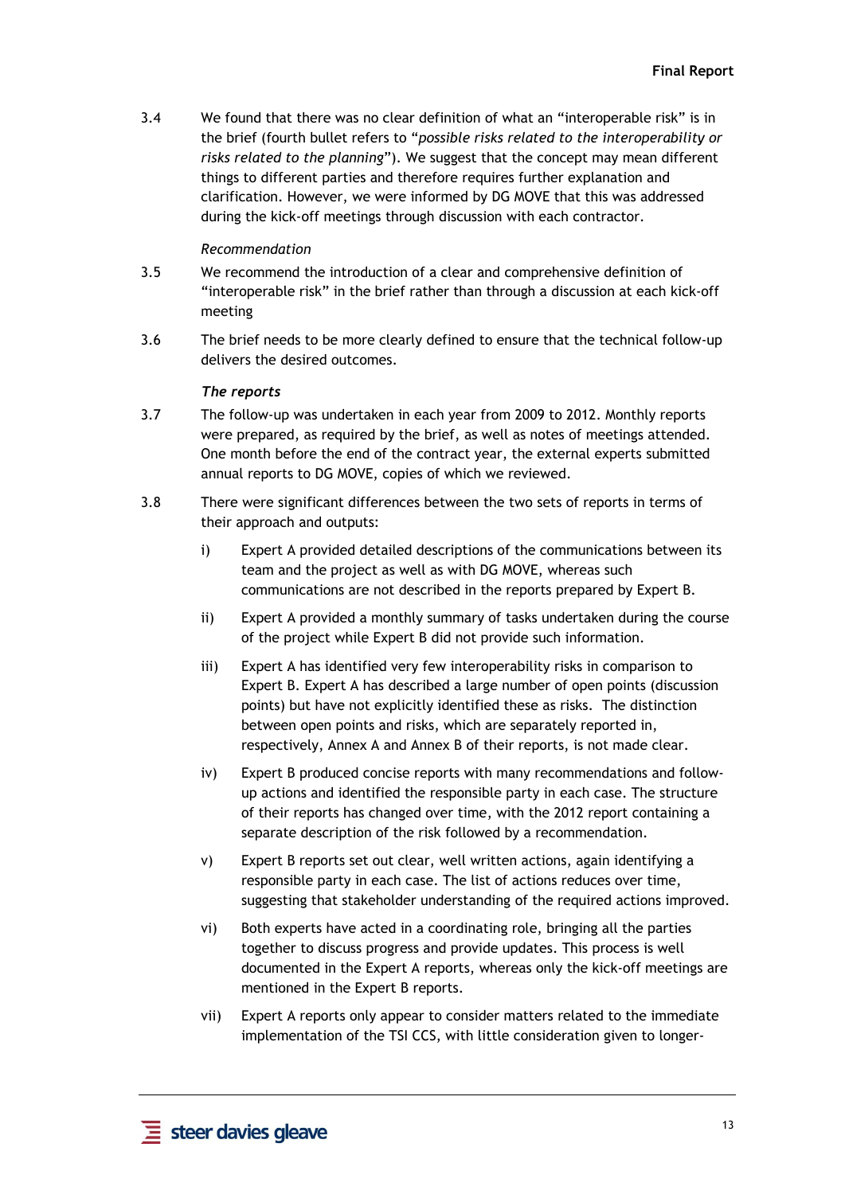3.4 We found that there was no clear definition of what an "interoperable risk" is in the brief (fourth bullet refers to "*possible risks related to the interoperability or risks related to the planning*"). We suggest that the concept may mean different things to different parties and therefore requires further explanation and clarification. However, we were informed by DG MOVE that this was addressed during the kick-off meetings through discussion with each contractor.

*Recommendation*

3.5 We recommend the introduction of a clear and comprehensive definition of "interoperable risk" in the brief rather than through a discussion at each kick-off meeting

3.6 The brief needs to be more clearly defined to ensure that the technical follow-up delivers the desired outcomes.

***The reports***

3.7 The follow-up was undertaken in each year from 2009 to 2012. Monthly reports were prepared, as required by the brief, as well as notes of meetings attended. One month before the end of the contract year, the external experts submitted annual reports to DG MOVE, copies of which we reviewed.

3.8 There were significant differences between the two sets of reports in terms of their approach and outputs:

i) Expert A provided detailed descriptions of the communications between its team and the project as well as with DG MOVE, whereas such communications are not described in the reports prepared by Expert B.

ii) Expert A provided a monthly summary of tasks undertaken during the course of the project while Expert B did not provide such information.

iii) Expert A has identified very few interoperability risks in comparison to Expert B. Expert A has described a large number of open points (discussion points) but have not explicitly identified these as risks. The distinction between open points and risks, which are separately reported in, respectively, Annex A and Annex B of their reports, is not made clear.

iv) Expert B produced concise reports with many recommendations and follow-up actions and identified the responsible party in each case. The structure of their reports has changed over time, with the 2012 report containing a separate description of the risk followed by a recommendation.

v) Expert B reports set out clear, well written actions, again identifying a responsible party in each case. The list of actions reduces over time, suggesting that stakeholder understanding of the required actions improved.

vi) Both experts have acted in a coordinating role, bringing all the parties together to discuss progress and provide updates. This process is well documented in the Expert A reports, whereas only the kick-off meetings are mentioned in the Expert B reports.

vii) Expert A reports only appear to consider matters related to the immediate implementation of the TSI CCS, with little consideration given to longer-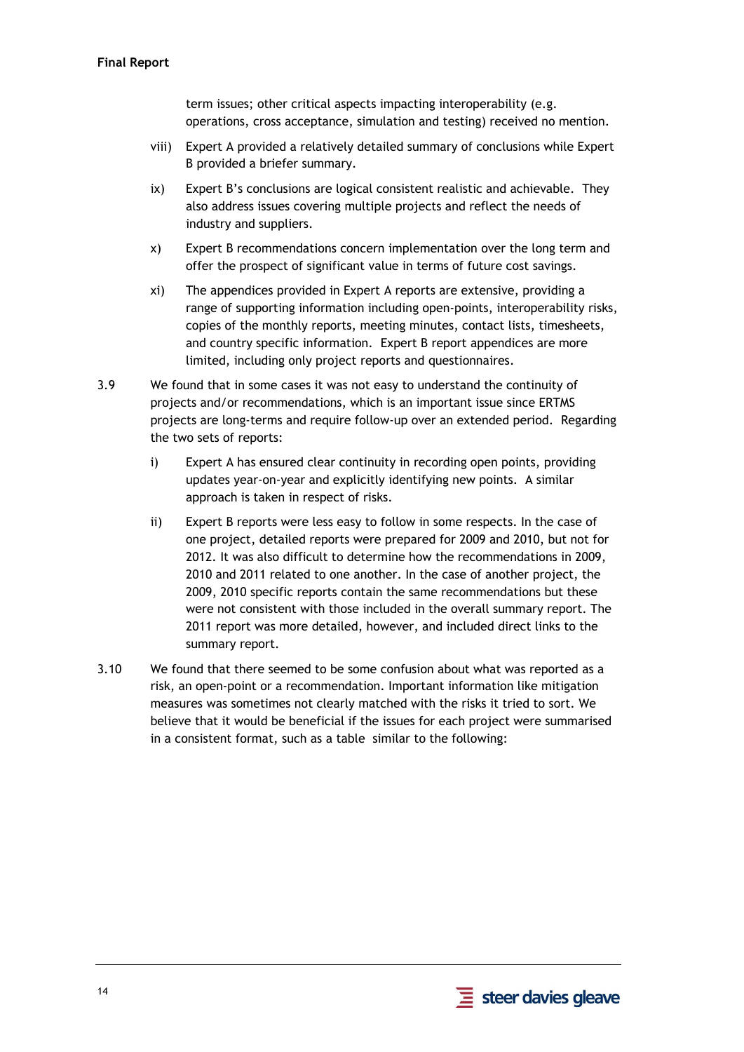term issues; other critical aspects impacting interoperability (e.g. operations, cross acceptance, simulation and testing) received no mention.

viii) Expert A provided a relatively detailed summary of conclusions while Expert B provided a briefer summary.

ix) Expert B's conclusions are logical consistent realistic and achievable. They also address issues covering multiple projects and reflect the needs of industry and suppliers.

x) Expert B recommendations concern implementation over the long term and offer the prospect of significant value in terms of future cost savings.

xi) The appendices provided in Expert A reports are extensive, providing a range of supporting information including open-points, interoperability risks, copies of the monthly reports, meeting minutes, contact lists, timesheets, and country specific information. Expert B report appendices are more limited, including only project reports and questionnaires.

3.9 We found that in some cases it was not easy to understand the continuity of projects and/or recommendations, which is an important issue since ERTMS projects are long-terms and require follow-up over an extended period. Regarding the two sets of reports:

i) Expert A has ensured clear continuity in recording open points, providing updates year-on-year and explicitly identifying new points. A similar approach is taken in respect of risks.

ii) Expert B reports were less easy to follow in some respects. In the case of one project, detailed reports were prepared for 2009 and 2010, but not for 2012. It was also difficult to determine how the recommendations in 2009, 2010 and 2011 related to one another. In the case of another project, the 2009, 2010 specific reports contain the same recommendations but these were not consistent with those included in the overall summary report. The 2011 report was more detailed, however, and included direct links to the summary report.

3.10 We found that there seemed to be some confusion about what was reported as a risk, an open-point or a recommendation. Important information like mitigation measures was sometimes not clearly matched with the risks it tried to sort. We believe that it would be beneficial if the issues for each project were summarised in a consistent format, such as a table similar to the following: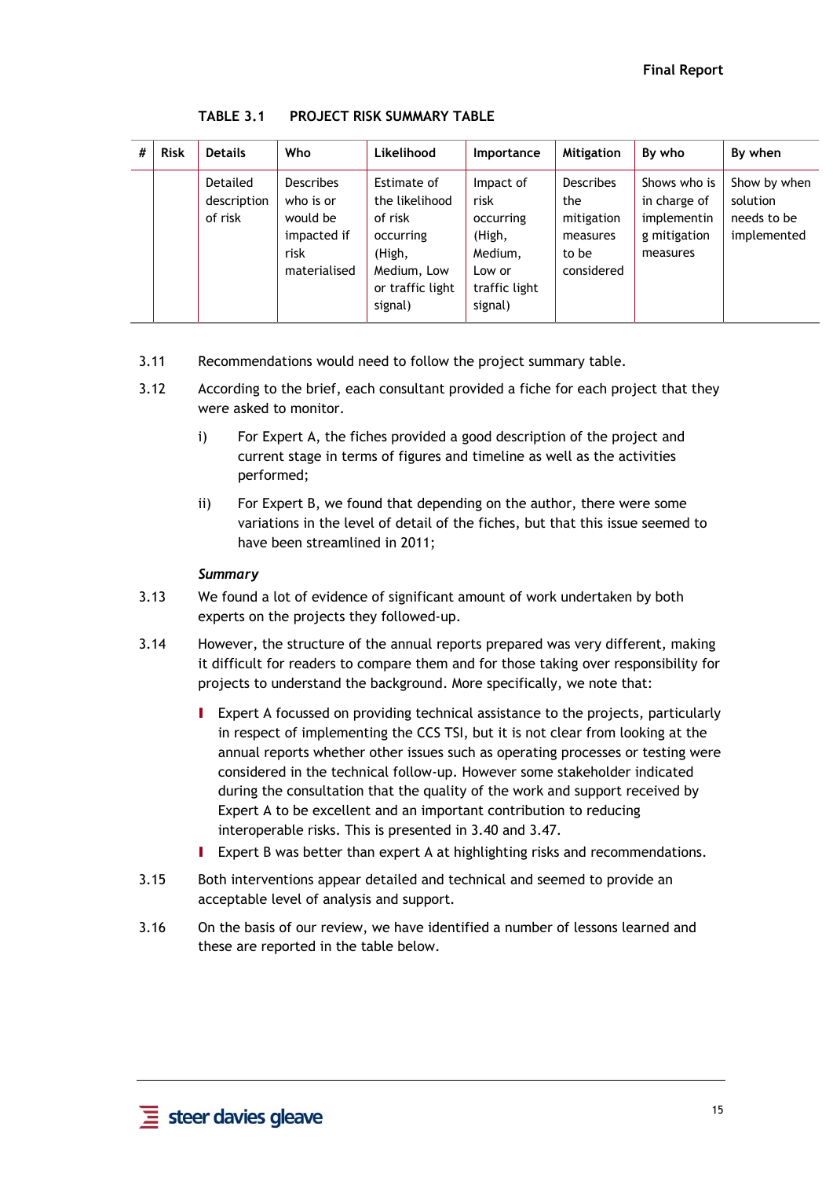TABLE 3.1 PROJECT RISK SUMMARY TABLE

| # | Risk | Details | Who | Likelihood | Importance | Mitigation | By who | By when |
|---|---|---|---|---|---|---|---|---|
| | | Detailed description of risk | Describes who is or would be impacted if risk materialised | Estimate of the likelihood of risk occurring (High, Medium, Low or traffic light signal) | Impact of risk occurring (High, Medium, Low or traffic light signal) | Describes the mitigation measures to be considered | Shows who is in charge of implementing mitigation measures | Show by when solution needs to be implemented |

3.11 Recommendations would need to follow the project summary table.

3.12 According to the brief, each consultant provided a fiche for each project that they were asked to monitor.

i) For Expert A, the fiches provided a good description of the project and current stage in terms of figures and timeline as well as the activities performed;

ii) For Expert B, we found that depending on the author, there were some variations in the level of detail of the fiches, but that this issue seemed to have been streamlined in 2011;

***Summary***

3.13 We found a lot of evidence of significant amount of work undertaken by both experts on the projects they followed-up.

3.14 However, the structure of the annual reports prepared was very different, making it difficult for readers to compare them and for those taking over responsibility for projects to understand the background. More specifically, we note that:

- Expert A focussed on providing technical assistance to the projects, particularly in respect of implementing the CCS TSI, but it is not clear from looking at the annual reports whether other issues such as operating processes or testing were considered in the technical follow-up. However some stakeholder indicated during the consultation that the quality of the work and support received by Expert A to be excellent and an important contribution to reducing interoperable risks. This is presented in 3.40 and 3.47.
- Expert B was better than expert A at highlighting risks and recommendations.

3.15 Both interventions appear detailed and technical and seemed to provide an acceptable level of analysis and support.

3.16 On the basis of our review, we have identified a number of lessons learned and these are reported in the table below.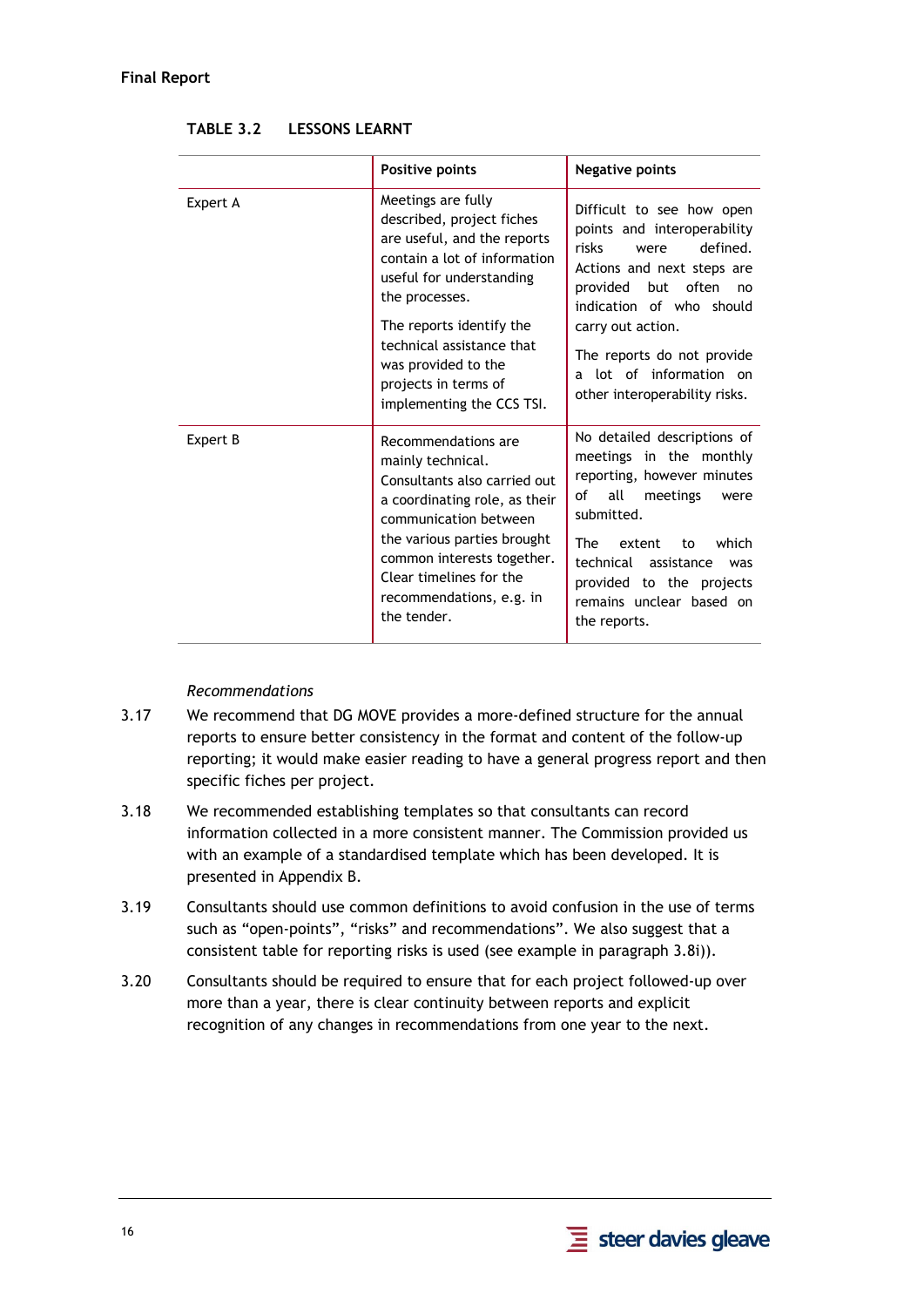**TABLE 3.2 LESSONS LEARNT**

| | Positive points | Negative points |
|---|---|---|
| Expert A | Meetings are fully described, project fiches are useful, and the reports contain a lot of information useful for understanding the processes.<br><br>The reports identify the technical assistance that was provided to the projects in terms of implementing the CCS TSI. | Difficult to see how open points and interoperability risks were defined. Actions and next steps are provided but often no indication of who should carry out action.<br><br>The reports do not provide a lot of information on other interoperability risks. |
| Expert B | Recommendations are mainly technical. Consultants also carried out a coordinating role, as their communication between the various parties brought common interests together. Clear timelines for the recommendations, e.g. in the tender. | No detailed descriptions of meetings in the monthly reporting, however minutes of all meetings were submitted.<br><br>The extent to which technical assistance was provided to the projects remains unclear based on the reports. |

*Recommendations*

3.17 We recommend that DG MOVE provides a more-defined structure for the annual reports to ensure better consistency in the format and content of the follow-up reporting; it would make easier reading to have a general progress report and then specific fiches per project.

3.18 We recommended establishing templates so that consultants can record information collected in a more consistent manner. The Commission provided us with an example of a standardised template which has been developed. It is presented in Appendix B.

3.19 Consultants should use common definitions to avoid confusion in the use of terms such as “open-points”, “risks” and recommendations”. We also suggest that a consistent table for reporting risks is used (see example in paragraph 3.8i)).

3.20 Consultants should be required to ensure that for each project followed-up over more than a year, there is clear continuity between reports and explicit recognition of any changes in recommendations from one year to the next.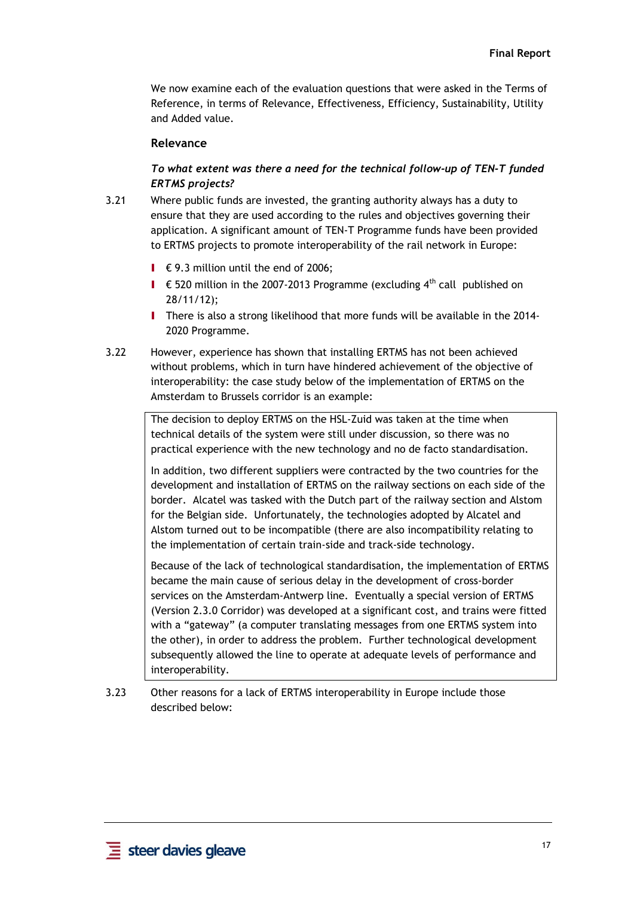We now examine each of the evaluation questions that were asked in the Terms of Reference, in terms of Relevance, Effectiveness, Efficiency, Sustainability, Utility and Added value.

### Relevance

#### *To what extent was there a need for the technical follow-up of TEN-T funded ERTMS projects?*

3.21 Where public funds are invested, the granting authority always has a duty to ensure that they are used according to the rules and objectives governing their application. A significant amount of TEN-T Programme funds have been provided to ERTMS projects to promote interoperability of the rail network in Europe:

- € 9.3 million until the end of 2006;
- € 520 million in the 2007-2013 Programme (excluding 4th call published on 28/11/12);
- There is also a strong likelihood that more funds will be available in the 2014-2020 Programme.

3.22 However, experience has shown that installing ERTMS has not been achieved without problems, which in turn have hindered achievement of the objective of interoperability: the case study below of the implementation of ERTMS on the Amsterdam to Brussels corridor is an example:

> The decision to deploy ERTMS on the HSL-Zuid was taken at the time when technical details of the system were still under discussion, so there was no practical experience with the new technology and no de facto standardisation.
>
> In addition, two different suppliers were contracted by the two countries for the development and installation of ERTMS on the railway sections on each side of the border. Alcatel was tasked with the Dutch part of the railway section and Alstom for the Belgian side. Unfortunately, the technologies adopted by Alcatel and Alstom turned out to be incompatible (there are also incompatibility relating to the implementation of certain train-side and track-side technology.
>
> Because of the lack of technological standardisation, the implementation of ERTMS became the main cause of serious delay in the development of cross-border services on the Amsterdam-Antwerp line. Eventually a special version of ERTMS (Version 2.3.0 Corridor) was developed at a significant cost, and trains were fitted with a "gateway" (a computer translating messages from one ERTMS system into the other), in order to address the problem. Further technological development subsequently allowed the line to operate at adequate levels of performance and interoperability.

3.23 Other reasons for a lack of ERTMS interoperability in Europe include those described below: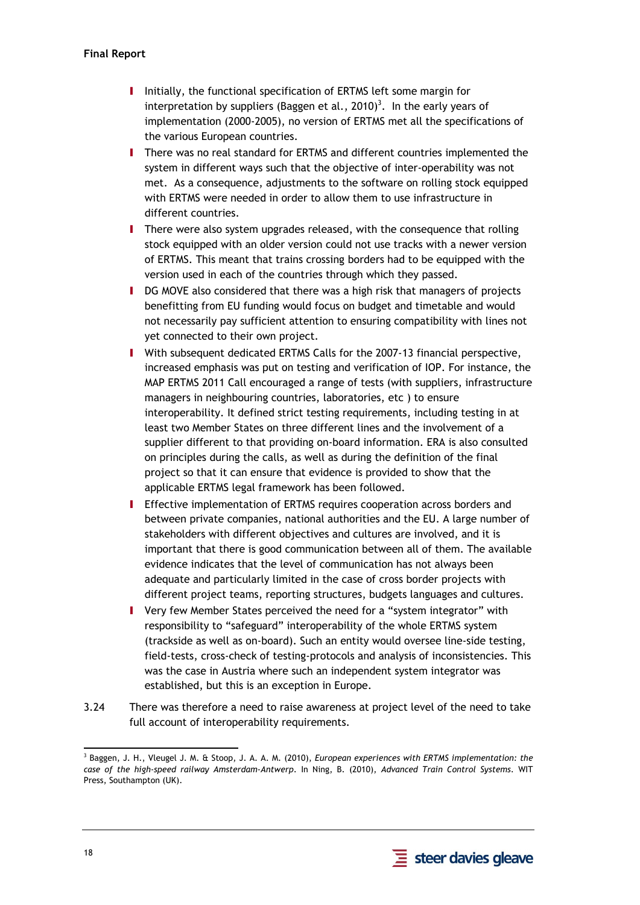- Initially, the functional specification of ERTMS left some margin for interpretation by suppliers (Baggen et al., 2010)[3]. In the early years of implementation (2000-2005), no version of ERTMS met all the specifications of the various European countries.
- There was no real standard for ERTMS and different countries implemented the system in different ways such that the objective of inter-operability was not met. As a consequence, adjustments to the software on rolling stock equipped with ERTMS were needed in order to allow them to use infrastructure in different countries.
- There were also system upgrades released, with the consequence that rolling stock equipped with an older version could not use tracks with a newer version of ERTMS. This meant that trains crossing borders had to be equipped with the version used in each of the countries through which they passed.
- DG MOVE also considered that there was a high risk that managers of projects benefitting from EU funding would focus on budget and timetable and would not necessarily pay sufficient attention to ensuring compatibility with lines not yet connected to their own project.
- With subsequent dedicated ERTMS Calls for the 2007-13 financial perspective, increased emphasis was put on testing and verification of IOP. For instance, the MAP ERTMS 2011 Call encouraged a range of tests (with suppliers, infrastructure managers in neighbouring countries, laboratories, etc ) to ensure interoperability. It defined strict testing requirements, including testing in at least two Member States on three different lines and the involvement of a supplier different to that providing on-board information. ERA is also consulted on principles during the calls, as well as during the definition of the final project so that it can ensure that evidence is provided to show that the applicable ERTMS legal framework has been followed.
- Effective implementation of ERTMS requires cooperation across borders and between private companies, national authorities and the EU. A large number of stakeholders with different objectives and cultures are involved, and it is important that there is good communication between all of them. The available evidence indicates that the level of communication has not always been adequate and particularly limited in the case of cross border projects with different project teams, reporting structures, budgets languages and cultures.
- Very few Member States perceived the need for a "system integrator" with responsibility to "safeguard" interoperability of the whole ERTMS system (trackside as well as on-board). Such an entity would oversee line-side testing, field-tests, cross-check of testing-protocols and analysis of inconsistencies. This was the case in Austria where such an independent system integrator was established, but this is an exception in Europe.

3.24 There was therefore a need to raise awareness at project level of the need to take full account of interoperability requirements.

[3] Baggen, J. H., Vleugel J. M. & Stoop, J. A. A. M. (2010), *European experiences with ERTMS implementation: the case of the high-speed railway Amsterdam-Antwerp*. In Ning, B. (2010), *Advanced Train Control Systems*. WIT Press, Southampton (UK).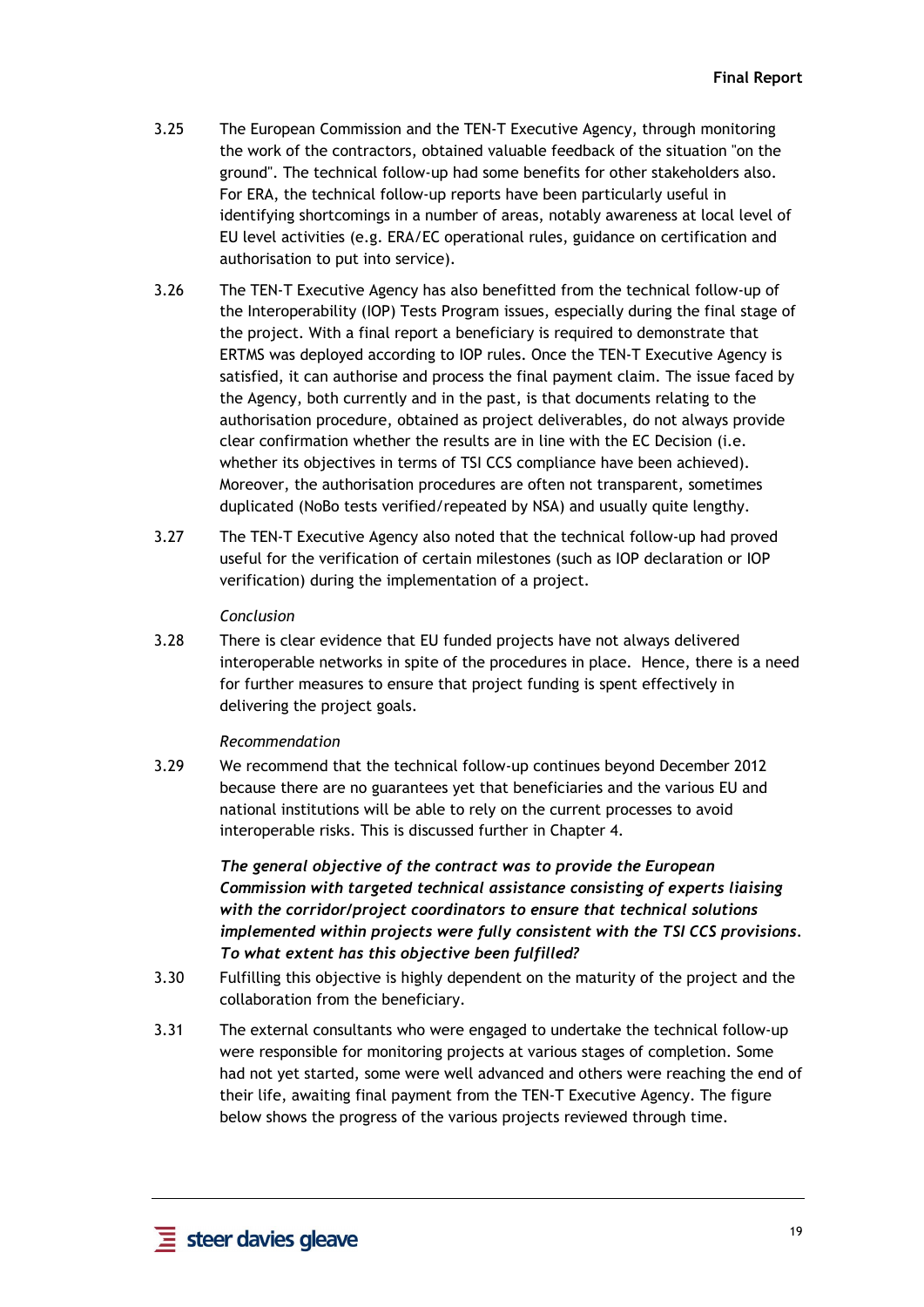3.25 The European Commission and the TEN-T Executive Agency, through monitoring the work of the contractors, obtained valuable feedback of the situation "on the ground". The technical follow-up had some benefits for other stakeholders also. For ERA, the technical follow-up reports have been particularly useful in identifying shortcomings in a number of areas, notably awareness at local level of EU level activities (e.g. ERA/EC operational rules, guidance on certification and authorisation to put into service).

3.26 The TEN-T Executive Agency has also benefitted from the technical follow-up of the Interoperability (IOP) Tests Program issues, especially during the final stage of the project. With a final report a beneficiary is required to demonstrate that ERTMS was deployed according to IOP rules. Once the TEN-T Executive Agency is satisfied, it can authorise and process the final payment claim. The issue faced by the Agency, both currently and in the past, is that documents relating to the authorisation procedure, obtained as project deliverables, do not always provide clear confirmation whether the results are in line with the EC Decision (i.e. whether its objectives in terms of TSI CCS compliance have been achieved). Moreover, the authorisation procedures are often not transparent, sometimes duplicated (NoBo tests verified/repeated by NSA) and usually quite lengthy.

3.27 The TEN-T Executive Agency also noted that the technical follow-up had proved useful for the verification of certain milestones (such as IOP declaration or IOP verification) during the implementation of a project.

*Conclusion*

3.28 There is clear evidence that EU funded projects have not always delivered interoperable networks in spite of the procedures in place. Hence, there is a need for further measures to ensure that project funding is spent effectively in delivering the project goals.

*Recommendation*

3.29 We recommend that the technical follow-up continues beyond December 2012 because there are no guarantees yet that beneficiaries and the various EU and national institutions will be able to rely on the current processes to avoid interoperable risks. This is discussed further in Chapter 4.

***The general objective of the contract was to provide the European Commission with targeted technical assistance consisting of experts liaising with the corridor/project coordinators to ensure that technical solutions implemented within projects were fully consistent with the TSI CCS provisions. To what extent has this objective been fulfilled?***

3.30 Fulfilling this objective is highly dependent on the maturity of the project and the collaboration from the beneficiary.

3.31 The external consultants who were engaged to undertake the technical follow-up were responsible for monitoring projects at various stages of completion. Some had not yet started, some were well advanced and others were reaching the end of their life, awaiting final payment from the TEN-T Executive Agency. The figure below shows the progress of the various projects reviewed through time.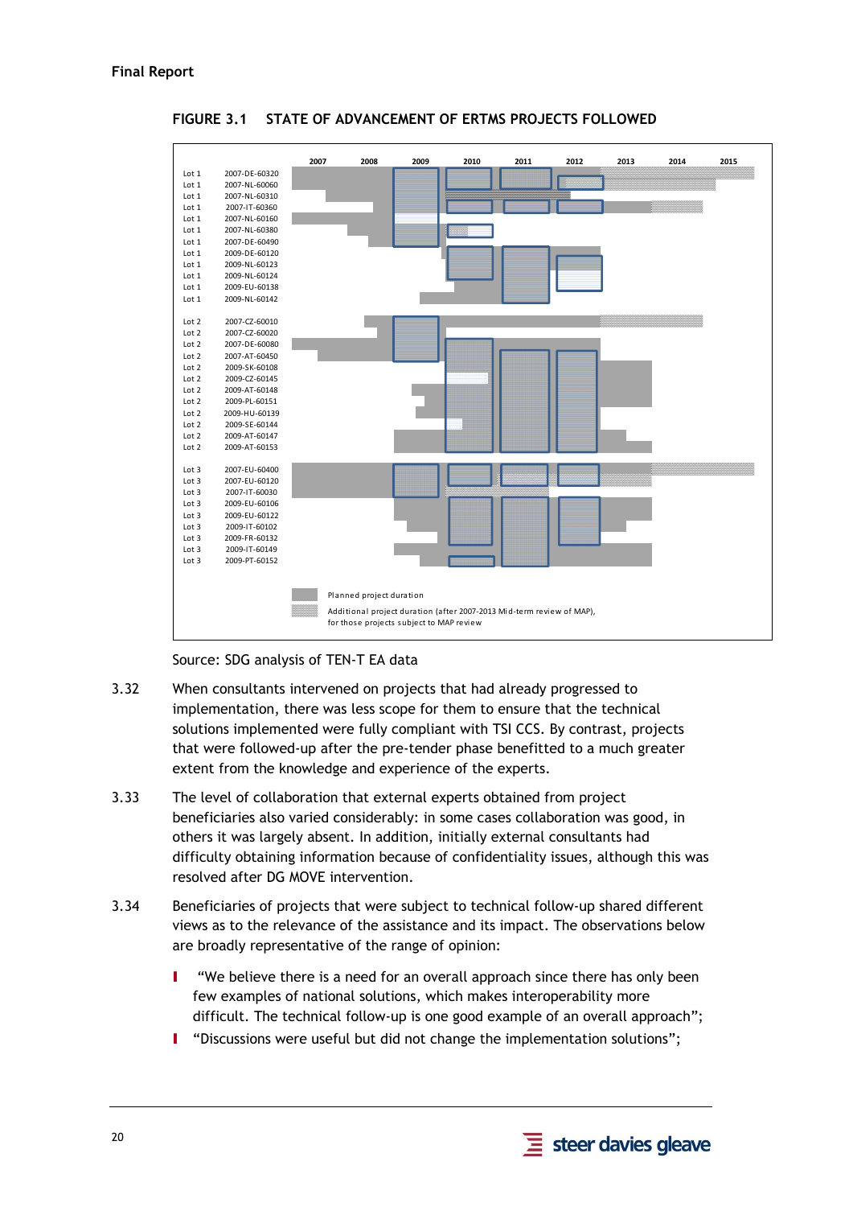**FIGURE 3.1 STATE OF ADVANCEMENT OF ERTMS PROJECTS FOLLOWED**

| Lot | Project | 
|---|---|
| Lot 1 | 2007-DE-60320 |
| Lot 1 | 2007-NL-60060 |
| Lot 1 | 2007-NL-60310 |
| Lot 1 | 2007-IT-60360 |
| Lot 1 | 2007-NL-60160 |
| Lot 1 | 2007-NL-60380 |
| Lot 1 | 2007-DE-60490 |
| Lot 1 | 2009-DE-60120 |
| Lot 1 | 2009-NL-60123 |
| Lot 1 | 2009-NL-60124 |
| Lot 1 | 2009-EU-60138 |
| Lot 1 | 2009-NL-60142 |
| Lot 2 | 2007-CZ-60010 |
| Lot 2 | 2007-CZ-60020 |
| Lot 2 | 2007-DE-60080 |
| Lot 2 | 2007-AT-60450 |
| Lot 2 | 2009-SK-60108 |
| Lot 2 | 2009-CZ-60145 |
| Lot 2 | 2009-AT-60148 |
| Lot 2 | 2009-PL-60151 |
| Lot 2 | 2009-HU-60139 |
| Lot 2 | 2009-SE-60144 |
| Lot 2 | 2009-AT-60147 |
| Lot 2 | 2009-AT-60153 |
| Lot 3 | 2007-EU-60400 |
| Lot 3 | 2007-EU-60120 |
| Lot 3 | 2007-IT-60030 |
| Lot 3 | 2009-EU-60106 |
| Lot 3 | 2009-EU-60122 |
| Lot 3 | 2009-IT-60102 |
| Lot 3 | 2009-FR-60132 |
| Lot 3 | 2009-IT-60149 |
| Lot 3 | 2009-PT-60152 |

Timeline: 2007, 2008, 2009, 2010, 2011, 2012, 2013, 2014, 2015

Legend: Planned project duration; Additional project duration (after 2007-2013 Mid-term review of MAP), for those projects subject to MAP review

Source: SDG analysis of TEN-T EA data

3.32 When consultants intervened on projects that had already progressed to implementation, there was less scope for them to ensure that the technical solutions implemented were fully compliant with TSI CCS. By contrast, projects that were followed-up after the pre-tender phase benefitted to a much greater extent from the knowledge and experience of the experts.

3.33 The level of collaboration that external experts obtained from project beneficiaries also varied considerably: in some cases collaboration was good, in others it was largely absent. In addition, initially external consultants had difficulty obtaining information because of confidentiality issues, although this was resolved after DG MOVE intervention.

3.34 Beneficiaries of projects that were subject to technical follow-up shared different views as to the relevance of the assistance and its impact. The observations below are broadly representative of the range of opinion:

- "We believe there is a need for an overall approach since there has only been few examples of national solutions, which makes interoperability more difficult. The technical follow-up is one good example of an overall approach";
- "Discussions were useful but did not change the implementation solutions";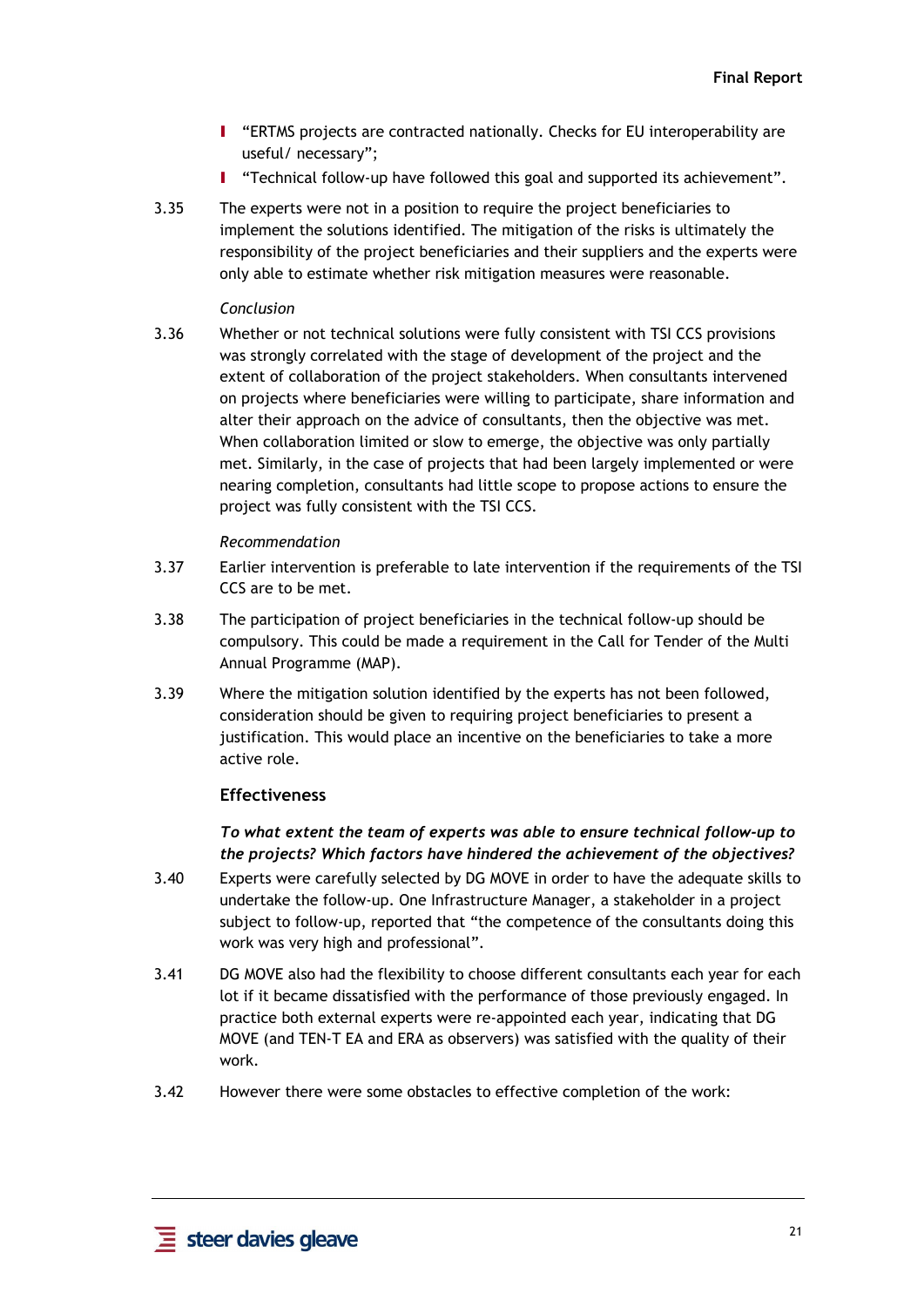- "ERTMS projects are contracted nationally. Checks for EU interoperability are useful/ necessary";
- "Technical follow-up have followed this goal and supported its achievement".

3.35 The experts were not in a position to require the project beneficiaries to implement the solutions identified. The mitigation of the risks is ultimately the responsibility of the project beneficiaries and their suppliers and the experts were only able to estimate whether risk mitigation measures were reasonable.

*Conclusion*

3.36 Whether or not technical solutions were fully consistent with TSI CCS provisions was strongly correlated with the stage of development of the project and the extent of collaboration of the project stakeholders. When consultants intervened on projects where beneficiaries were willing to participate, share information and alter their approach on the advice of consultants, then the objective was met. When collaboration limited or slow to emerge, the objective was only partially met. Similarly, in the case of projects that had been largely implemented or were nearing completion, consultants had little scope to propose actions to ensure the project was fully consistent with the TSI CCS.

*Recommendation*

3.37 Earlier intervention is preferable to late intervention if the requirements of the TSI CCS are to be met.

3.38 The participation of project beneficiaries in the technical follow-up should be compulsory. This could be made a requirement in the Call for Tender of the Multi Annual Programme (MAP).

3.39 Where the mitigation solution identified by the experts has not been followed, consideration should be given to requiring project beneficiaries to present a justification. This would place an incentive on the beneficiaries to take a more active role.

### Effectiveness

***To what extent the team of experts was able to ensure technical follow-up to the projects? Which factors have hindered the achievement of the objectives?***

3.40 Experts were carefully selected by DG MOVE in order to have the adequate skills to undertake the follow-up. One Infrastructure Manager, a stakeholder in a project subject to follow-up, reported that "the competence of the consultants doing this work was very high and professional".

3.41 DG MOVE also had the flexibility to choose different consultants each year for each lot if it became dissatisfied with the performance of those previously engaged. In practice both external experts were re-appointed each year, indicating that DG MOVE (and TEN-T EA and ERA as observers) was satisfied with the quality of their work.

3.42 However there were some obstacles to effective completion of the work: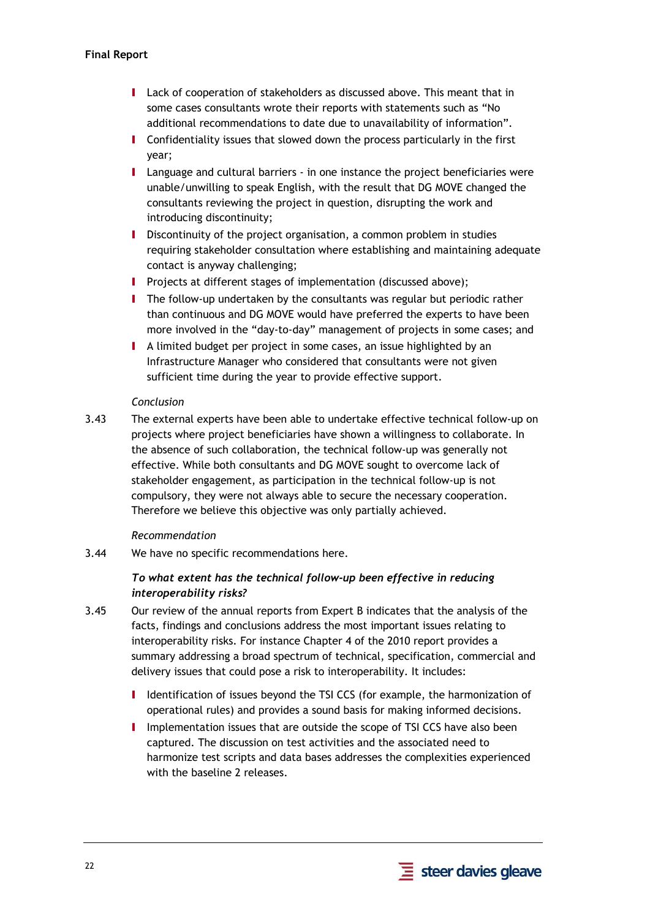- Lack of cooperation of stakeholders as discussed above. This meant that in some cases consultants wrote their reports with statements such as "No additional recommendations to date due to unavailability of information".
- Confidentiality issues that slowed down the process particularly in the first year;
- Language and cultural barriers - in one instance the project beneficiaries were unable/unwilling to speak English, with the result that DG MOVE changed the consultants reviewing the project in question, disrupting the work and introducing discontinuity;
- Discontinuity of the project organisation, a common problem in studies requiring stakeholder consultation where establishing and maintaining adequate contact is anyway challenging;
- Projects at different stages of implementation (discussed above);
- The follow-up undertaken by the consultants was regular but periodic rather than continuous and DG MOVE would have preferred the experts to have been more involved in the "day-to-day" management of projects in some cases; and
- A limited budget per project in some cases, an issue highlighted by an Infrastructure Manager who considered that consultants were not given sufficient time during the year to provide effective support.

*Conclusion*

3.43 The external experts have been able to undertake effective technical follow-up on projects where project beneficiaries have shown a willingness to collaborate. In the absence of such collaboration, the technical follow-up was generally not effective. While both consultants and DG MOVE sought to overcome lack of stakeholder engagement, as participation in the technical follow-up is not compulsory, they were not always able to secure the necessary cooperation. Therefore we believe this objective was only partially achieved.

*Recommendation*

3.44 We have no specific recommendations here.

***To what extent has the technical follow-up been effective in reducing interoperability risks?***

3.45 Our review of the annual reports from Expert B indicates that the analysis of the facts, findings and conclusions address the most important issues relating to interoperability risks. For instance Chapter 4 of the 2010 report provides a summary addressing a broad spectrum of technical, specification, commercial and delivery issues that could pose a risk to interoperability. It includes:

- Identification of issues beyond the TSI CCS (for example, the harmonization of operational rules) and provides a sound basis for making informed decisions.
- Implementation issues that are outside the scope of TSI CCS have also been captured. The discussion on test activities and the associated need to harmonize test scripts and data bases addresses the complexities experienced with the baseline 2 releases.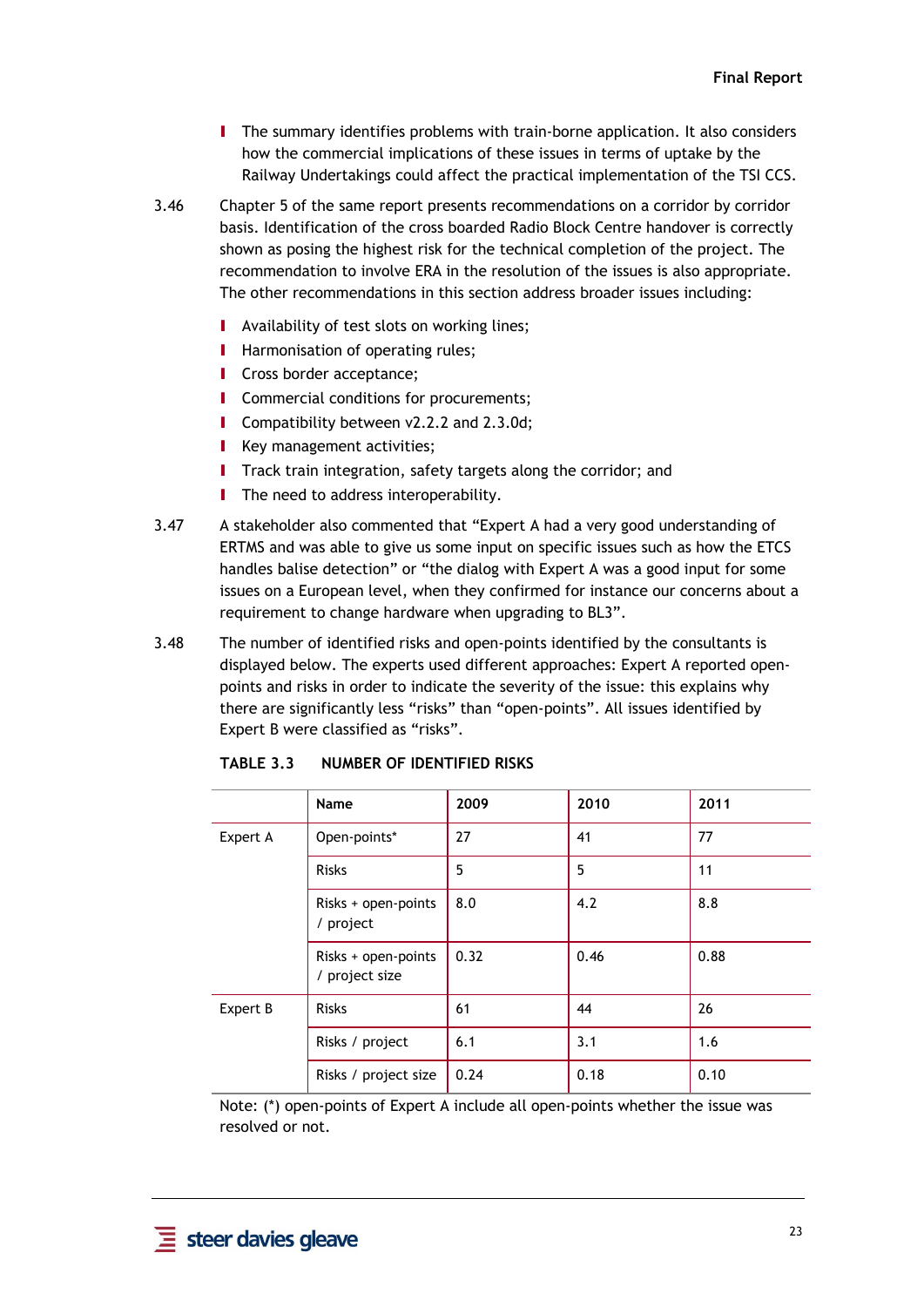- The summary identifies problems with train-borne application. It also considers how the commercial implications of these issues in terms of uptake by the Railway Undertakings could affect the practical implementation of the TSI CCS.

3.46 Chapter 5 of the same report presents recommendations on a corridor by corridor basis. Identification of the cross boarded Radio Block Centre handover is correctly shown as posing the highest risk for the technical completion of the project. The recommendation to involve ERA in the resolution of the issues is also appropriate. The other recommendations in this section address broader issues including:

- Availability of test slots on working lines;
- Harmonisation of operating rules;
- Cross border acceptance;
- Commercial conditions for procurements;
- Compatibility between v2.2.2 and 2.3.0d;
- Key management activities;
- Track train integration, safety targets along the corridor; and
- The need to address interoperability.

3.47 A stakeholder also commented that "Expert A had a very good understanding of ERTMS and was able to give us some input on specific issues such as how the ETCS handles balise detection" or "the dialog with Expert A was a good input for some issues on a European level, when they confirmed for instance our concerns about a requirement to change hardware when upgrading to BL3".

3.48 The number of identified risks and open-points identified by the consultants is displayed below. The experts used different approaches: Expert A reported open-points and risks in order to indicate the severity of the issue: this explains why there are significantly less "risks" than "open-points". All issues identified by Expert B were classified as "risks".

**TABLE 3.3 NUMBER OF IDENTIFIED RISKS**

| | Name | 2009 | 2010 | 2011 |
|---|---|---|---|---|
| Expert A | Open-points* | 27 | 41 | 77 |
| | Risks | 5 | 5 | 11 |
| | Risks + open-points / project | 8.0 | 4.2 | 8.8 |
| | Risks + open-points / project size | 0.32 | 0.46 | 0.88 |
| Expert B | Risks | 61 | 44 | 26 |
| | Risks / project | 6.1 | 3.1 | 1.6 |
| | Risks / project size | 0.24 | 0.18 | 0.10 |

Note: (*) open-points of Expert A include all open-points whether the issue was resolved or not.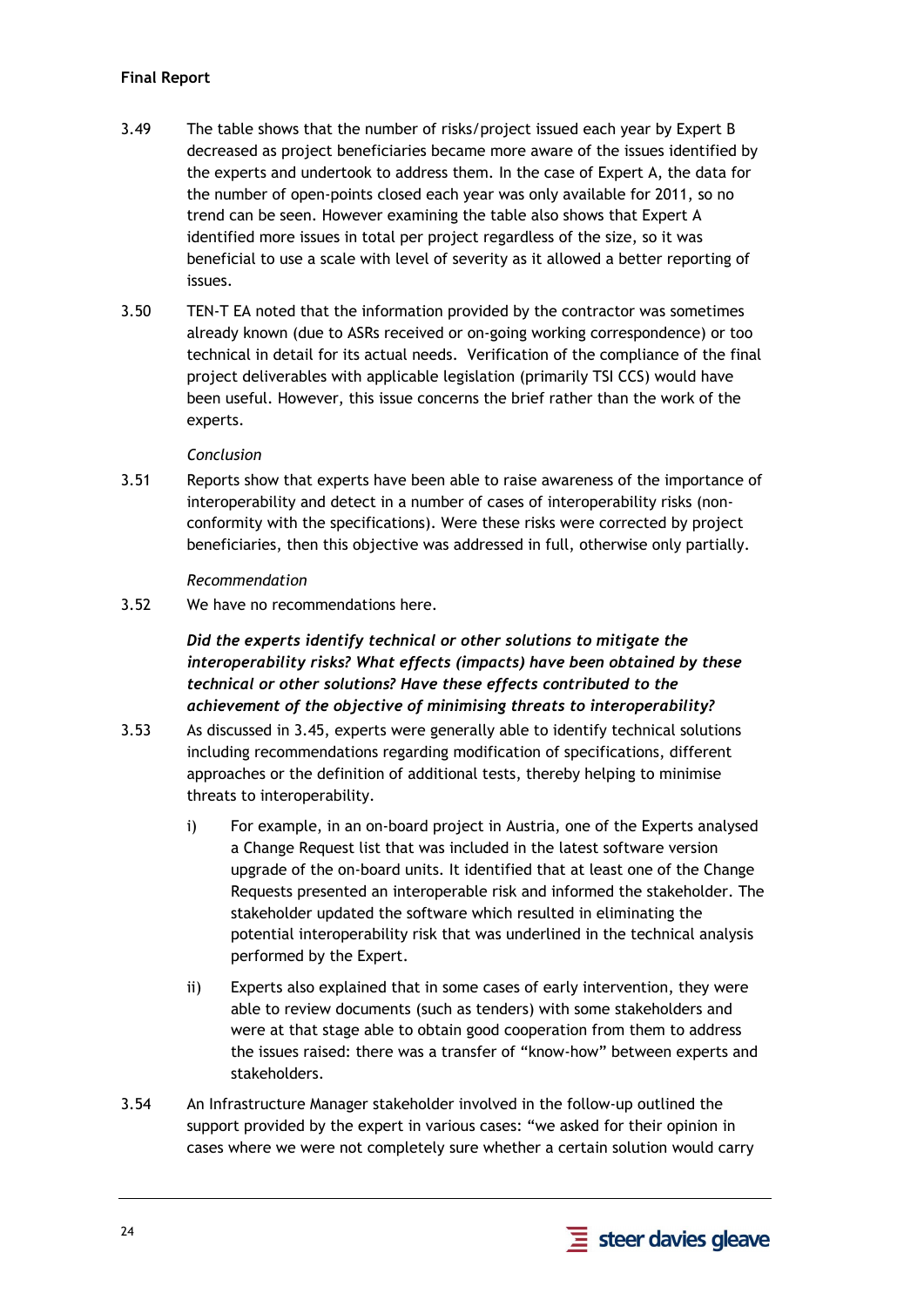3.49 The table shows that the number of risks/project issued each year by Expert B decreased as project beneficiaries became more aware of the issues identified by the experts and undertook to address them. In the case of Expert A, the data for the number of open-points closed each year was only available for 2011, so no trend can be seen. However examining the table also shows that Expert A identified more issues in total per project regardless of the size, so it was beneficial to use a scale with level of severity as it allowed a better reporting of issues.

3.50 TEN-T EA noted that the information provided by the contractor was sometimes already known (due to ASRs received or on-going working correspondence) or too technical in detail for its actual needs. Verification of the compliance of the final project deliverables with applicable legislation (primarily TSI CCS) would have been useful. However, this issue concerns the brief rather than the work of the experts.

*Conclusion*

3.51 Reports show that experts have been able to raise awareness of the importance of interoperability and detect in a number of cases of interoperability risks (non-conformity with the specifications). Were these risks were corrected by project beneficiaries, then this objective was addressed in full, otherwise only partially.

*Recommendation*

3.52 We have no recommendations here.

***Did the experts identify technical or other solutions to mitigate the interoperability risks? What effects (impacts) have been obtained by these technical or other solutions? Have these effects contributed to the achievement of the objective of minimising threats to interoperability?***

3.53 As discussed in 3.45, experts were generally able to identify technical solutions including recommendations regarding modification of specifications, different approaches or the definition of additional tests, thereby helping to minimise threats to interoperability.

i) For example, in an on-board project in Austria, one of the Experts analysed a Change Request list that was included in the latest software version upgrade of the on-board units. It identified that at least one of the Change Requests presented an interoperable risk and informed the stakeholder. The stakeholder updated the software which resulted in eliminating the potential interoperability risk that was underlined in the technical analysis performed by the Expert.

ii) Experts also explained that in some cases of early intervention, they were able to review documents (such as tenders) with some stakeholders and were at that stage able to obtain good cooperation from them to address the issues raised: there was a transfer of "know-how" between experts and stakeholders.

3.54 An Infrastructure Manager stakeholder involved in the follow-up outlined the support provided by the expert in various cases: "we asked for their opinion in cases where we were not completely sure whether a certain solution would carry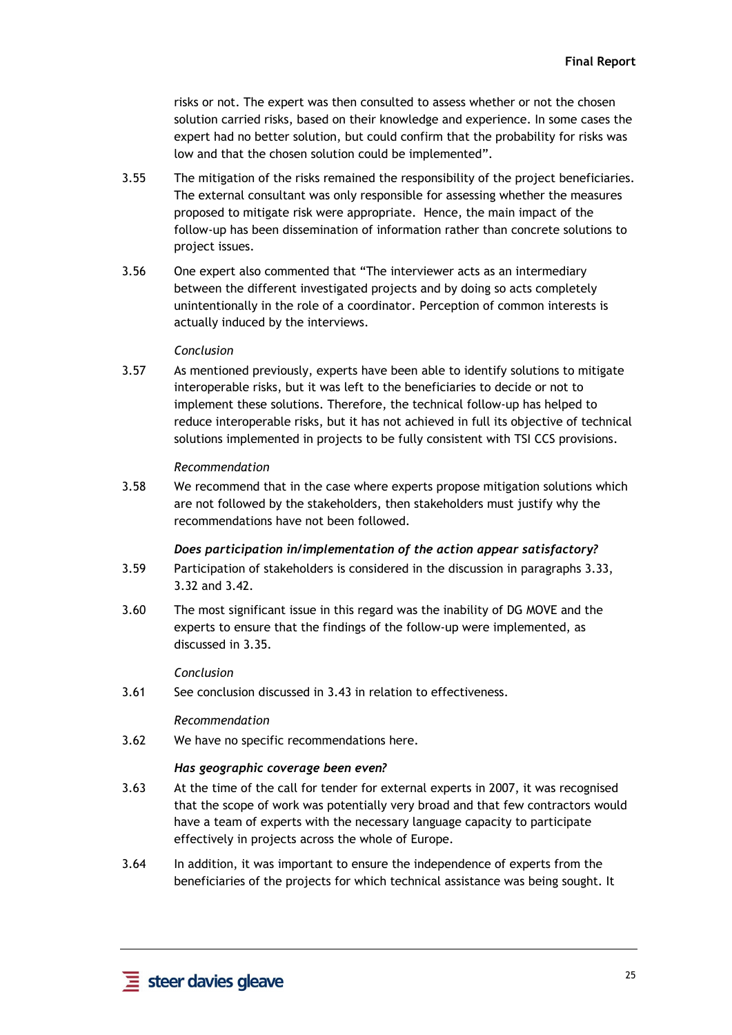risks or not. The expert was then consulted to assess whether or not the chosen solution carried risks, based on their knowledge and experience. In some cases the expert had no better solution, but could confirm that the probability for risks was low and that the chosen solution could be implemented".

3.55 The mitigation of the risks remained the responsibility of the project beneficiaries. The external consultant was only responsible for assessing whether the measures proposed to mitigate risk were appropriate. Hence, the main impact of the follow-up has been dissemination of information rather than concrete solutions to project issues.

3.56 One expert also commented that "The interviewer acts as an intermediary between the different investigated projects and by doing so acts completely unintentionally in the role of a coordinator. Perception of common interests is actually induced by the interviews.

*Conclusion*

3.57 As mentioned previously, experts have been able to identify solutions to mitigate interoperable risks, but it was left to the beneficiaries to decide or not to implement these solutions. Therefore, the technical follow-up has helped to reduce interoperable risks, but it has not achieved in full its objective of technical solutions implemented in projects to be fully consistent with TSI CCS provisions.

*Recommendation*

3.58 We recommend that in the case where experts propose mitigation solutions which are not followed by the stakeholders, then stakeholders must justify why the recommendations have not been followed.

***Does participation in/implementation of the action appear satisfactory?***

3.59 Participation of stakeholders is considered in the discussion in paragraphs 3.33, 3.32 and 3.42.

3.60 The most significant issue in this regard was the inability of DG MOVE and the experts to ensure that the findings of the follow-up were implemented, as discussed in 3.35.

*Conclusion*

3.61 See conclusion discussed in 3.43 in relation to effectiveness.

*Recommendation*

3.62 We have no specific recommendations here.

***Has geographic coverage been even?***

3.63 At the time of the call for tender for external experts in 2007, it was recognised that the scope of work was potentially very broad and that few contractors would have a team of experts with the necessary language capacity to participate effectively in projects across the whole of Europe.

3.64 In addition, it was important to ensure the independence of experts from the beneficiaries of the projects for which technical assistance was being sought. It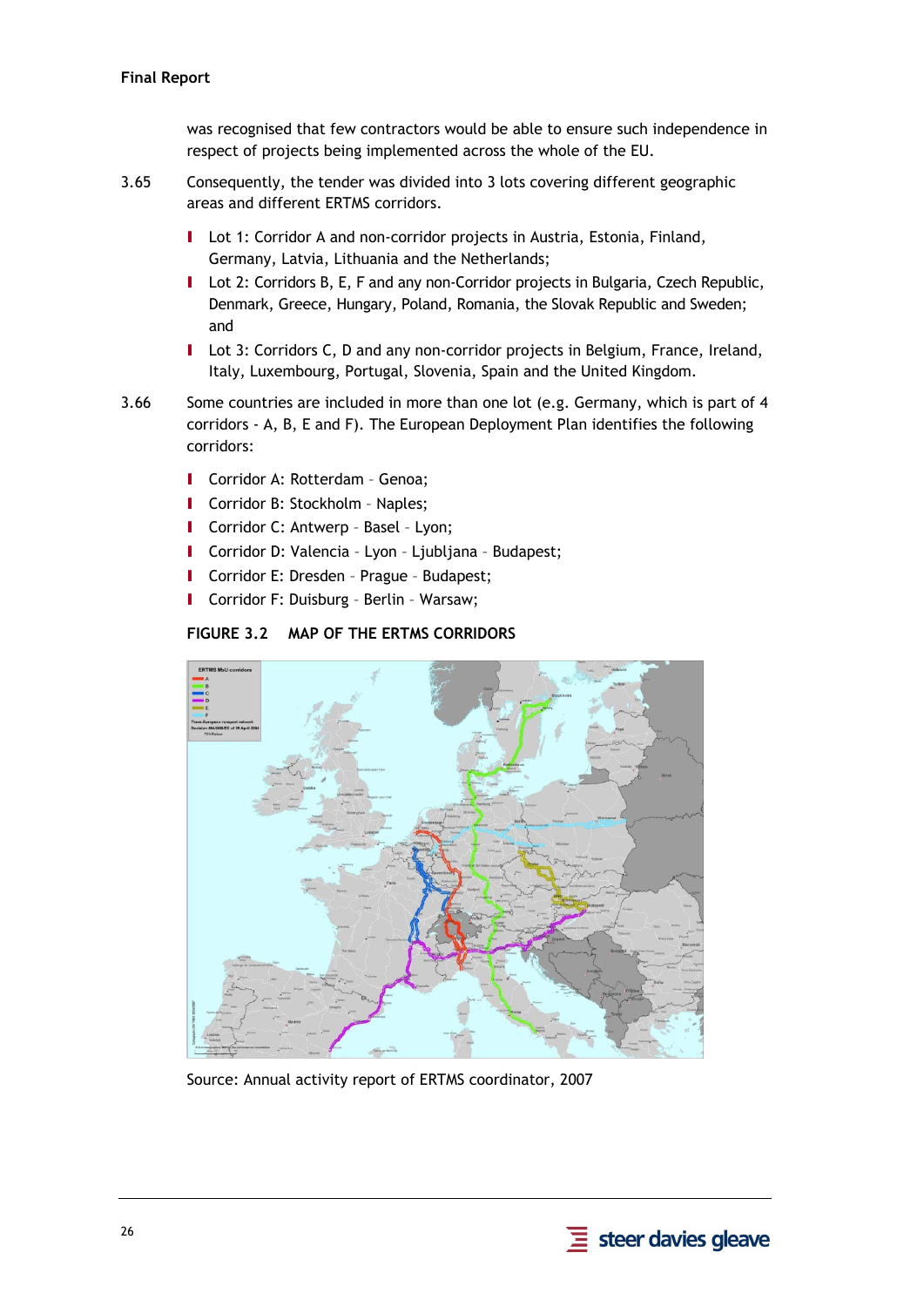was recognised that few contractors would be able to ensure such independence in respect of projects being implemented across the whole of the EU.

3.65 Consequently, the tender was divided into 3 lots covering different geographic areas and different ERTMS corridors.

- Lot 1: Corridor A and non-corridor projects in Austria, Estonia, Finland, Germany, Latvia, Lithuania and the Netherlands;
- Lot 2: Corridors B, E, F and any non-Corridor projects in Bulgaria, Czech Republic, Denmark, Greece, Hungary, Poland, Romania, the Slovak Republic and Sweden; and
- Lot 3: Corridors C, D and any non-corridor projects in Belgium, France, Ireland, Italy, Luxembourg, Portugal, Slovenia, Spain and the United Kingdom.

3.66 Some countries are included in more than one lot (e.g. Germany, which is part of 4 corridors - A, B, E and F). The European Deployment Plan identifies the following corridors:

- Corridor A: Rotterdam – Genoa;
- Corridor B: Stockholm – Naples;
- Corridor C: Antwerp – Basel – Lyon;
- Corridor D: Valencia – Lyon – Ljubljana – Budapest;
- Corridor E: Dresden – Prague – Budapest;
- Corridor F: Duisburg – Berlin – Warsaw;

**FIGURE 3.2 MAP OF THE ERTMS CORRIDORS**

Source: Annual activity report of ERTMS coordinator, 2007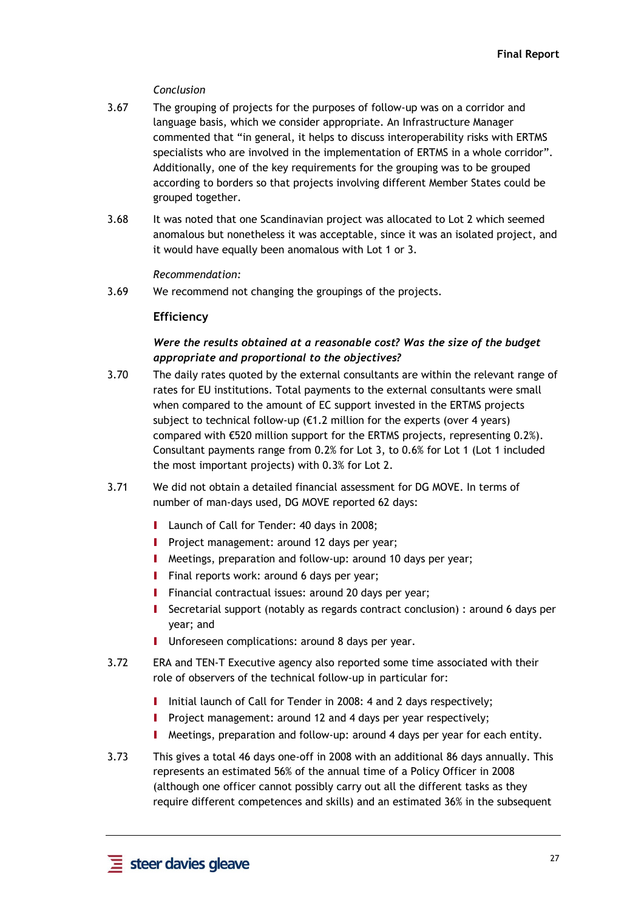*Conclusion*

3.67 The grouping of projects for the purposes of follow-up was on a corridor and language basis, which we consider appropriate. An Infrastructure Manager commented that "in general, it helps to discuss interoperability risks with ERTMS specialists who are involved in the implementation of ERTMS in a whole corridor". Additionally, one of the key requirements for the grouping was to be grouped according to borders so that projects involving different Member States could be grouped together.

3.68 It was noted that one Scandinavian project was allocated to Lot 2 which seemed anomalous but nonetheless it was acceptable, since it was an isolated project, and it would have equally been anomalous with Lot 1 or 3.

*Recommendation:*

3.69 We recommend not changing the groupings of the projects.

### Efficiency

***Were the results obtained at a reasonable cost? Was the size of the budget appropriate and proportional to the objectives?***

3.70 The daily rates quoted by the external consultants are within the relevant range of rates for EU institutions. Total payments to the external consultants were small when compared to the amount of EC support invested in the ERTMS projects subject to technical follow-up (€1.2 million for the experts (over 4 years) compared with €520 million support for the ERTMS projects, representing 0.2%). Consultant payments range from 0.2% for Lot 3, to 0.6% for Lot 1 (Lot 1 included the most important projects) with 0.3% for Lot 2.

3.71 We did not obtain a detailed financial assessment for DG MOVE. In terms of number of man-days used, DG MOVE reported 62 days:

- Launch of Call for Tender: 40 days in 2008;
- Project management: around 12 days per year;
- Meetings, preparation and follow-up: around 10 days per year;
- Final reports work: around 6 days per year;
- Financial contractual issues: around 20 days per year;
- Secretarial support (notably as regards contract conclusion) : around 6 days per year; and
- Unforeseen complications: around 8 days per year.

3.72 ERA and TEN-T Executive agency also reported some time associated with their role of observers of the technical follow-up in particular for:

- Initial launch of Call for Tender in 2008: 4 and 2 days respectively;
- Project management: around 12 and 4 days per year respectively;
- Meetings, preparation and follow-up: around 4 days per year for each entity.

3.73 This gives a total 46 days one-off in 2008 with an additional 86 days annually. This represents an estimated 56% of the annual time of a Policy Officer in 2008 (although one officer cannot possibly carry out all the different tasks as they require different competences and skills) and an estimated 36% in the subsequent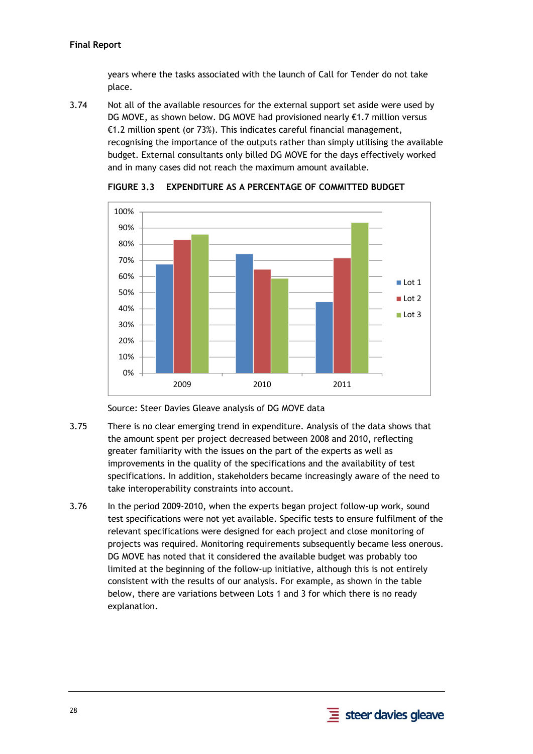years where the tasks associated with the launch of Call for Tender do not take place.

3.74 Not all of the available resources for the external support set aside were used by DG MOVE, as shown below. DG MOVE had provisioned nearly €1.7 million versus €1.2 million spent (or 73%). This indicates careful financial management, recognising the importance of the outputs rather than simply utilising the available budget. External consultants only billed DG MOVE for the days effectively worked and in many cases did not reach the maximum amount available.

**FIGURE 3.3 EXPENDITURE AS A PERCENTAGE OF COMMITTED BUDGET**

Source: Steer Davies Gleave analysis of DG MOVE data

3.75 There is no clear emerging trend in expenditure. Analysis of the data shows that the amount spent per project decreased between 2008 and 2010, reflecting greater familiarity with the issues on the part of the experts as well as improvements in the quality of the specifications and the availability of test specifications. In addition, stakeholders became increasingly aware of the need to take interoperability constraints into account.

3.76 In the period 2009-2010, when the experts began project follow-up work, sound test specifications were not yet available. Specific tests to ensure fulfilment of the relevant specifications were designed for each project and close monitoring of projects was required. Monitoring requirements subsequently became less onerous. DG MOVE has noted that it considered the available budget was probably too limited at the beginning of the follow-up initiative, although this is not entirely consistent with the results of our analysis. For example, as shown in the table below, there are variations between Lots 1 and 3 for which there is no ready explanation.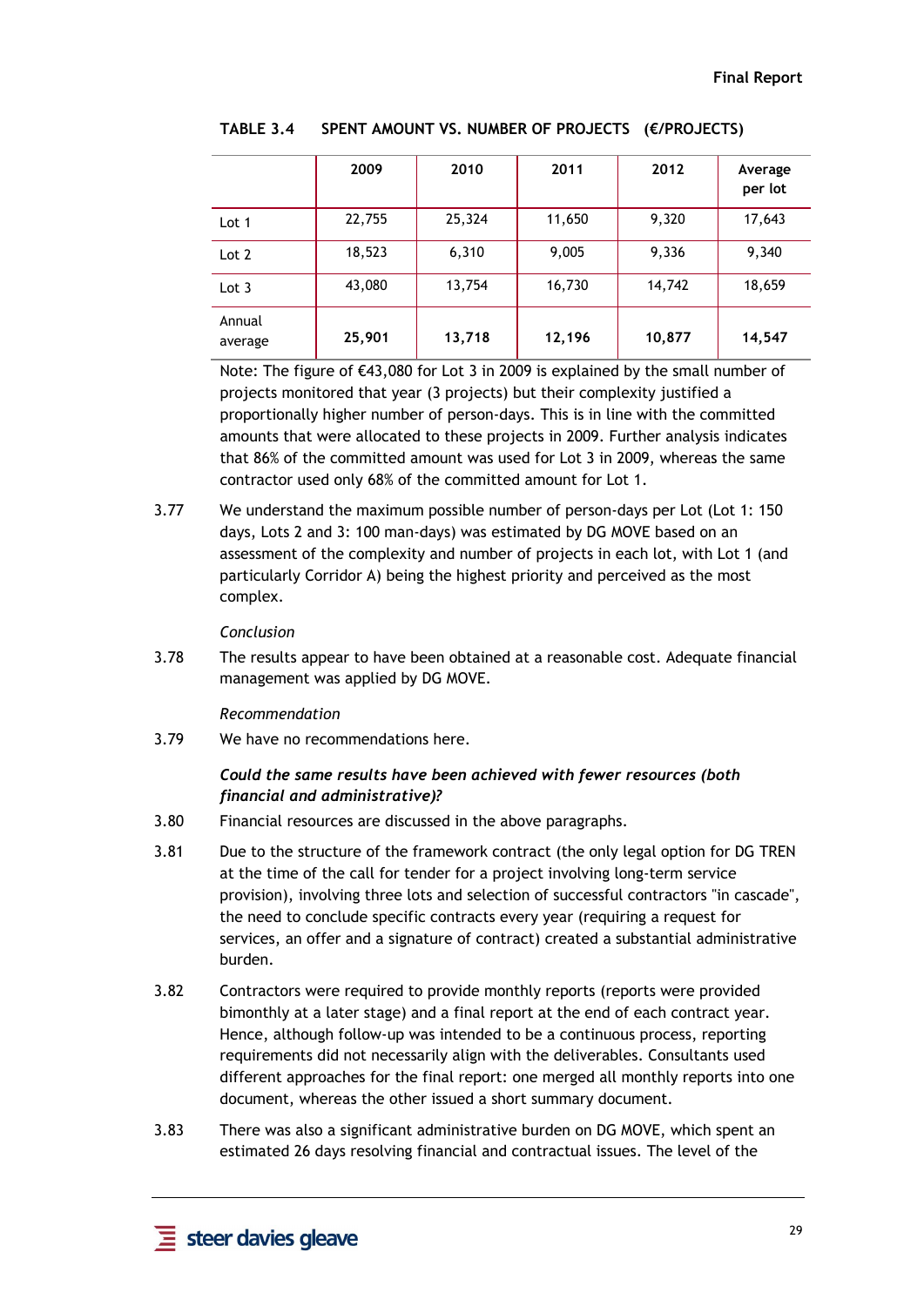**TABLE 3.4 SPENT AMOUNT VS. NUMBER OF PROJECTS (€/PROJECTS)**

| | 2009 | 2010 | 2011 | 2012 | Average per lot |
|---|---|---|---|---|---|
| Lot 1 | 22,755 | 25,324 | 11,650 | 9,320 | 17,643 |
| Lot 2 | 18,523 | 6,310 | 9,005 | 9,336 | 9,340 |
| Lot 3 | 43,080 | 13,754 | 16,730 | 14,742 | 18,659 |
| Annual average | **25,901** | **13,718** | **12,196** | **10,877** | **14,547** |

Note: The figure of €43,080 for Lot 3 in 2009 is explained by the small number of projects monitored that year (3 projects) but their complexity justified a proportionally higher number of person-days. This is in line with the committed amounts that were allocated to these projects in 2009. Further analysis indicates that 86% of the committed amount was used for Lot 3 in 2009, whereas the same contractor used only 68% of the committed amount for Lot 1.

3.77 We understand the maximum possible number of person-days per Lot (Lot 1: 150 days, Lots 2 and 3: 100 man-days) was estimated by DG MOVE based on an assessment of the complexity and number of projects in each lot, with Lot 1 (and particularly Corridor A) being the highest priority and perceived as the most complex.

*Conclusion*

3.78 The results appear to have been obtained at a reasonable cost. Adequate financial management was applied by DG MOVE.

*Recommendation*

3.79 We have no recommendations here.

***Could the same results have been achieved with fewer resources (both financial and administrative)?***

3.80 Financial resources are discussed in the above paragraphs.

3.81 Due to the structure of the framework contract (the only legal option for DG TREN at the time of the call for tender for a project involving long-term service provision), involving three lots and selection of successful contractors "in cascade", the need to conclude specific contracts every year (requiring a request for services, an offer and a signature of contract) created a substantial administrative burden.

3.82 Contractors were required to provide monthly reports (reports were provided bimonthly at a later stage) and a final report at the end of each contract year. Hence, although follow-up was intended to be a continuous process, reporting requirements did not necessarily align with the deliverables. Consultants used different approaches for the final report: one merged all monthly reports into one document, whereas the other issued a short summary document.

3.83 There was also a significant administrative burden on DG MOVE, which spent an estimated 26 days resolving financial and contractual issues. The level of the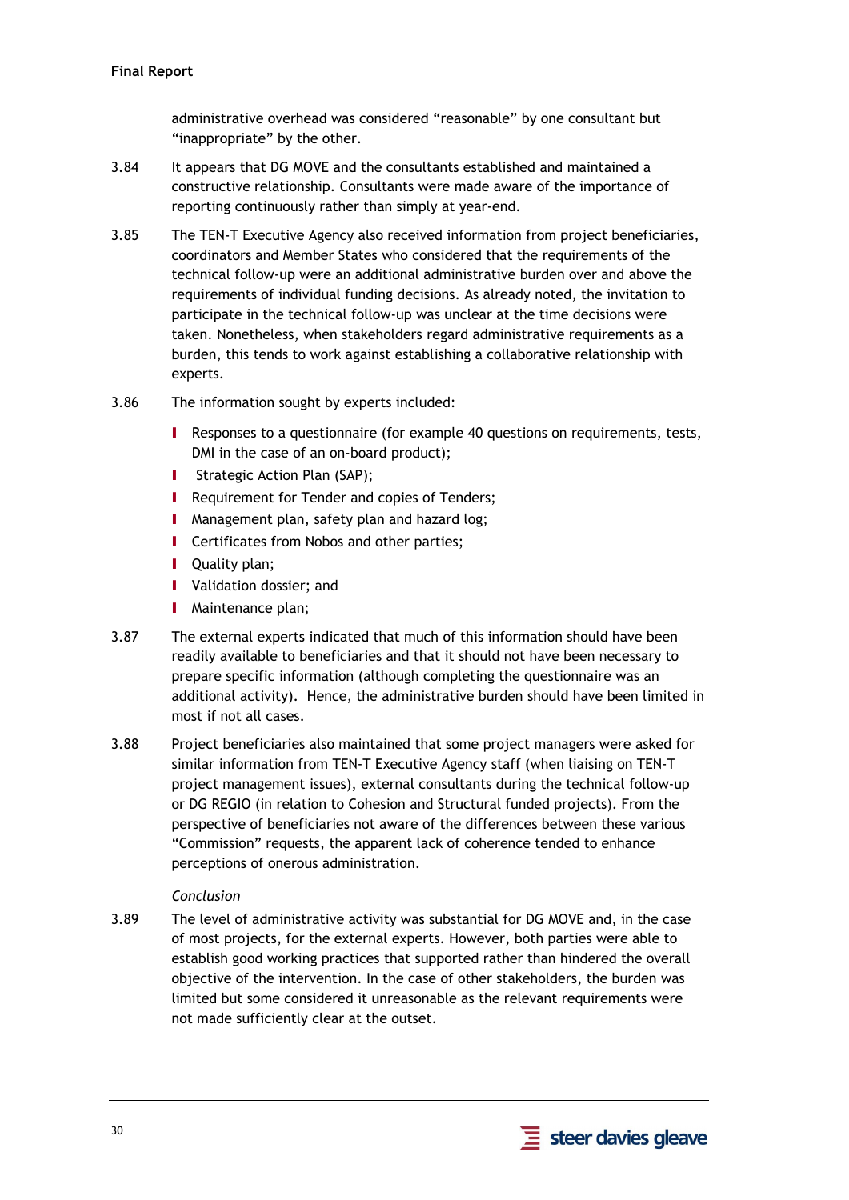administrative overhead was considered “reasonable” by one consultant but “inappropriate” by the other.

3.84 It appears that DG MOVE and the consultants established and maintained a constructive relationship. Consultants were made aware of the importance of reporting continuously rather than simply at year-end.

3.85 The TEN-T Executive Agency also received information from project beneficiaries, coordinators and Member States who considered that the requirements of the technical follow-up were an additional administrative burden over and above the requirements of individual funding decisions. As already noted, the invitation to participate in the technical follow-up was unclear at the time decisions were taken. Nonetheless, when stakeholders regard administrative requirements as a burden, this tends to work against establishing a collaborative relationship with experts.

3.86 The information sought by experts included:

- Responses to a questionnaire (for example 40 questions on requirements, tests, DMI in the case of an on-board product);
- Strategic Action Plan (SAP);
- Requirement for Tender and copies of Tenders;
- Management plan, safety plan and hazard log;
- Certificates from Nobos and other parties;
- Quality plan;
- Validation dossier; and
- Maintenance plan;

3.87 The external experts indicated that much of this information should have been readily available to beneficiaries and that it should not have been necessary to prepare specific information (although completing the questionnaire was an additional activity). Hence, the administrative burden should have been limited in most if not all cases.

3.88 Project beneficiaries also maintained that some project managers were asked for similar information from TEN-T Executive Agency staff (when liaising on TEN-T project management issues), external consultants during the technical follow-up or DG REGIO (in relation to Cohesion and Structural funded projects). From the perspective of beneficiaries not aware of the differences between these various “Commission” requests, the apparent lack of coherence tended to enhance perceptions of onerous administration.

*Conclusion*

3.89 The level of administrative activity was substantial for DG MOVE and, in the case of most projects, for the external experts. However, both parties were able to establish good working practices that supported rather than hindered the overall objective of the intervention. In the case of other stakeholders, the burden was limited but some considered it unreasonable as the relevant requirements were not made sufficiently clear at the outset.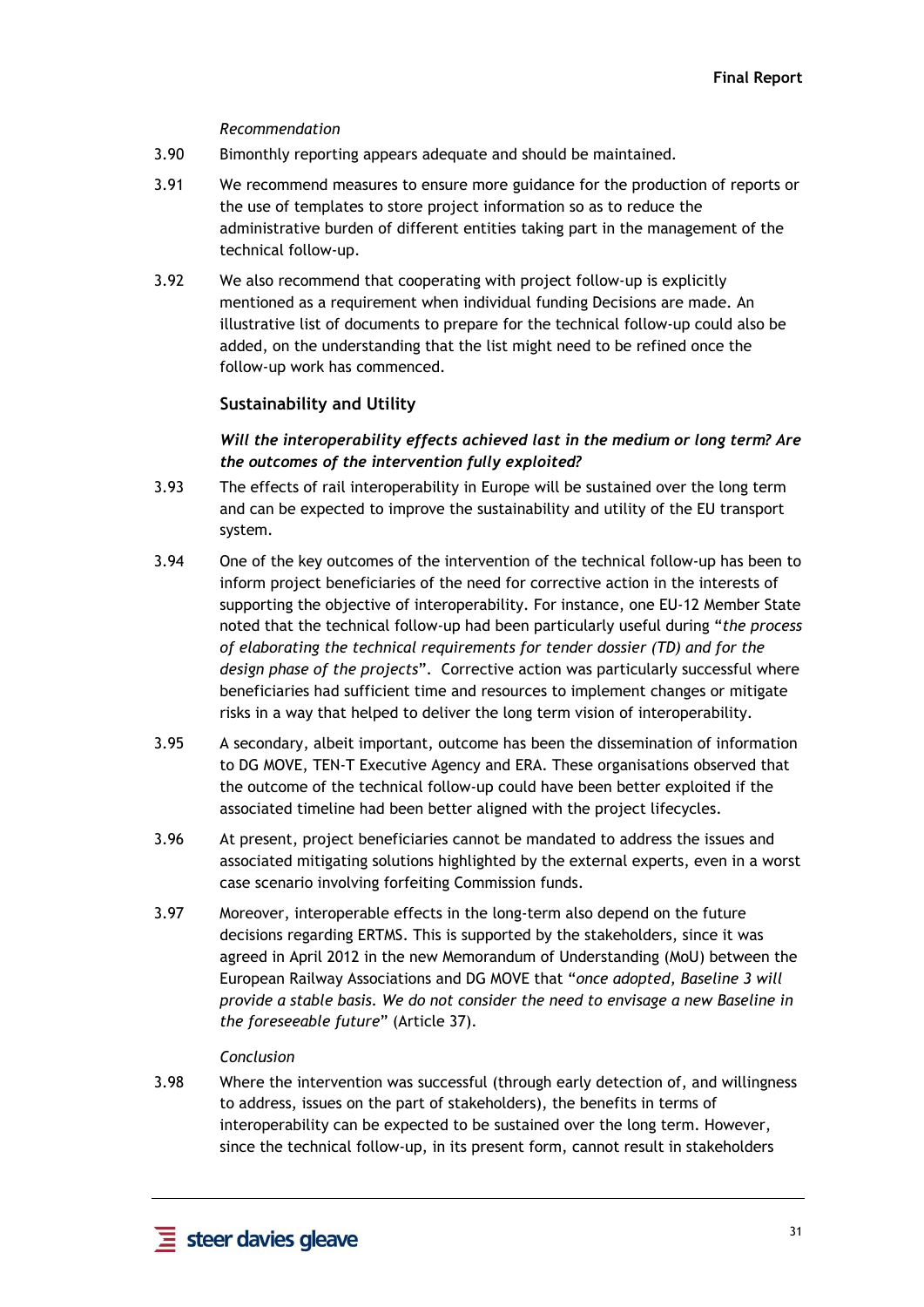*Recommendation*

3.90 Bimonthly reporting appears adequate and should be maintained.

3.91 We recommend measures to ensure more guidance for the production of reports or the use of templates to store project information so as to reduce the administrative burden of different entities taking part in the management of the technical follow-up.

3.92 We also recommend that cooperating with project follow-up is explicitly mentioned as a requirement when individual funding Decisions are made. An illustrative list of documents to prepare for the technical follow-up could also be added, on the understanding that the list might need to be refined once the follow-up work has commenced.

### Sustainability and Utility

***Will the interoperability effects achieved last in the medium or long term? Are the outcomes of the intervention fully exploited?***

3.93 The effects of rail interoperability in Europe will be sustained over the long term and can be expected to improve the sustainability and utility of the EU transport system.

3.94 One of the key outcomes of the intervention of the technical follow-up has been to inform project beneficiaries of the need for corrective action in the interests of supporting the objective of interoperability. For instance, one EU-12 Member State noted that the technical follow-up had been particularly useful during "*the process of elaborating the technical requirements for tender dossier (TD) and for the design phase of the projects*". Corrective action was particularly successful where beneficiaries had sufficient time and resources to implement changes or mitigate risks in a way that helped to deliver the long term vision of interoperability.

3.95 A secondary, albeit important, outcome has been the dissemination of information to DG MOVE, TEN-T Executive Agency and ERA. These organisations observed that the outcome of the technical follow-up could have been better exploited if the associated timeline had been better aligned with the project lifecycles.

3.96 At present, project beneficiaries cannot be mandated to address the issues and associated mitigating solutions highlighted by the external experts, even in a worst case scenario involving forfeiting Commission funds.

3.97 Moreover, interoperable effects in the long-term also depend on the future decisions regarding ERTMS. This is supported by the stakeholders, since it was agreed in April 2012 in the new Memorandum of Understanding (MoU) between the European Railway Associations and DG MOVE that "*once adopted, Baseline 3 will provide a stable basis. We do not consider the need to envisage a new Baseline in the foreseeable future*" (Article 37).

*Conclusion*

3.98 Where the intervention was successful (through early detection of, and willingness to address, issues on the part of stakeholders), the benefits in terms of interoperability can be expected to be sustained over the long term. However, since the technical follow-up, in its present form, cannot result in stakeholders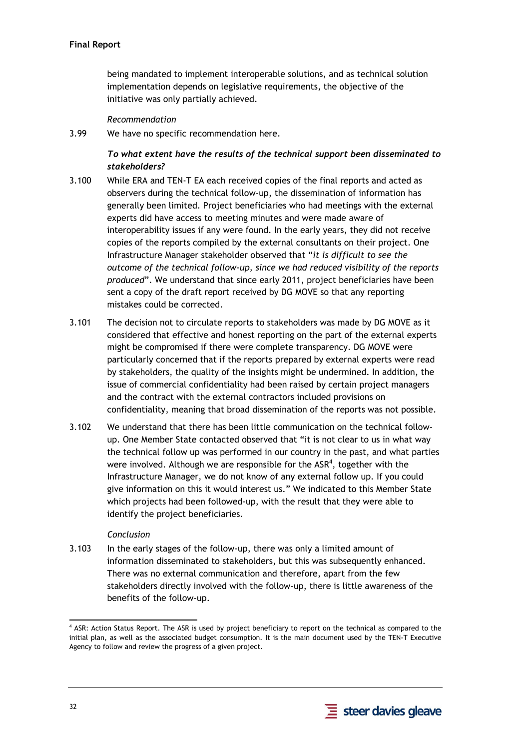being mandated to implement interoperable solutions, and as technical solution implementation depends on legislative requirements, the objective of the initiative was only partially achieved.

*Recommendation*

3.99 We have no specific recommendation here.

***To what extent have the results of the technical support been disseminated to stakeholders?***

3.100 While ERA and TEN-T EA each received copies of the final reports and acted as observers during the technical follow-up, the dissemination of information has generally been limited. Project beneficiaries who had meetings with the external experts did have access to meeting minutes and were made aware of interoperability issues if any were found. In the early years, they did not receive copies of the reports compiled by the external consultants on their project. One Infrastructure Manager stakeholder observed that "*it is difficult to see the outcome of the technical follow-up, since we had reduced visibility of the reports produced*". We understand that since early 2011, project beneficiaries have been sent a copy of the draft report received by DG MOVE so that any reporting mistakes could be corrected.

3.101 The decision not to circulate reports to stakeholders was made by DG MOVE as it considered that effective and honest reporting on the part of the external experts might be compromised if there were complete transparency. DG MOVE were particularly concerned that if the reports prepared by external experts were read by stakeholders, the quality of the insights might be undermined. In addition, the issue of commercial confidentiality had been raised by certain project managers and the contract with the external contractors included provisions on confidentiality, meaning that broad dissemination of the reports was not possible.

3.102 We understand that there has been little communication on the technical follow-up. One Member State contacted observed that "it is not clear to us in what way the technical follow up was performed in our country in the past, and what parties were involved. Although we are responsible for the ASR[4], together with the Infrastructure Manager, we do not know of any external follow up. If you could give information on this it would interest us." We indicated to this Member State which projects had been followed-up, with the result that they were able to identify the project beneficiaries.

*Conclusion*

3.103 In the early stages of the follow-up, there was only a limited amount of information disseminated to stakeholders, but this was subsequently enhanced. There was no external communication and therefore, apart from the few stakeholders directly involved with the follow-up, there is little awareness of the benefits of the follow-up.

[4] ASR: Action Status Report. The ASR is used by project beneficiary to report on the technical as compared to the initial plan, as well as the associated budget consumption. It is the main document used by the TEN-T Executive Agency to follow and review the progress of a given project.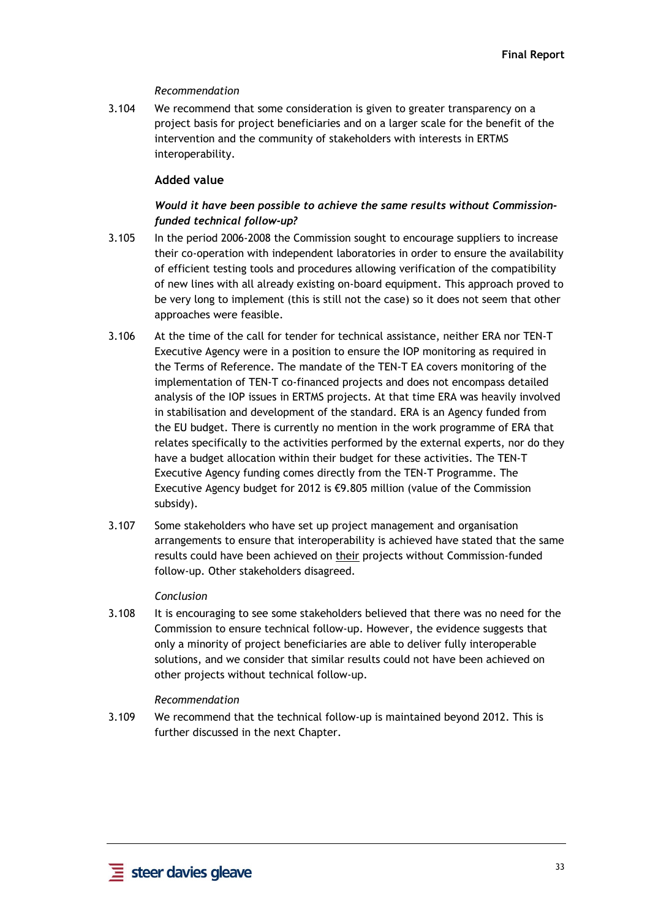*Recommendation*

3.104 We recommend that some consideration is given to greater transparency on a project basis for project beneficiaries and on a larger scale for the benefit of the intervention and the community of stakeholders with interests in ERTMS interoperability.

### Added value

***Would it have been possible to achieve the same results without Commission-funded technical follow-up?***

3.105 In the period 2006-2008 the Commission sought to encourage suppliers to increase their co-operation with independent laboratories in order to ensure the availability of efficient testing tools and procedures allowing verification of the compatibility of new lines with all already existing on-board equipment. This approach proved to be very long to implement (this is still not the case) so it does not seem that other approaches were feasible.

3.106 At the time of the call for tender for technical assistance, neither ERA nor TEN-T Executive Agency were in a position to ensure the IOP monitoring as required in the Terms of Reference. The mandate of the TEN-T EA covers monitoring of the implementation of TEN-T co-financed projects and does not encompass detailed analysis of the IOP issues in ERTMS projects. At that time ERA was heavily involved in stabilisation and development of the standard. ERA is an Agency funded from the EU budget. There is currently no mention in the work programme of ERA that relates specifically to the activities performed by the external experts, nor do they have a budget allocation within their budget for these activities. The TEN-T Executive Agency funding comes directly from the TEN-T Programme. The Executive Agency budget for 2012 is €9.805 million (value of the Commission subsidy).

3.107 Some stakeholders who have set up project management and organisation arrangements to ensure that interoperability is achieved have stated that the same results could have been achieved on <u>their</u> projects without Commission-funded follow-up. Other stakeholders disagreed.

*Conclusion*

3.108 It is encouraging to see some stakeholders believed that there was no need for the Commission to ensure technical follow-up. However, the evidence suggests that only a minority of project beneficiaries are able to deliver fully interoperable solutions, and we consider that similar results could not have been achieved on other projects without technical follow-up.

*Recommendation*

3.109 We recommend that the technical follow-up is maintained beyond 2012. This is further discussed in the next Chapter.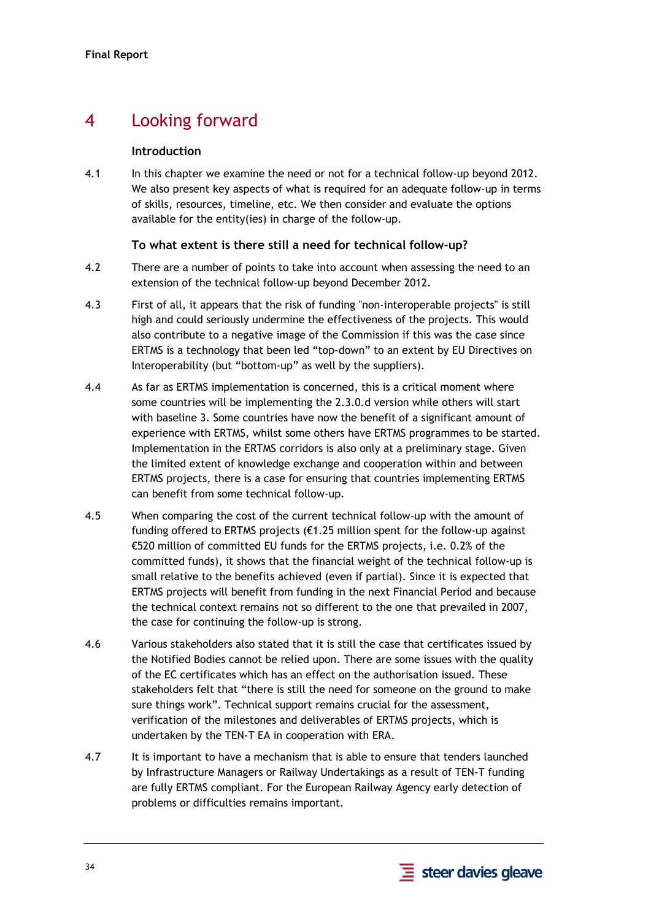# 4 Looking forward

### Introduction

4.1 In this chapter we examine the need or not for a technical follow-up beyond 2012. We also present key aspects of what is required for an adequate follow-up in terms of skills, resources, timeline, etc. We then consider and evaluate the options available for the entity(ies) in charge of the follow-up.

### To what extent is there still a need for technical follow-up?

4.2 There are a number of points to take into account when assessing the need to an extension of the technical follow-up beyond December 2012.

4.3 First of all, it appears that the risk of funding "non-interoperable projects" is still high and could seriously undermine the effectiveness of the projects. This would also contribute to a negative image of the Commission if this was the case since ERTMS is a technology that been led "top-down" to an extent by EU Directives on Interoperability (but "bottom-up" as well by the suppliers).

4.4 As far as ERTMS implementation is concerned, this is a critical moment where some countries will be implementing the 2.3.0.d version while others will start with baseline 3. Some countries have now the benefit of a significant amount of experience with ERTMS, whilst some others have ERTMS programmes to be started. Implementation in the ERTMS corridors is also only at a preliminary stage. Given the limited extent of knowledge exchange and cooperation within and between ERTMS projects, there is a case for ensuring that countries implementing ERTMS can benefit from some technical follow-up.

4.5 When comparing the cost of the current technical follow-up with the amount of funding offered to ERTMS projects (€1.25 million spent for the follow-up against €520 million of committed EU funds for the ERTMS projects, i.e. 0.2% of the committed funds), it shows that the financial weight of the technical follow-up is small relative to the benefits achieved (even if partial). Since it is expected that ERTMS projects will benefit from funding in the next Financial Period and because the technical context remains not so different to the one that prevailed in 2007, the case for continuing the follow-up is strong.

4.6 Various stakeholders also stated that it is still the case that certificates issued by the Notified Bodies cannot be relied upon. There are some issues with the quality of the EC certificates which has an effect on the authorisation issued. These stakeholders felt that "there is still the need for someone on the ground to make sure things work". Technical support remains crucial for the assessment, verification of the milestones and deliverables of ERTMS projects, which is undertaken by the TEN-T EA in cooperation with ERA.

4.7 It is important to have a mechanism that is able to ensure that tenders launched by Infrastructure Managers or Railway Undertakings as a result of TEN-T funding are fully ERTMS compliant. For the European Railway Agency early detection of problems or difficulties remains important.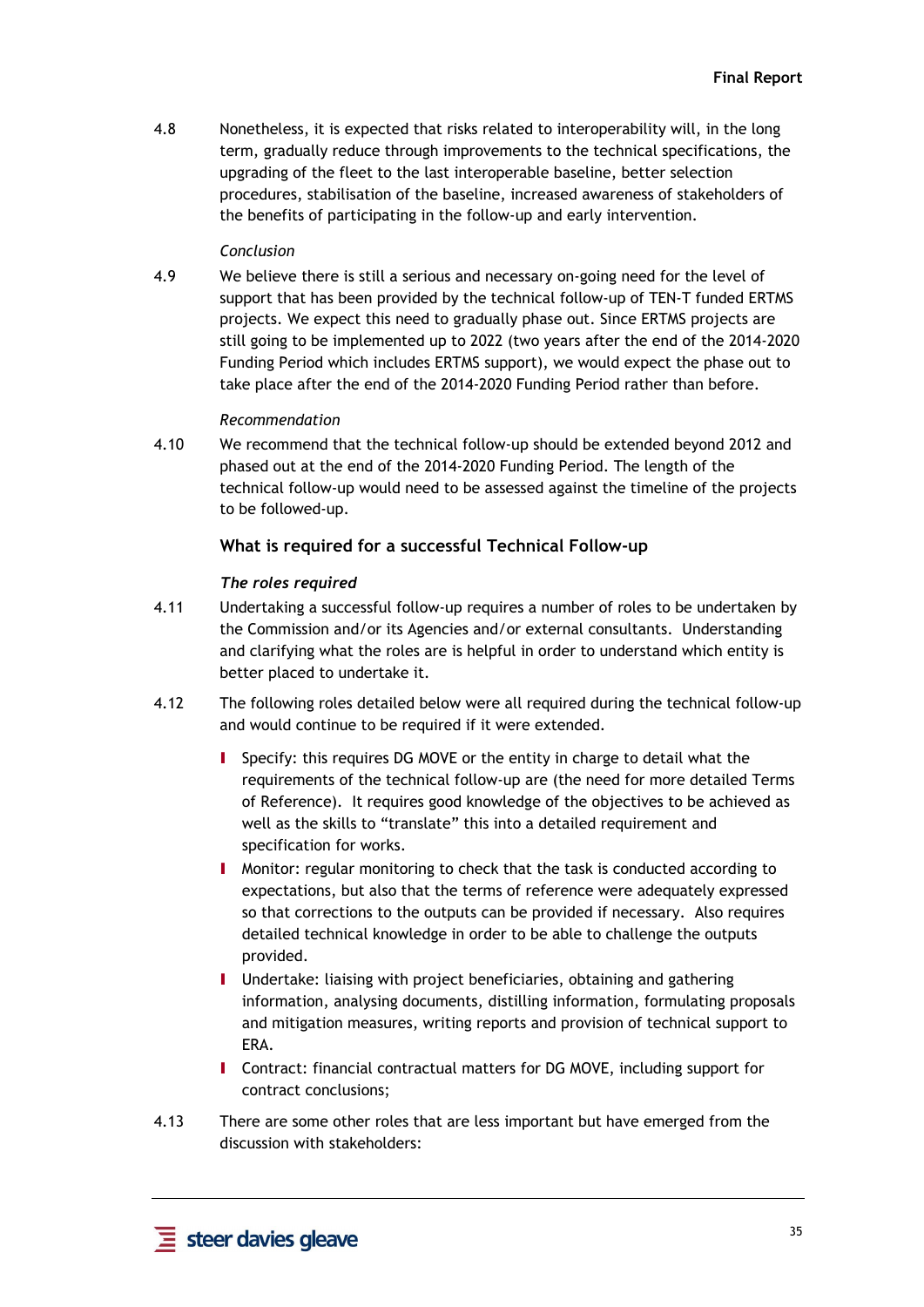4.8 Nonetheless, it is expected that risks related to interoperability will, in the long term, gradually reduce through improvements to the technical specifications, the upgrading of the fleet to the last interoperable baseline, better selection procedures, stabilisation of the baseline, increased awareness of stakeholders of the benefits of participating in the follow-up and early intervention.

*Conclusion*

4.9 We believe there is still a serious and necessary on-going need for the level of support that has been provided by the technical follow-up of TEN-T funded ERTMS projects. We expect this need to gradually phase out. Since ERTMS projects are still going to be implemented up to 2022 (two years after the end of the 2014-2020 Funding Period which includes ERTMS support), we would expect the phase out to take place after the end of the 2014-2020 Funding Period rather than before.

*Recommendation*

4.10 We recommend that the technical follow-up should be extended beyond 2012 and phased out at the end of the 2014-2020 Funding Period. The length of the technical follow-up would need to be assessed against the timeline of the projects to be followed-up.

### What is required for a successful Technical Follow-up

***The roles required***

4.11 Undertaking a successful follow-up requires a number of roles to be undertaken by the Commission and/or its Agencies and/or external consultants. Understanding and clarifying what the roles are is helpful in order to understand which entity is better placed to undertake it.

4.12 The following roles detailed below were all required during the technical follow-up and would continue to be required if it were extended.

- Specify: this requires DG MOVE or the entity in charge to detail what the requirements of the technical follow-up are (the need for more detailed Terms of Reference). It requires good knowledge of the objectives to be achieved as well as the skills to "translate" this into a detailed requirement and specification for works.
- Monitor: regular monitoring to check that the task is conducted according to expectations, but also that the terms of reference were adequately expressed so that corrections to the outputs can be provided if necessary. Also requires detailed technical knowledge in order to be able to challenge the outputs provided.
- Undertake: liaising with project beneficiaries, obtaining and gathering information, analysing documents, distilling information, formulating proposals and mitigation measures, writing reports and provision of technical support to ERA.
- Contract: financial contractual matters for DG MOVE, including support for contract conclusions;

4.13 There are some other roles that are less important but have emerged from the discussion with stakeholders: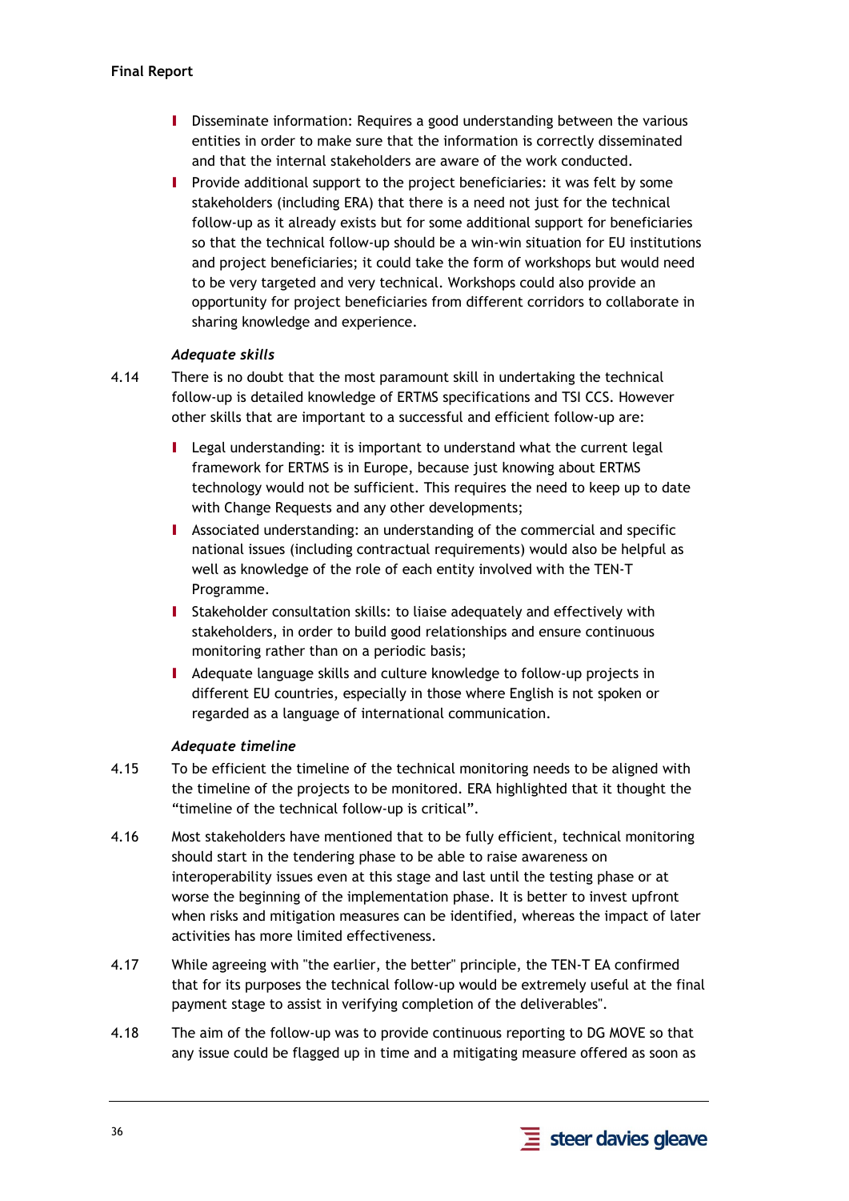- Disseminate information: Requires a good understanding between the various entities in order to make sure that the information is correctly disseminated and that the internal stakeholders are aware of the work conducted.
- Provide additional support to the project beneficiaries: it was felt by some stakeholders (including ERA) that there is a need not just for the technical follow-up as it already exists but for some additional support for beneficiaries so that the technical follow-up should be a win-win situation for EU institutions and project beneficiaries; it could take the form of workshops but would need to be very targeted and very technical. Workshops could also provide an opportunity for project beneficiaries from different corridors to collaborate in sharing knowledge and experience.

*Adequate skills*

4.14 There is no doubt that the most paramount skill in undertaking the technical follow-up is detailed knowledge of ERTMS specifications and TSI CCS. However other skills that are important to a successful and efficient follow-up are:

- Legal understanding: it is important to understand what the current legal framework for ERTMS is in Europe, because just knowing about ERTMS technology would not be sufficient. This requires the need to keep up to date with Change Requests and any other developments;
- Associated understanding: an understanding of the commercial and specific national issues (including contractual requirements) would also be helpful as well as knowledge of the role of each entity involved with the TEN-T Programme.
- Stakeholder consultation skills: to liaise adequately and effectively with stakeholders, in order to build good relationships and ensure continuous monitoring rather than on a periodic basis;
- Adequate language skills and culture knowledge to follow-up projects in different EU countries, especially in those where English is not spoken or regarded as a language of international communication.

*Adequate timeline*

4.15 To be efficient the timeline of the technical monitoring needs to be aligned with the timeline of the projects to be monitored. ERA highlighted that it thought the "timeline of the technical follow-up is critical".

4.16 Most stakeholders have mentioned that to be fully efficient, technical monitoring should start in the tendering phase to be able to raise awareness on interoperability issues even at this stage and last until the testing phase or at worse the beginning of the implementation phase. It is better to invest upfront when risks and mitigation measures can be identified, whereas the impact of later activities has more limited effectiveness.

4.17 While agreeing with "the earlier, the better" principle, the TEN-T EA confirmed that for its purposes the technical follow-up would be extremely useful at the final payment stage to assist in verifying completion of the deliverables".

4.18 The aim of the follow-up was to provide continuous reporting to DG MOVE so that any issue could be flagged up in time and a mitigating measure offered as soon as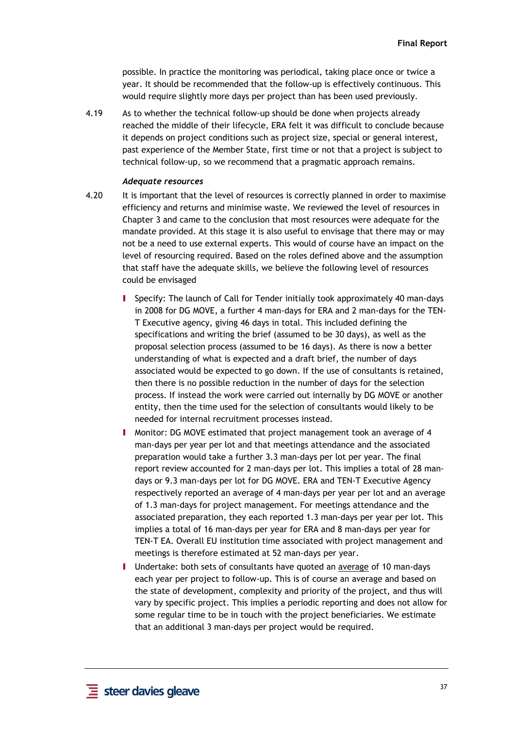possible. In practice the monitoring was periodical, taking place once or twice a year. It should be recommended that the follow-up is effectively continuous. This would require slightly more days per project than has been used previously.

4.19 As to whether the technical follow-up should be done when projects already reached the middle of their lifecycle, ERA felt it was difficult to conclude because it depends on project conditions such as project size, special or general interest, past experience of the Member State, first time or not that a project is subject to technical follow-up, so we recommend that a pragmatic approach remains.

***Adequate resources***

4.20 It is important that the level of resources is correctly planned in order to maximise efficiency and returns and minimise waste. We reviewed the level of resources in Chapter 3 and came to the conclusion that most resources were adequate for the mandate provided. At this stage it is also useful to envisage that there may or may not be a need to use external experts. This would of course have an impact on the level of resourcing required. Based on the roles defined above and the assumption that staff have the adequate skills, we believe the following level of resources could be envisaged

- Specify: The launch of Call for Tender initially took approximately 40 man-days in 2008 for DG MOVE, a further 4 man-days for ERA and 2 man-days for the TEN-T Executive agency, giving 46 days in total. This included defining the specifications and writing the brief (assumed to be 30 days), as well as the proposal selection process (assumed to be 16 days). As there is now a better understanding of what is expected and a draft brief, the number of days associated would be expected to go down. If the use of consultants is retained, then there is no possible reduction in the number of days for the selection process. If instead the work were carried out internally by DG MOVE or another entity, then the time used for the selection of consultants would likely to be needed for internal recruitment processes instead.
- Monitor: DG MOVE estimated that project management took an average of 4 man-days per year per lot and that meetings attendance and the associated preparation would take a further 3.3 man-days per lot per year. The final report review accounted for 2 man-days per lot. This implies a total of 28 man-days or 9.3 man-days per lot for DG MOVE. ERA and TEN-T Executive Agency respectively reported an average of 4 man-days per year per lot and an average of 1.3 man-days for project management. For meetings attendance and the associated preparation, they each reported 1.3 man-days per year per lot. This implies a total of 16 man-days per year for ERA and 8 man-days per year for TEN-T EA. Overall EU institution time associated with project management and meetings is therefore estimated at 52 man-days per year.
- Undertake: both sets of consultants have quoted an average of 10 man-days each year per project to follow-up. This is of course an average and based on the state of development, complexity and priority of the project, and thus will vary by specific project. This implies a periodic reporting and does not allow for some regular time to be in touch with the project beneficiaries. We estimate that an additional 3 man-days per project would be required.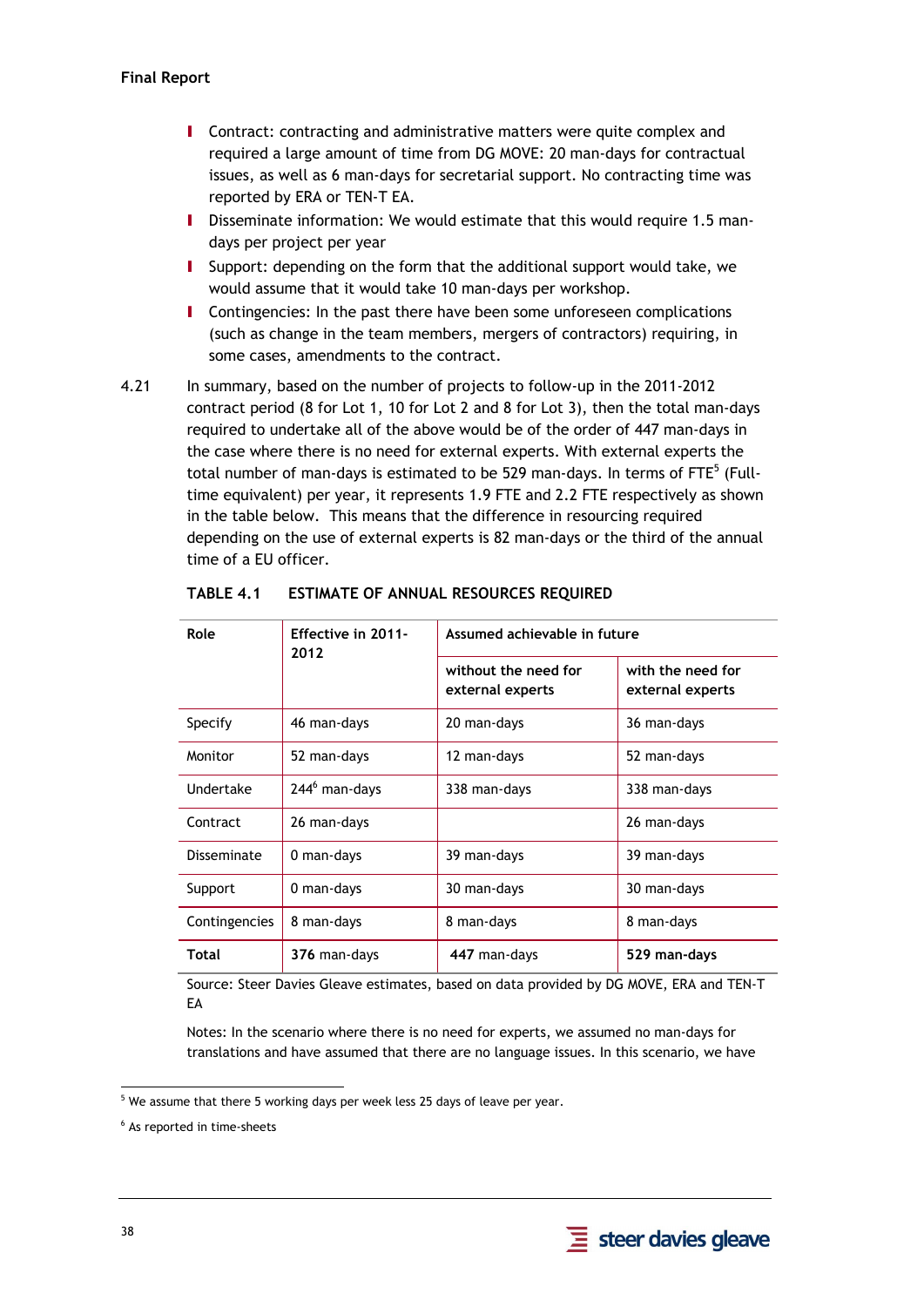- Contract: contracting and administrative matters were quite complex and required a large amount of time from DG MOVE: 20 man-days for contractual issues, as well as 6 man-days for secretarial support. No contracting time was reported by ERA or TEN-T EA.
- Disseminate information: We would estimate that this would require 1.5 man-days per project per year
- Support: depending on the form that the additional support would take, we would assume that it would take 10 man-days per workshop.
- Contingencies: In the past there have been some unforeseen complications (such as change in the team members, mergers of contractors) requiring, in some cases, amendments to the contract.

4.21 In summary, based on the number of projects to follow-up in the 2011-2012 contract period (8 for Lot 1, 10 for Lot 2 and 8 for Lot 3), then the total man-days required to undertake all of the above would be of the order of 447 man-days in the case where there is no need for external experts. With external experts the total number of man-days is estimated to be 529 man-days. In terms of FTE[5] (Full-time equivalent) per year, it represents 1.9 FTE and 2.2 FTE respectively as shown in the table below. This means that the difference in resourcing required depending on the use of external experts is 82 man-days or the third of the annual time of a EU officer.

**TABLE 4.1 ESTIMATE OF ANNUAL RESOURCES REQUIRED**

| Role | Effective in 2011-2012 | Assumed achievable in future | |
|---|---|---|---|
| | | without the need for external experts | with the need for external experts |
| Specify | 46 man-days | 20 man-days | 36 man-days |
| Monitor | 52 man-days | 12 man-days | 52 man-days |
| Undertake | 244[6] man-days | 338 man-days | 338 man-days |
| Contract | 26 man-days | | 26 man-days |
| Disseminate | 0 man-days | 39 man-days | 39 man-days |
| Support | 0 man-days | 30 man-days | 30 man-days |
| Contingencies | 8 man-days | 8 man-days | 8 man-days |
| **Total** | **376** man-days | **447** man-days | **529 man-days** |

Source: Steer Davies Gleave estimates, based on data provided by DG MOVE, ERA and TEN-T EA

Notes: In the scenario where there is no need for experts, we assumed no man-days for translations and have assumed that there are no language issues. In this scenario, we have

[5] We assume that there 5 working days per week less 25 days of leave per year.

[6] As reported in time-sheets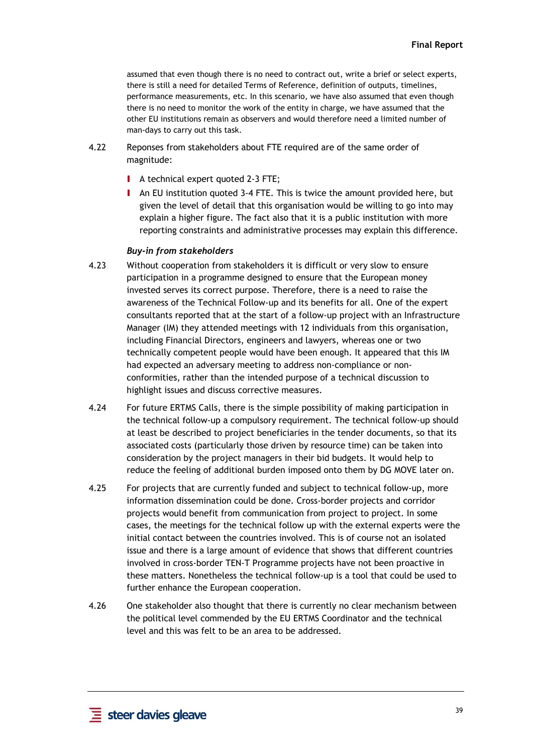assumed that even though there is no need to contract out, write a brief or select experts, there is still a need for detailed Terms of Reference, definition of outputs, timelines, performance measurements, etc. In this scenario, we have also assumed that even though there is no need to monitor the work of the entity in charge, we have assumed that the other EU institutions remain as observers and would therefore need a limited number of man-days to carry out this task.

4.22 Reponses from stakeholders about FTE required are of the same order of magnitude:

- A technical expert quoted 2-3 FTE;
- An EU institution quoted 3-4 FTE. This is twice the amount provided here, but given the level of detail that this organisation would be willing to go into may explain a higher figure. The fact also that it is a public institution with more reporting constraints and administrative processes may explain this difference.

***Buy-in from stakeholders***

4.23 Without cooperation from stakeholders it is difficult or very slow to ensure participation in a programme designed to ensure that the European money invested serves its correct purpose. Therefore, there is a need to raise the awareness of the Technical Follow-up and its benefits for all. One of the expert consultants reported that at the start of a follow-up project with an Infrastructure Manager (IM) they attended meetings with 12 individuals from this organisation, including Financial Directors, engineers and lawyers, whereas one or two technically competent people would have been enough. It appeared that this IM had expected an adversary meeting to address non-compliance or non-conformities, rather than the intended purpose of a technical discussion to highlight issues and discuss corrective measures.

4.24 For future ERTMS Calls, there is the simple possibility of making participation in the technical follow-up a compulsory requirement. The technical follow-up should at least be described to project beneficiaries in the tender documents, so that its associated costs (particularly those driven by resource time) can be taken into consideration by the project managers in their bid budgets. It would help to reduce the feeling of additional burden imposed onto them by DG MOVE later on.

4.25 For projects that are currently funded and subject to technical follow-up, more information dissemination could be done. Cross-border projects and corridor projects would benefit from communication from project to project. In some cases, the meetings for the technical follow up with the external experts were the initial contact between the countries involved. This is of course not an isolated issue and there is a large amount of evidence that shows that different countries involved in cross-border TEN-T Programme projects have not been proactive in these matters. Nonetheless the technical follow-up is a tool that could be used to further enhance the European cooperation.

4.26 One stakeholder also thought that there is currently no clear mechanism between the political level commended by the EU ERTMS Coordinator and the technical level and this was felt to be an area to be addressed.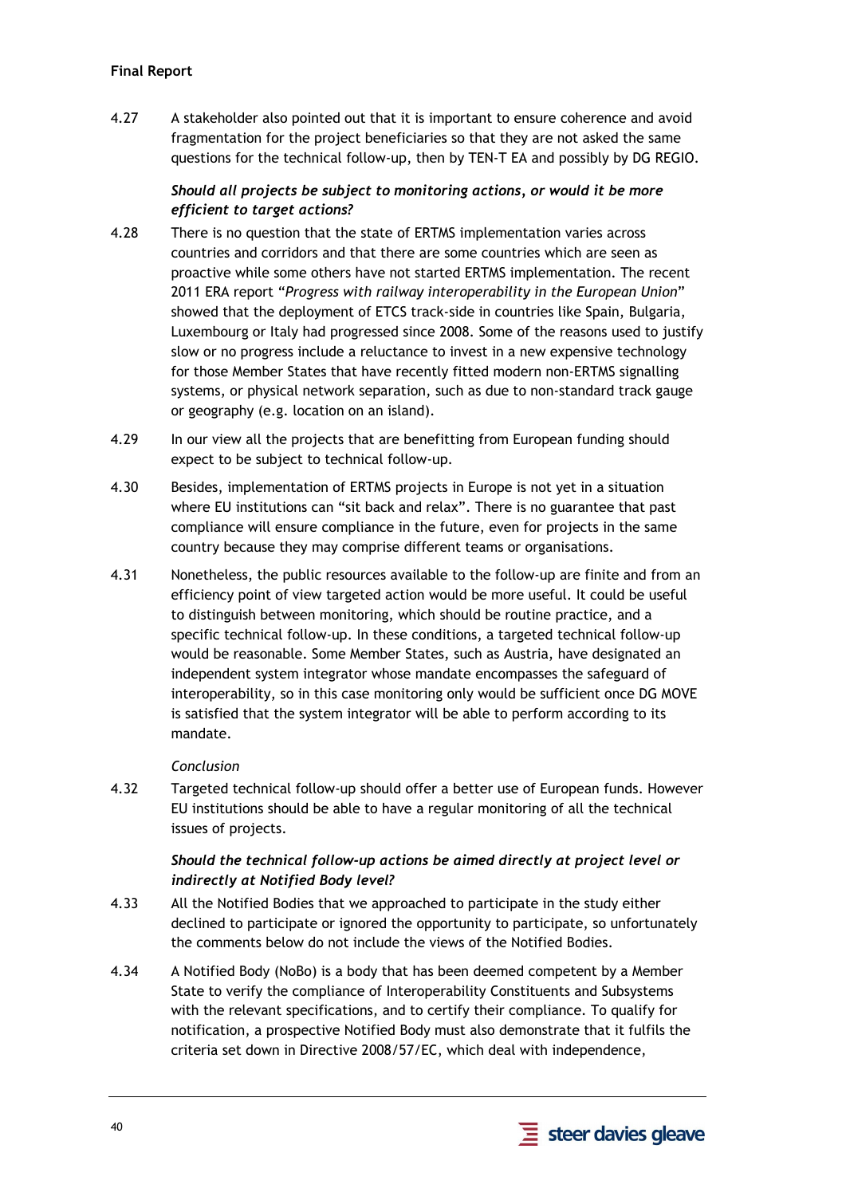4.27 A stakeholder also pointed out that it is important to ensure coherence and avoid fragmentation for the project beneficiaries so that they are not asked the same questions for the technical follow-up, then by TEN-T EA and possibly by DG REGIO.

***Should all projects be subject to monitoring actions, or would it be more efficient to target actions?***

4.28 There is no question that the state of ERTMS implementation varies across countries and corridors and that there are some countries which are seen as proactive while some others have not started ERTMS implementation. The recent 2011 ERA report "*Progress with railway interoperability in the European Union*" showed that the deployment of ETCS track-side in countries like Spain, Bulgaria, Luxembourg or Italy had progressed since 2008. Some of the reasons used to justify slow or no progress include a reluctance to invest in a new expensive technology for those Member States that have recently fitted modern non-ERTMS signalling systems, or physical network separation, such as due to non-standard track gauge or geography (e.g. location on an island).

4.29 In our view all the projects that are benefitting from European funding should expect to be subject to technical follow-up.

4.30 Besides, implementation of ERTMS projects in Europe is not yet in a situation where EU institutions can "sit back and relax". There is no guarantee that past compliance will ensure compliance in the future, even for projects in the same country because they may comprise different teams or organisations.

4.31 Nonetheless, the public resources available to the follow-up are finite and from an efficiency point of view targeted action would be more useful. It could be useful to distinguish between monitoring, which should be routine practice, and a specific technical follow-up. In these conditions, a targeted technical follow-up would be reasonable. Some Member States, such as Austria, have designated an independent system integrator whose mandate encompasses the safeguard of interoperability, so in this case monitoring only would be sufficient once DG MOVE is satisfied that the system integrator will be able to perform according to its mandate.

*Conclusion*

4.32 Targeted technical follow-up should offer a better use of European funds. However EU institutions should be able to have a regular monitoring of all the technical issues of projects.

***Should the technical follow-up actions be aimed directly at project level or indirectly at Notified Body level?***

4.33 All the Notified Bodies that we approached to participate in the study either declined to participate or ignored the opportunity to participate, so unfortunately the comments below do not include the views of the Notified Bodies.

4.34 A Notified Body (NoBo) is a body that has been deemed competent by a Member State to verify the compliance of Interoperability Constituents and Subsystems with the relevant specifications, and to certify their compliance. To qualify for notification, a prospective Notified Body must also demonstrate that it fulfils the criteria set down in Directive 2008/57/EC, which deal with independence,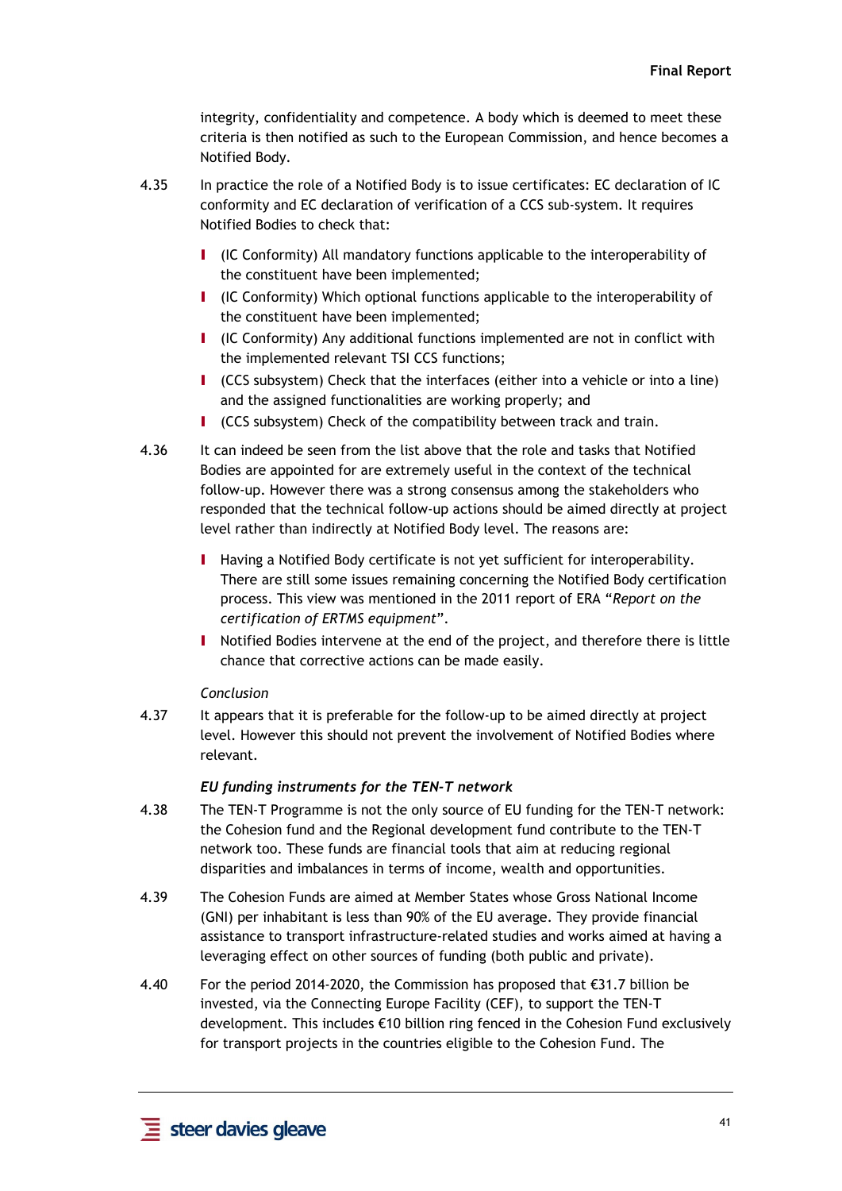integrity, confidentiality and competence. A body which is deemed to meet these criteria is then notified as such to the European Commission, and hence becomes a Notified Body.

4.35 In practice the role of a Notified Body is to issue certificates: EC declaration of IC conformity and EC declaration of verification of a CCS sub-system. It requires Notified Bodies to check that:

- (IC Conformity) All mandatory functions applicable to the interoperability of the constituent have been implemented;
- (IC Conformity) Which optional functions applicable to the interoperability of the constituent have been implemented;
- (IC Conformity) Any additional functions implemented are not in conflict with the implemented relevant TSI CCS functions;
- (CCS subsystem) Check that the interfaces (either into a vehicle or into a line) and the assigned functionalities are working properly; and
- (CCS subsystem) Check of the compatibility between track and train.

4.36 It can indeed be seen from the list above that the role and tasks that Notified Bodies are appointed for are extremely useful in the context of the technical follow-up. However there was a strong consensus among the stakeholders who responded that the technical follow-up actions should be aimed directly at project level rather than indirectly at Notified Body level. The reasons are:

- Having a Notified Body certificate is not yet sufficient for interoperability. There are still some issues remaining concerning the Notified Body certification process. This view was mentioned in the 2011 report of ERA "*Report on the certification of ERTMS equipment*".
- Notified Bodies intervene at the end of the project, and therefore there is little chance that corrective actions can be made easily.

*Conclusion*

4.37 It appears that it is preferable for the follow-up to be aimed directly at project level. However this should not prevent the involvement of Notified Bodies where relevant.

***EU funding instruments for the TEN-T network***

4.38 The TEN-T Programme is not the only source of EU funding for the TEN-T network: the Cohesion fund and the Regional development fund contribute to the TEN-T network too. These funds are financial tools that aim at reducing regional disparities and imbalances in terms of income, wealth and opportunities.

4.39 The Cohesion Funds are aimed at Member States whose Gross National Income (GNI) per inhabitant is less than 90% of the EU average. They provide financial assistance to transport infrastructure-related studies and works aimed at having a leveraging effect on other sources of funding (both public and private).

4.40 For the period 2014-2020, the Commission has proposed that €31.7 billion be invested, via the Connecting Europe Facility (CEF), to support the TEN-T development. This includes €10 billion ring fenced in the Cohesion Fund exclusively for transport projects in the countries eligible to the Cohesion Fund. The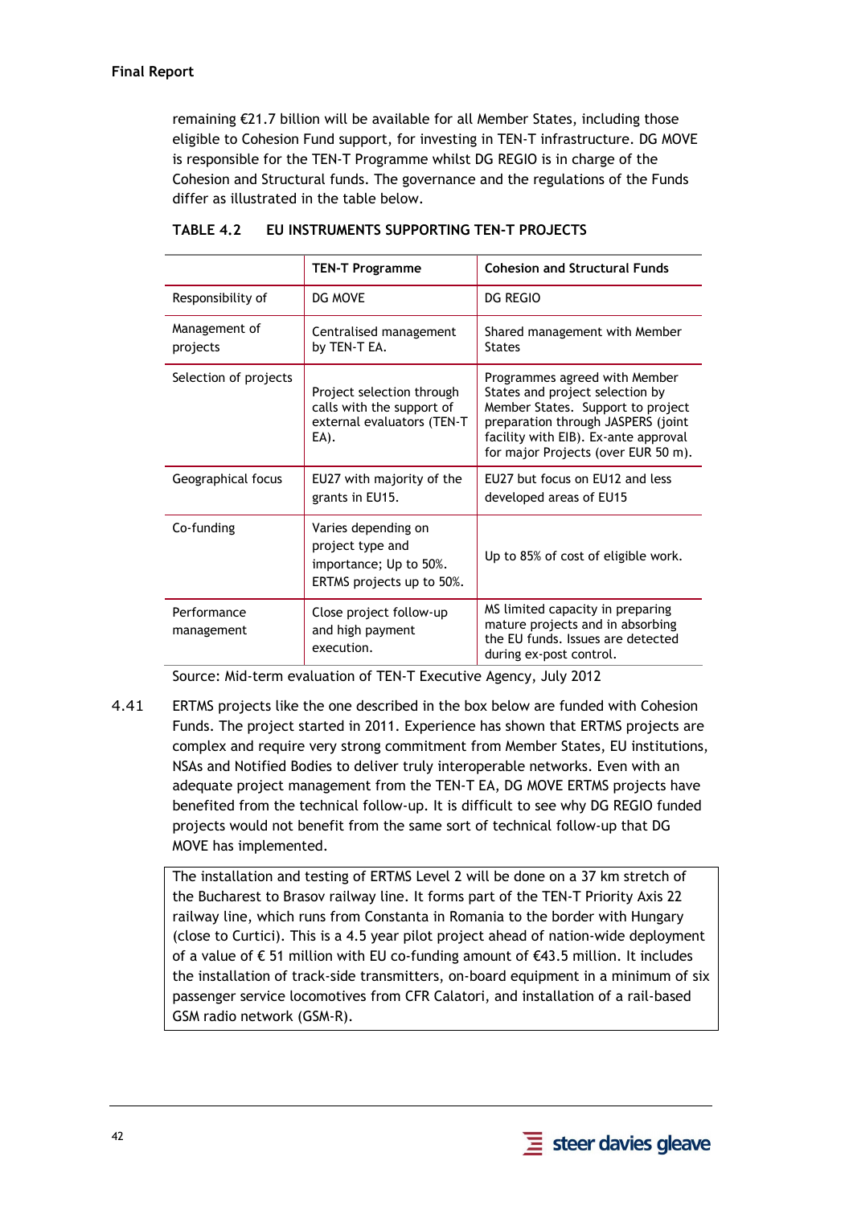remaining €21.7 billion will be available for all Member States, including those eligible to Cohesion Fund support, for investing in TEN-T infrastructure. DG MOVE is responsible for the TEN-T Programme whilst DG REGIO is in charge of the Cohesion and Structural funds. The governance and the regulations of the Funds differ as illustrated in the table below.

**TABLE 4.2 EU INSTRUMENTS SUPPORTING TEN-T PROJECTS**

| | TEN-T Programme | Cohesion and Structural Funds |
|---|---|---|
| Responsibility of | DG MOVE | DG REGIO |
| Management of projects | Centralised management by TEN-T EA. | Shared management with Member States |
| Selection of projects | Project selection through calls with the support of external evaluators (TEN-T EA). | Programmes agreed with Member States and project selection by Member States. Support to project preparation through JASPERS (joint facility with EIB). Ex-ante approval for major Projects (over EUR 50 m). |
| Geographical focus | EU27 with majority of the grants in EU15. | EU27 but focus on EU12 and less developed areas of EU15 |
| Co-funding | Varies depending on project type and importance; Up to 50%. ERTMS projects up to 50%. | Up to 85% of cost of eligible work. |
| Performance management | Close project follow-up and high payment execution. | MS limited capacity in preparing mature projects and in absorbing the EU funds. Issues are detected during ex-post control. |

Source: Mid-term evaluation of TEN-T Executive Agency, July 2012

4.41 ERTMS projects like the one described in the box below are funded with Cohesion Funds. The project started in 2011. Experience has shown that ERTMS projects are complex and require very strong commitment from Member States, EU institutions, NSAs and Notified Bodies to deliver truly interoperable networks. Even with an adequate project management from the TEN-T EA, DG MOVE ERTMS projects have benefited from the technical follow-up. It is difficult to see why DG REGIO funded projects would not benefit from the same sort of technical follow-up that DG MOVE has implemented.

> The installation and testing of ERTMS Level 2 will be done on a 37 km stretch of the Bucharest to Brasov railway line. It forms part of the TEN-T Priority Axis 22 railway line, which runs from Constanta in Romania to the border with Hungary (close to Curtici). This is a 4.5 year pilot project ahead of nation-wide deployment of a value of € 51 million with EU co-funding amount of €43.5 million. It includes the installation of track-side transmitters, on-board equipment in a minimum of six passenger service locomotives from CFR Calatori, and installation of a rail-based GSM radio network (GSM-R).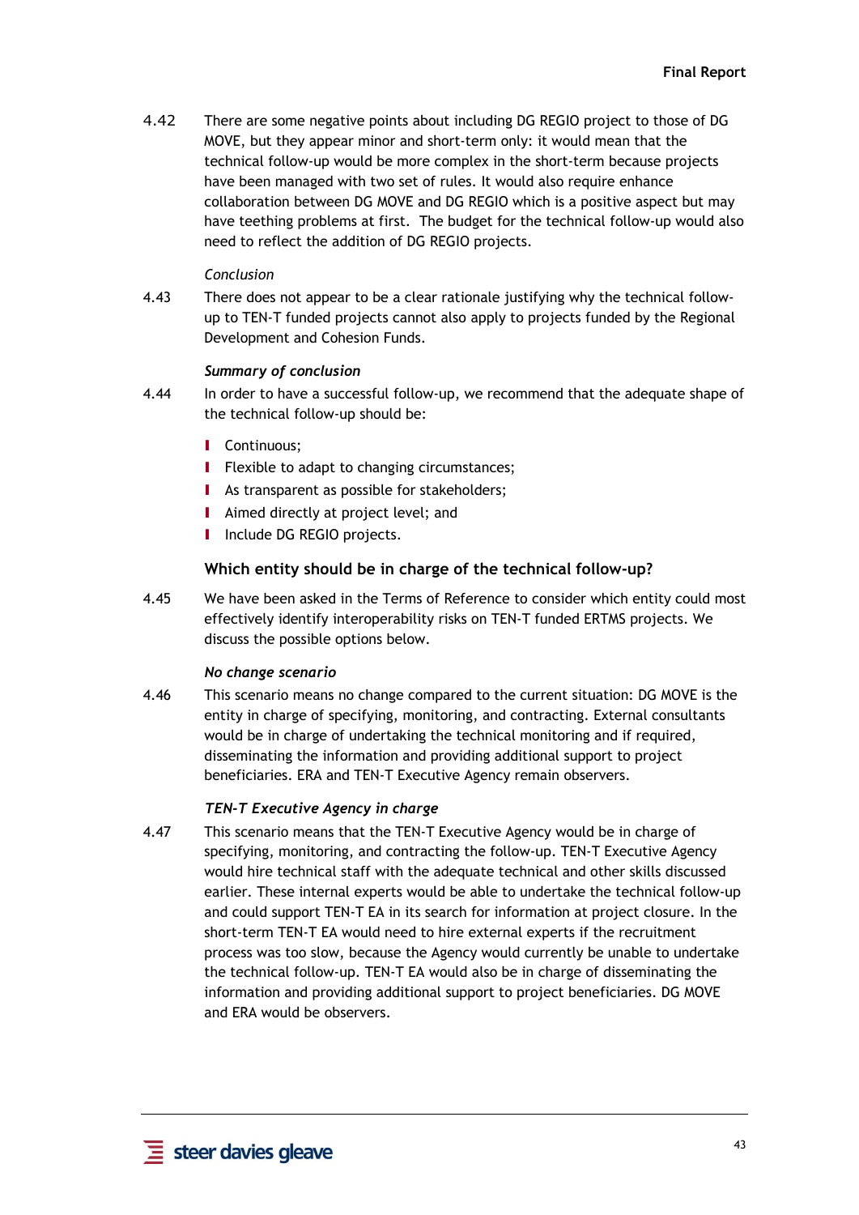4.42 There are some negative points about including DG REGIO project to those of DG MOVE, but they appear minor and short-term only: it would mean that the technical follow-up would be more complex in the short-term because projects have been managed with two set of rules. It would also require enhance collaboration between DG MOVE and DG REGIO which is a positive aspect but may have teething problems at first. The budget for the technical follow-up would also need to reflect the addition of DG REGIO projects.

*Conclusion*

4.43 There does not appear to be a clear rationale justifying why the technical follow-up to TEN-T funded projects cannot also apply to projects funded by the Regional Development and Cohesion Funds.

***Summary of conclusion***

4.44 In order to have a successful follow-up, we recommend that the adequate shape of the technical follow-up should be:

- Continuous;
- Flexible to adapt to changing circumstances;
- As transparent as possible for stakeholders;
- Aimed directly at project level; and
- Include DG REGIO projects.

### Which entity should be in charge of the technical follow-up?

4.45 We have been asked in the Terms of Reference to consider which entity could most effectively identify interoperability risks on TEN-T funded ERTMS projects. We discuss the possible options below.

***No change scenario***

4.46 This scenario means no change compared to the current situation: DG MOVE is the entity in charge of specifying, monitoring, and contracting. External consultants would be in charge of undertaking the technical monitoring and if required, disseminating the information and providing additional support to project beneficiaries. ERA and TEN-T Executive Agency remain observers.

***TEN-T Executive Agency in charge***

4.47 This scenario means that the TEN-T Executive Agency would be in charge of specifying, monitoring, and contracting the follow-up. TEN-T Executive Agency would hire technical staff with the adequate technical and other skills discussed earlier. These internal experts would be able to undertake the technical follow-up and could support TEN-T EA in its search for information at project closure. In the short-term TEN-T EA would need to hire external experts if the recruitment process was too slow, because the Agency would currently be unable to undertake the technical follow-up. TEN-T EA would also be in charge of disseminating the information and providing additional support to project beneficiaries. DG MOVE and ERA would be observers.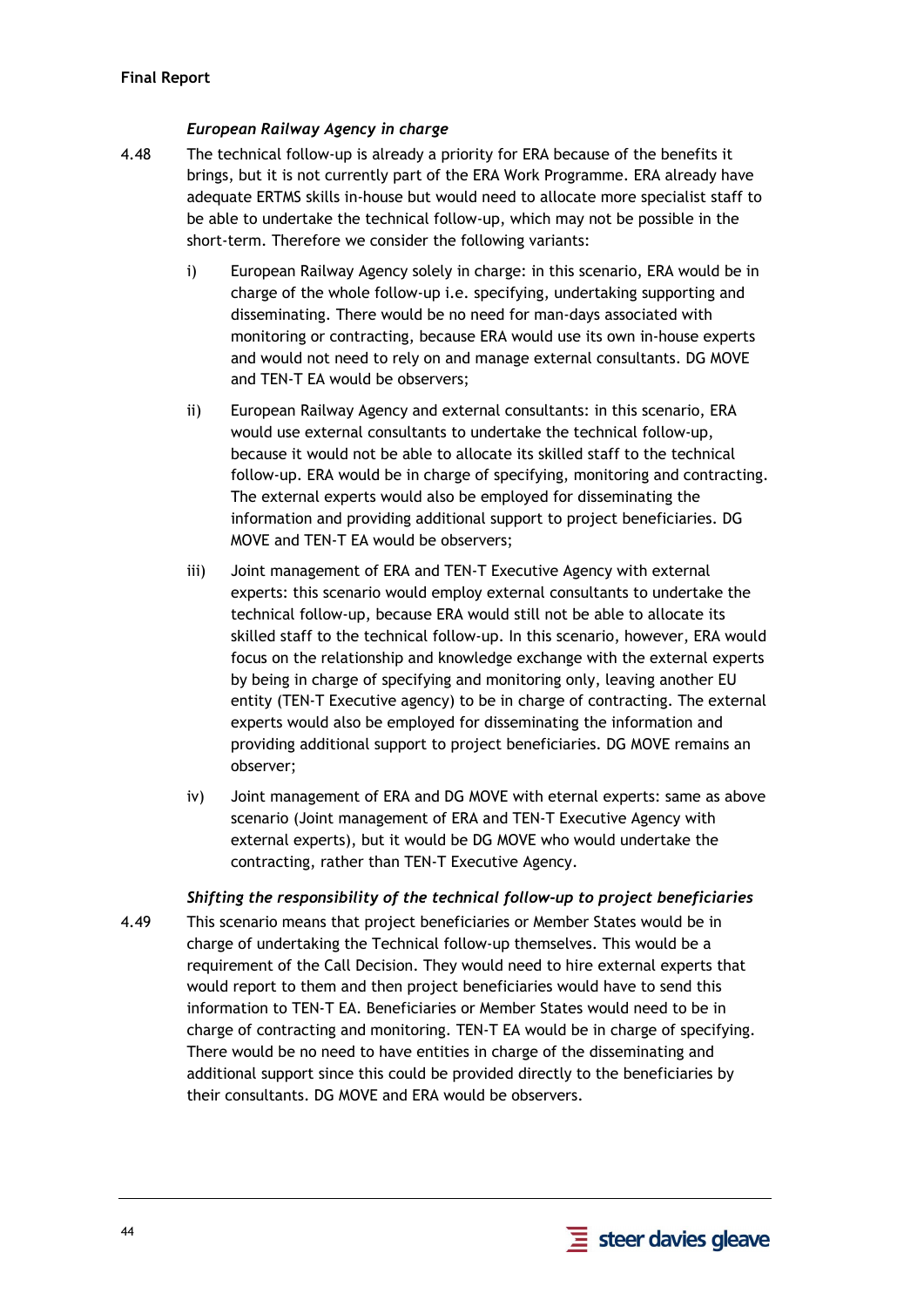### *European Railway Agency in charge*

4.48 The technical follow-up is already a priority for ERA because of the benefits it brings, but it is not currently part of the ERA Work Programme. ERA already have adequate ERTMS skills in-house but would need to allocate more specialist staff to be able to undertake the technical follow-up, which may not be possible in the short-term. Therefore we consider the following variants:

i) European Railway Agency solely in charge: in this scenario, ERA would be in charge of the whole follow-up i.e. specifying, undertaking supporting and disseminating. There would be no need for man-days associated with monitoring or contracting, because ERA would use its own in-house experts and would not need to rely on and manage external consultants. DG MOVE and TEN-T EA would be observers;

ii) European Railway Agency and external consultants: in this scenario, ERA would use external consultants to undertake the technical follow-up, because it would not be able to allocate its skilled staff to the technical follow-up. ERA would be in charge of specifying, monitoring and contracting. The external experts would also be employed for disseminating the information and providing additional support to project beneficiaries. DG MOVE and TEN-T EA would be observers;

iii) Joint management of ERA and TEN-T Executive Agency with external experts: this scenario would employ external consultants to undertake the technical follow-up, because ERA would still not be able to allocate its skilled staff to the technical follow-up. In this scenario, however, ERA would focus on the relationship and knowledge exchange with the external experts by being in charge of specifying and monitoring only, leaving another EU entity (TEN-T Executive agency) to be in charge of contracting. The external experts would also be employed for disseminating the information and providing additional support to project beneficiaries. DG MOVE remains an observer;

iv) Joint management of ERA and DG MOVE with eternal experts: same as above scenario (Joint management of ERA and TEN-T Executive Agency with external experts), but it would be DG MOVE who would undertake the contracting, rather than TEN-T Executive Agency.

### *Shifting the responsibility of the technical follow-up to project beneficiaries*

4.49 This scenario means that project beneficiaries or Member States would be in charge of undertaking the Technical follow-up themselves. This would be a requirement of the Call Decision. They would need to hire external experts that would report to them and then project beneficiaries would have to send this information to TEN-T EA. Beneficiaries or Member States would need to be in charge of contracting and monitoring. TEN-T EA would be in charge of specifying. There would be no need to have entities in charge of the disseminating and additional support since this could be provided directly to the beneficiaries by their consultants. DG MOVE and ERA would be observers.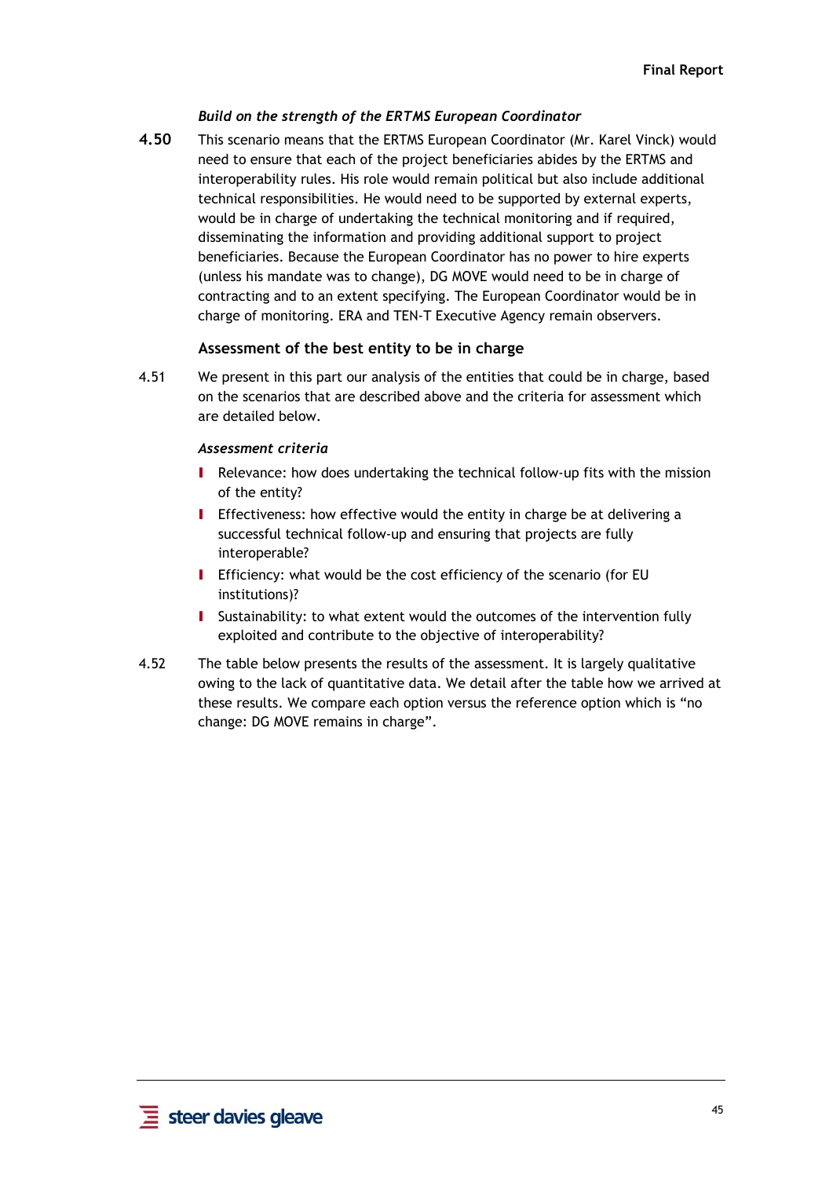#### *Build on the strength of the ERTMS European Coordinator*

**4.50** This scenario means that the ERTMS European Coordinator (Mr. Karel Vinck) would need to ensure that each of the project beneficiaries abides by the ERTMS and interoperability rules. His role would remain political but also include additional technical responsibilities. He would need to be supported by external experts, would be in charge of undertaking the technical monitoring and if required, disseminating the information and providing additional support to project beneficiaries. Because the European Coordinator has no power to hire experts (unless his mandate was to change), DG MOVE would need to be in charge of contracting and to an extent specifying. The European Coordinator would be in charge of monitoring. ERA and TEN-T Executive Agency remain observers.

### Assessment of the best entity to be in charge

4.51 We present in this part our analysis of the entities that could be in charge, based on the scenarios that are described above and the criteria for assessment which are detailed below.

#### *Assessment criteria*

- Relevance: how does undertaking the technical follow-up fits with the mission of the entity?
- Effectiveness: how effective would the entity in charge be at delivering a successful technical follow-up and ensuring that projects are fully interoperable?
- Efficiency: what would be the cost efficiency of the scenario (for EU institutions)?
- Sustainability: to what extent would the outcomes of the intervention fully exploited and contribute to the objective of interoperability?

4.52 The table below presents the results of the assessment. It is largely qualitative owing to the lack of quantitative data. We detail after the table how we arrived at these results. We compare each option versus the reference option which is "no change: DG MOVE remains in charge".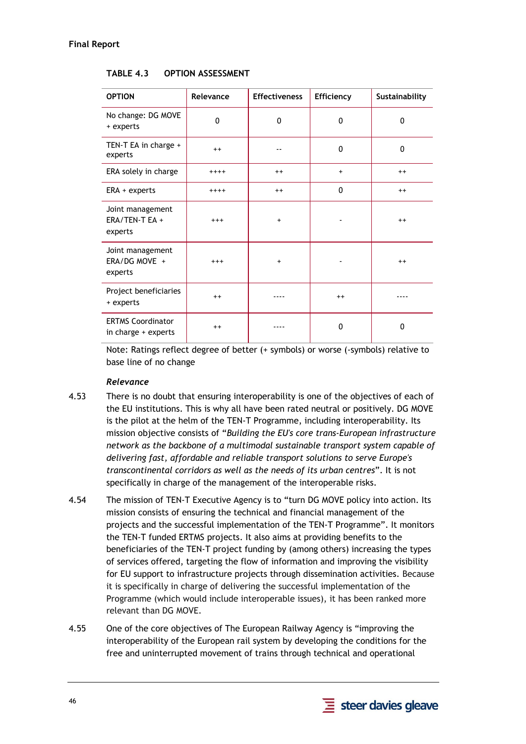**TABLE 4.3 OPTION ASSESSMENT**

| OPTION | Relevance | Effectiveness | Efficiency | Sustainability |
|---|---|---|---|---|
| No change: DG MOVE + experts | 0 | 0 | 0 | 0 |
| TEN-T EA in charge + experts | ++ | -- | 0 | 0 |
| ERA solely in charge | ++++ | ++ | + | ++ |
| ERA + experts | ++++ | ++ | 0 | ++ |
| Joint management ERA/TEN-T EA + experts | +++ | + | - | ++ |
| Joint management ERA/DG MOVE + experts | +++ | + | - | ++ |
| Project beneficiaries + experts | ++ | ---- | ++ | ---- |
| ERTMS Coordinator in charge + experts | ++ | ---- | 0 | 0 |

Note: Ratings reflect degree of better (+ symbols) or worse (-symbols) relative to base line of no change

***Relevance***

4.53 There is no doubt that ensuring interoperability is one of the objectives of each of the EU institutions. This is why all have been rated neutral or positively. DG MOVE is the pilot at the helm of the TEN-T Programme, including interoperability. Its mission objective consists of "*Building the EU's core trans-European infrastructure network as the backbone of a multimodal sustainable transport system capable of delivering fast, affordable and reliable transport solutions to serve Europe's transcontinental corridors as well as the needs of its urban centres*". It is not specifically in charge of the management of the interoperable risks.

4.54 The mission of TEN-T Executive Agency is to "turn DG MOVE policy into action. Its mission consists of ensuring the technical and financial management of the projects and the successful implementation of the TEN-T Programme". It monitors the TEN-T funded ERTMS projects. It also aims at providing benefits to the beneficiaries of the TEN-T project funding by (among others) increasing the types of services offered, targeting the flow of information and improving the visibility for EU support to infrastructure projects through dissemination activities. Because it is specifically in charge of delivering the successful implementation of the Programme (which would include interoperable issues), it has been ranked more relevant than DG MOVE.

4.55 One of the core objectives of The European Railway Agency is "improving the interoperability of the European rail system by developing the conditions for the free and uninterrupted movement of trains through technical and operational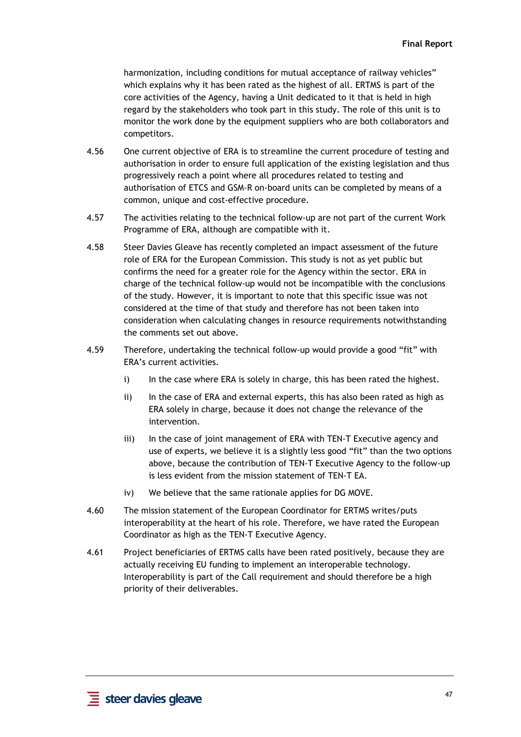harmonization, including conditions for mutual acceptance of railway vehicles" which explains why it has been rated as the highest of all. ERTMS is part of the core activities of the Agency, having a Unit dedicated to it that is held in high regard by the stakeholders who took part in this study. The role of this unit is to monitor the work done by the equipment suppliers who are both collaborators and competitors.

4.56 One current objective of ERA is to streamline the current procedure of testing and authorisation in order to ensure full application of the existing legislation and thus progressively reach a point where all procedures related to testing and authorisation of ETCS and GSM-R on-board units can be completed by means of a common, unique and cost-effective procedure.

4.57 The activities relating to the technical follow-up are not part of the current Work Programme of ERA, although are compatible with it.

4.58 Steer Davies Gleave has recently completed an impact assessment of the future role of ERA for the European Commission. This study is not as yet public but confirms the need for a greater role for the Agency within the sector. ERA in charge of the technical follow-up would not be incompatible with the conclusions of the study. However, it is important to note that this specific issue was not considered at the time of that study and therefore has not been taken into consideration when calculating changes in resource requirements notwithstanding the comments set out above.

4.59 Therefore, undertaking the technical follow-up would provide a good "fit" with ERA's current activities.

- i) In the case where ERA is solely in charge, this has been rated the highest.
- ii) In the case of ERA and external experts, this has also been rated as high as ERA solely in charge, because it does not change the relevance of the intervention.
- iii) In the case of joint management of ERA with TEN-T Executive agency and use of experts, we believe it is a slightly less good "fit" than the two options above, because the contribution of TEN-T Executive Agency to the follow-up is less evident from the mission statement of TEN-T EA.
- iv) We believe that the same rationale applies for DG MOVE.

4.60 The mission statement of the European Coordinator for ERTMS writes/puts interoperability at the heart of his role. Therefore, we have rated the European Coordinator as high as the TEN-T Executive Agency.

4.61 Project beneficiaries of ERTMS calls have been rated positively, because they are actually receiving EU funding to implement an interoperable technology. Interoperability is part of the Call requirement and should therefore be a high priority of their deliverables.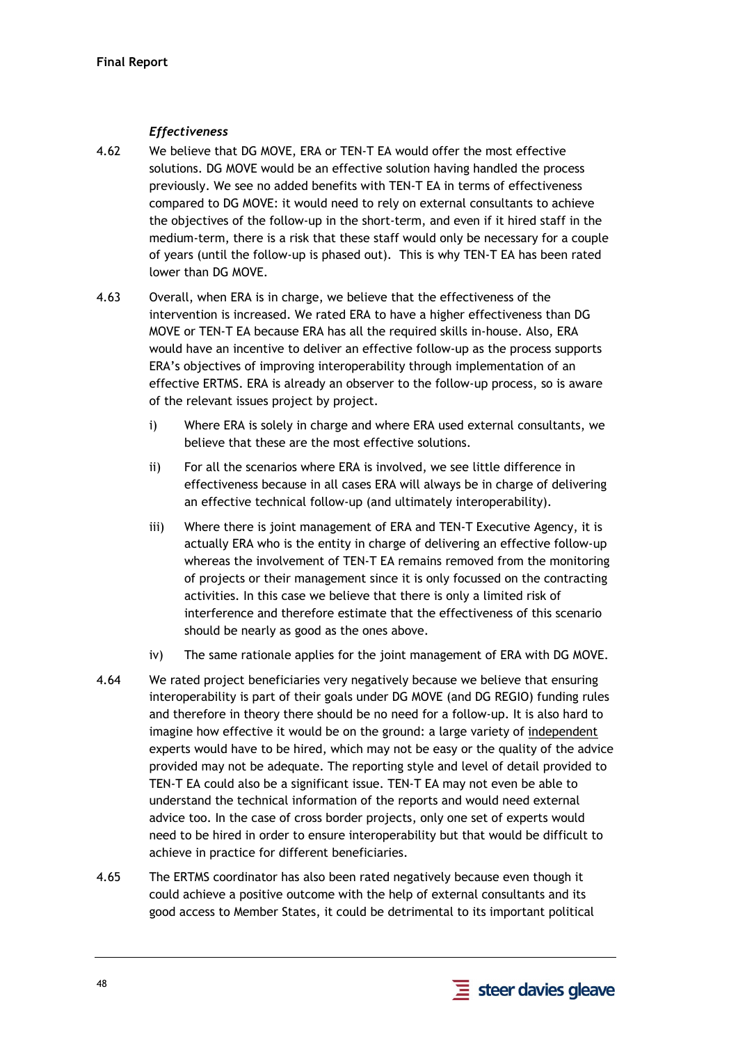### *Effectiveness*

4.62 We believe that DG MOVE, ERA or TEN-T EA would offer the most effective solutions. DG MOVE would be an effective solution having handled the process previously. We see no added benefits with TEN-T EA in terms of effectiveness compared to DG MOVE: it would need to rely on external consultants to achieve the objectives of the follow-up in the short-term, and even if it hired staff in the medium-term, there is a risk that these staff would only be necessary for a couple of years (until the follow-up is phased out). This is why TEN-T EA has been rated lower than DG MOVE.

4.63 Overall, when ERA is in charge, we believe that the effectiveness of the intervention is increased. We rated ERA to have a higher effectiveness than DG MOVE or TEN-T EA because ERA has all the required skills in-house. Also, ERA would have an incentive to deliver an effective follow-up as the process supports ERA's objectives of improving interoperability through implementation of an effective ERTMS. ERA is already an observer to the follow-up process, so is aware of the relevant issues project by project.

i) Where ERA is solely in charge and where ERA used external consultants, we believe that these are the most effective solutions.

ii) For all the scenarios where ERA is involved, we see little difference in effectiveness because in all cases ERA will always be in charge of delivering an effective technical follow-up (and ultimately interoperability).

iii) Where there is joint management of ERA and TEN-T Executive Agency, it is actually ERA who is the entity in charge of delivering an effective follow-up whereas the involvement of TEN-T EA remains removed from the monitoring of projects or their management since it is only focussed on the contracting activities. In this case we believe that there is only a limited risk of interference and therefore estimate that the effectiveness of this scenario should be nearly as good as the ones above.

iv) The same rationale applies for the joint management of ERA with DG MOVE.

4.64 We rated project beneficiaries very negatively because we believe that ensuring interoperability is part of their goals under DG MOVE (and DG REGIO) funding rules and therefore in theory there should be no need for a follow-up. It is also hard to imagine how effective it would be on the ground: a large variety of <u>independent</u> experts would have to be hired, which may not be easy or the quality of the advice provided may not be adequate. The reporting style and level of detail provided to TEN-T EA could also be a significant issue. TEN-T EA may not even be able to understand the technical information of the reports and would need external advice too. In the case of cross border projects, only one set of experts would need to be hired in order to ensure interoperability but that would be difficult to achieve in practice for different beneficiaries.

4.65 The ERTMS coordinator has also been rated negatively because even though it could achieve a positive outcome with the help of external consultants and its good access to Member States, it could be detrimental to its important political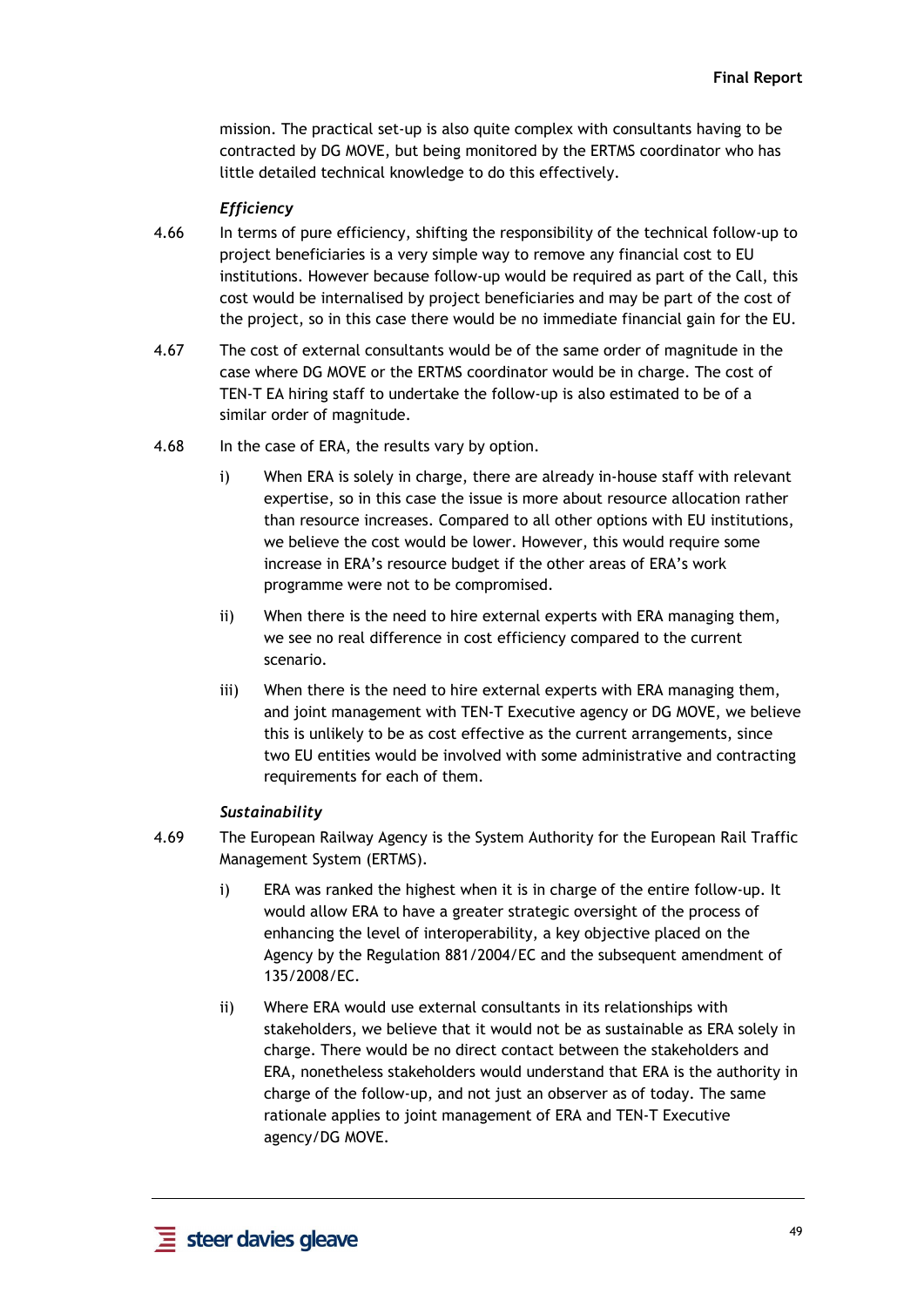mission. The practical set-up is also quite complex with consultants having to be contracted by DG MOVE, but being monitored by the ERTMS coordinator who has little detailed technical knowledge to do this effectively.

*Efficiency*

4.66 In terms of pure efficiency, shifting the responsibility of the technical follow-up to project beneficiaries is a very simple way to remove any financial cost to EU institutions. However because follow-up would be required as part of the Call, this cost would be internalised by project beneficiaries and may be part of the cost of the project, so in this case there would be no immediate financial gain for the EU.

4.67 The cost of external consultants would be of the same order of magnitude in the case where DG MOVE or the ERTMS coordinator would be in charge. The cost of TEN-T EA hiring staff to undertake the follow-up is also estimated to be of a similar order of magnitude.

4.68 In the case of ERA, the results vary by option.

i) When ERA is solely in charge, there are already in-house staff with relevant expertise, so in this case the issue is more about resource allocation rather than resource increases. Compared to all other options with EU institutions, we believe the cost would be lower. However, this would require some increase in ERA's resource budget if the other areas of ERA's work programme were not to be compromised.

ii) When there is the need to hire external experts with ERA managing them, we see no real difference in cost efficiency compared to the current scenario.

iii) When there is the need to hire external experts with ERA managing them, and joint management with TEN-T Executive agency or DG MOVE, we believe this is unlikely to be as cost effective as the current arrangements, since two EU entities would be involved with some administrative and contracting requirements for each of them.

*Sustainability*

4.69 The European Railway Agency is the System Authority for the European Rail Traffic Management System (ERTMS).

i) ERA was ranked the highest when it is in charge of the entire follow-up. It would allow ERA to have a greater strategic oversight of the process of enhancing the level of interoperability, a key objective placed on the Agency by the Regulation 881/2004/EC and the subsequent amendment of 135/2008/EC.

ii) Where ERA would use external consultants in its relationships with stakeholders, we believe that it would not be as sustainable as ERA solely in charge. There would be no direct contact between the stakeholders and ERA, nonetheless stakeholders would understand that ERA is the authority in charge of the follow-up, and not just an observer as of today. The same rationale applies to joint management of ERA and TEN-T Executive agency/DG MOVE.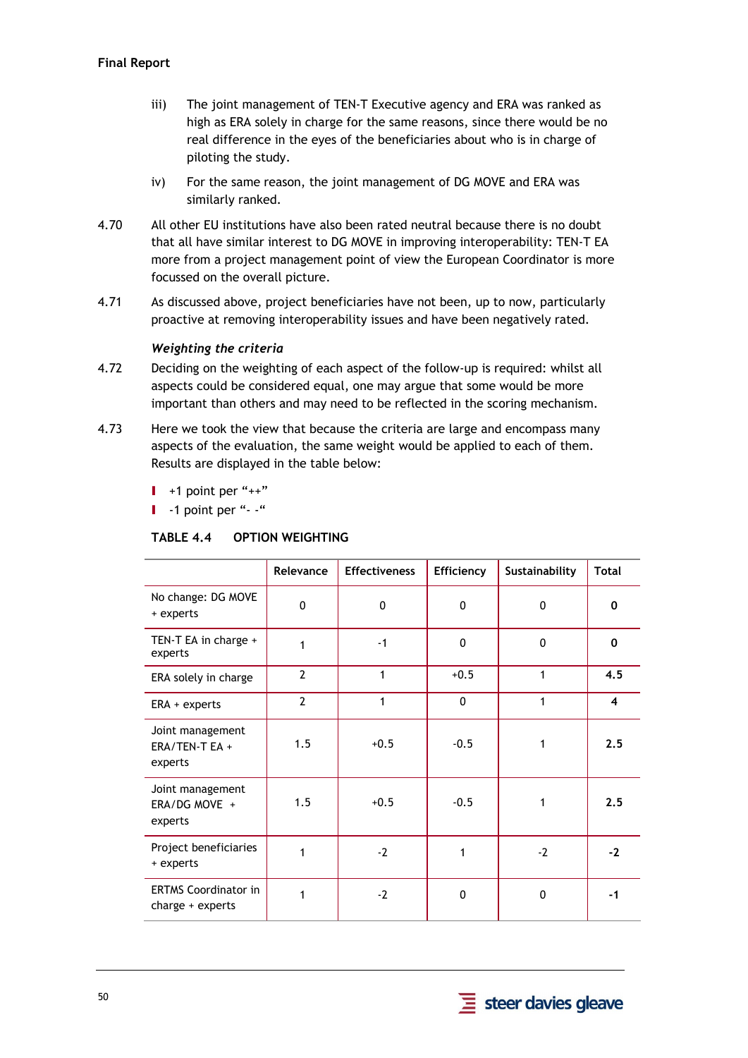iii) The joint management of TEN-T Executive agency and ERA was ranked as high as ERA solely in charge for the same reasons, since there would be no real difference in the eyes of the beneficiaries about who is in charge of piloting the study.

iv) For the same reason, the joint management of DG MOVE and ERA was similarly ranked.

4.70 All other EU institutions have also been rated neutral because there is no doubt that all have similar interest to DG MOVE in improving interoperability: TEN-T EA more from a project management point of view the European Coordinator is more focussed on the overall picture.

4.71 As discussed above, project beneficiaries have not been, up to now, particularly proactive at removing interoperability issues and have been negatively rated.

***Weighting the criteria***

4.72 Deciding on the weighting of each aspect of the follow-up is required: whilst all aspects could be considered equal, one may argue that some would be more important than others and may need to be reflected in the scoring mechanism.

4.73 Here we took the view that because the criteria are large and encompass many aspects of the evaluation, the same weight would be applied to each of them. Results are displayed in the table below:

- +1 point per "++"
- -1 point per "- -"

**TABLE 4.4 OPTION WEIGHTING**

| | Relevance | Effectiveness | Efficiency | Sustainability | Total |
|---|---|---|---|---|---|
| No change: DG MOVE + experts | 0 | 0 | 0 | 0 | **0** |
| TEN-T EA in charge + experts | 1 | -1 | 0 | 0 | **0** |
| ERA solely in charge | 2 | 1 | +0.5 | 1 | **4.5** |
| ERA + experts | 2 | 1 | 0 | 1 | **4** |
| Joint management ERA/TEN-T EA + experts | 1.5 | +0.5 | -0.5 | 1 | **2.5** |
| Joint management ERA/DG MOVE + experts | 1.5 | +0.5 | -0.5 | 1 | **2.5** |
| Project beneficiaries + experts | 1 | -2 | 1 | -2 | **-2** |
| ERTMS Coordinator in charge + experts | 1 | -2 | 0 | 0 | **-1** |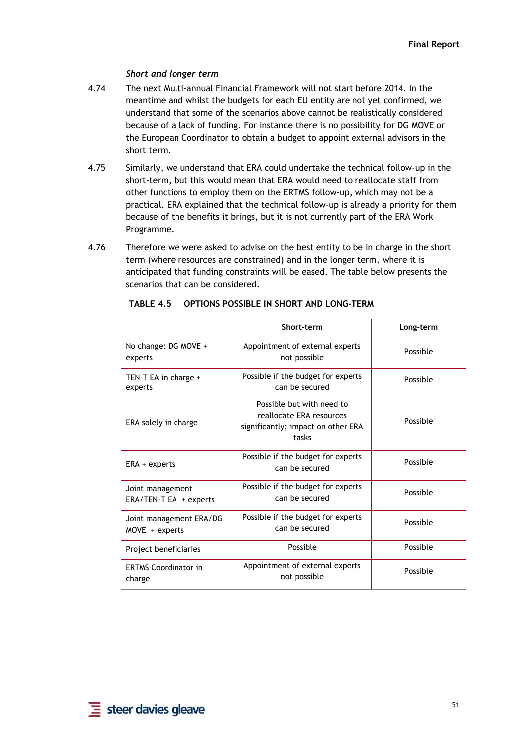*Short and longer term*

4.74 The next Multi-annual Financial Framework will not start before 2014. In the meantime and whilst the budgets for each EU entity are not yet confirmed, we understand that some of the scenarios above cannot be realistically considered because of a lack of funding. For instance there is no possibility for DG MOVE or the European Coordinator to obtain a budget to appoint external advisors in the short term.

4.75 Similarly, we understand that ERA could undertake the technical follow-up in the short-term, but this would mean that ERA would need to reallocate staff from other functions to employ them on the ERTMS follow-up, which may not be a practical. ERA explained that the technical follow-up is already a priority for them because of the benefits it brings, but it is not currently part of the ERA Work Programme.

4.76 Therefore we were asked to advise on the best entity to be in charge in the short term (where resources are constrained) and in the longer term, where it is anticipated that funding constraints will be eased. The table below presents the scenarios that can be considered.

**TABLE 4.5 OPTIONS POSSIBLE IN SHORT AND LONG-TERM**

| | Short-term | Long-term |
|---|---|---|
| No change: DG MOVE + experts | Appointment of external experts not possible | Possible |
| TEN-T EA in charge + experts | Possible if the budget for experts can be secured | Possible |
| ERA solely in charge | Possible but with need to reallocate ERA resources significantly; impact on other ERA tasks | Possible |
| ERA + experts | Possible if the budget for experts can be secured | Possible |
| Joint management ERA/TEN-T EA + experts | Possible if the budget for experts can be secured | Possible |
| Joint management ERA/DG MOVE + experts | Possible if the budget for experts can be secured | Possible |
| Project beneficiaries | Possible | Possible |
| ERTMS Coordinator in charge | Appointment of external experts not possible | Possible |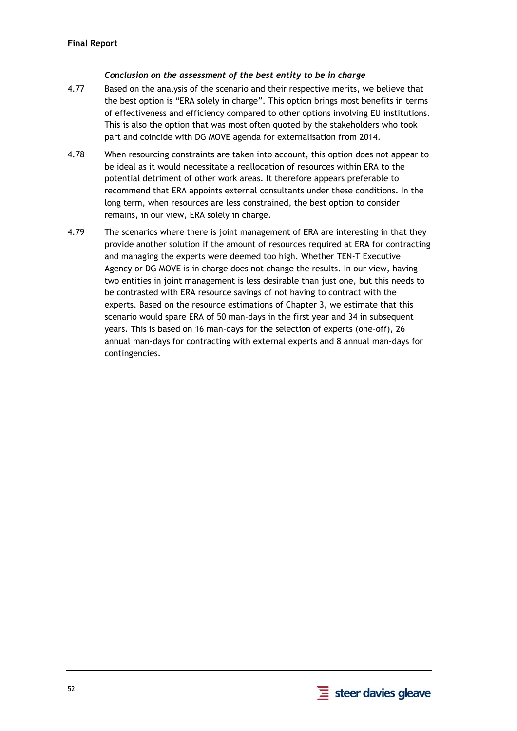***Conclusion on the assessment of the best entity to be in charge***

4.77 Based on the analysis of the scenario and their respective merits, we believe that the best option is "ERA solely in charge". This option brings most benefits in terms of effectiveness and efficiency compared to other options involving EU institutions. This is also the option that was most often quoted by the stakeholders who took part and coincide with DG MOVE agenda for externalisation from 2014.

4.78 When resourcing constraints are taken into account, this option does not appear to be ideal as it would necessitate a reallocation of resources within ERA to the potential detriment of other work areas. It therefore appears preferable to recommend that ERA appoints external consultants under these conditions. In the long term, when resources are less constrained, the best option to consider remains, in our view, ERA solely in charge.

4.79 The scenarios where there is joint management of ERA are interesting in that they provide another solution if the amount of resources required at ERA for contracting and managing the experts were deemed too high. Whether TEN-T Executive Agency or DG MOVE is in charge does not change the results. In our view, having two entities in joint management is less desirable than just one, but this needs to be contrasted with ERA resource savings of not having to contract with the experts. Based on the resource estimations of Chapter 3, we estimate that this scenario would spare ERA of 50 man-days in the first year and 34 in subsequent years. This is based on 16 man-days for the selection of experts (one-off), 26 annual man-days for contracting with external experts and 8 annual man-days for contingencies.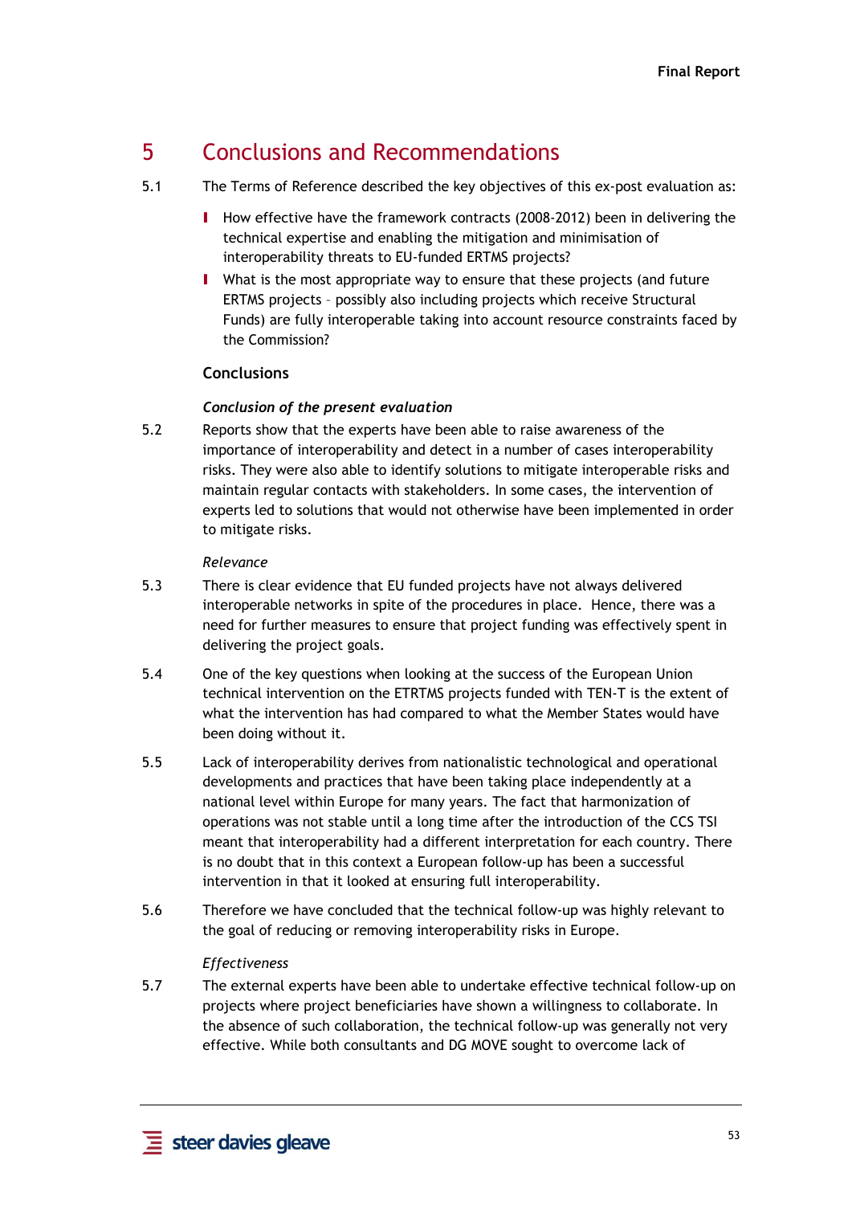# 5 Conclusions and Recommendations

5.1 The Terms of Reference described the key objectives of this ex-post evaluation as:

- How effective have the framework contracts (2008-2012) been in delivering the technical expertise and enabling the mitigation and minimisation of interoperability threats to EU-funded ERTMS projects?
- What is the most appropriate way to ensure that these projects (and future ERTMS projects – possibly also including projects which receive Structural Funds) are fully interoperable taking into account resource constraints faced by the Commission?

**Conclusions**

***Conclusion of the present evaluation***

5.2 Reports show that the experts have been able to raise awareness of the importance of interoperability and detect in a number of cases interoperability risks. They were also able to identify solutions to mitigate interoperable risks and maintain regular contacts with stakeholders. In some cases, the intervention of experts led to solutions that would not otherwise have been implemented in order to mitigate risks.

*Relevance*

5.3 There is clear evidence that EU funded projects have not always delivered interoperable networks in spite of the procedures in place. Hence, there was a need for further measures to ensure that project funding was effectively spent in delivering the project goals.

5.4 One of the key questions when looking at the success of the European Union technical intervention on the ETRTMS projects funded with TEN-T is the extent of what the intervention has had compared to what the Member States would have been doing without it.

5.5 Lack of interoperability derives from nationalistic technological and operational developments and practices that have been taking place independently at a national level within Europe for many years. The fact that harmonization of operations was not stable until a long time after the introduction of the CCS TSI meant that interoperability had a different interpretation for each country. There is no doubt that in this context a European follow-up has been a successful intervention in that it looked at ensuring full interoperability.

5.6 Therefore we have concluded that the technical follow-up was highly relevant to the goal of reducing or removing interoperability risks in Europe.

*Effectiveness*

5.7 The external experts have been able to undertake effective technical follow-up on projects where project beneficiaries have shown a willingness to collaborate. In the absence of such collaboration, the technical follow-up was generally not very effective. While both consultants and DG MOVE sought to overcome lack of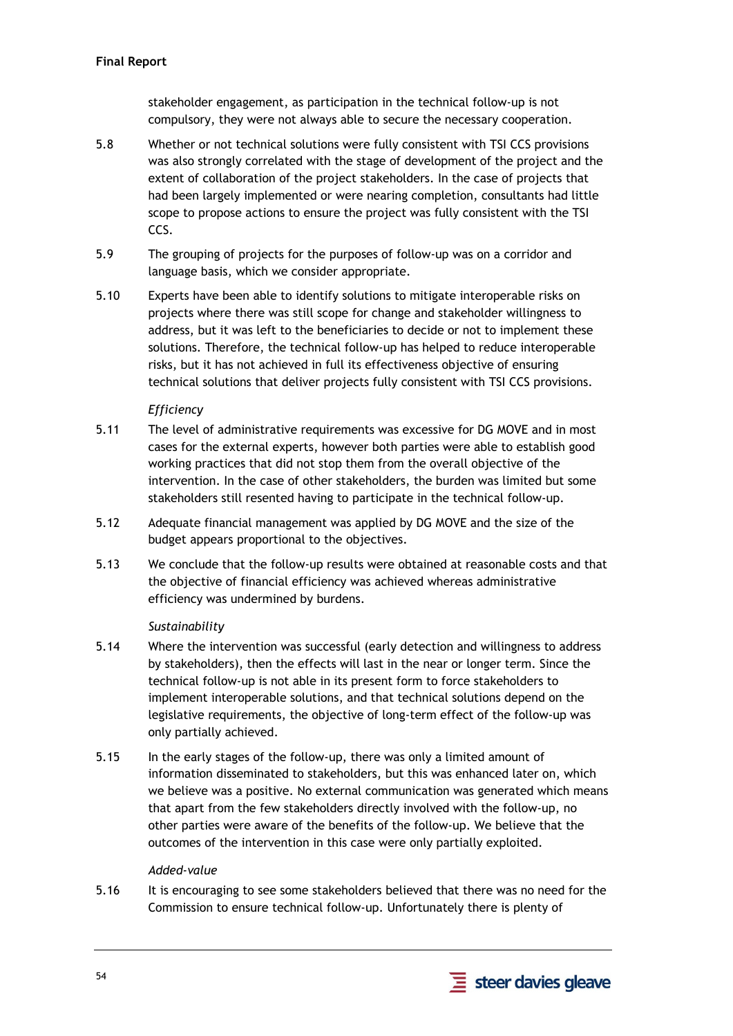stakeholder engagement, as participation in the technical follow-up is not compulsory, they were not always able to secure the necessary cooperation.

5.8 Whether or not technical solutions were fully consistent with TSI CCS provisions was also strongly correlated with the stage of development of the project and the extent of collaboration of the project stakeholders. In the case of projects that had been largely implemented or were nearing completion, consultants had little scope to propose actions to ensure the project was fully consistent with the TSI CCS.

5.9 The grouping of projects for the purposes of follow-up was on a corridor and language basis, which we consider appropriate.

5.10 Experts have been able to identify solutions to mitigate interoperable risks on projects where there was still scope for change and stakeholder willingness to address, but it was left to the beneficiaries to decide or not to implement these solutions. Therefore, the technical follow-up has helped to reduce interoperable risks, but it has not achieved in full its effectiveness objective of ensuring technical solutions that deliver projects fully consistent with TSI CCS provisions.

*Efficiency*

5.11 The level of administrative requirements was excessive for DG MOVE and in most cases for the external experts, however both parties were able to establish good working practices that did not stop them from the overall objective of the intervention. In the case of other stakeholders, the burden was limited but some stakeholders still resented having to participate in the technical follow-up.

5.12 Adequate financial management was applied by DG MOVE and the size of the budget appears proportional to the objectives.

5.13 We conclude that the follow-up results were obtained at reasonable costs and that the objective of financial efficiency was achieved whereas administrative efficiency was undermined by burdens.

*Sustainability*

5.14 Where the intervention was successful (early detection and willingness to address by stakeholders), then the effects will last in the near or longer term. Since the technical follow-up is not able in its present form to force stakeholders to implement interoperable solutions, and that technical solutions depend on the legislative requirements, the objective of long-term effect of the follow-up was only partially achieved.

5.15 In the early stages of the follow-up, there was only a limited amount of information disseminated to stakeholders, but this was enhanced later on, which we believe was a positive. No external communication was generated which means that apart from the few stakeholders directly involved with the follow-up, no other parties were aware of the benefits of the follow-up. We believe that the outcomes of the intervention in this case were only partially exploited.

*Added-value*

5.16 It is encouraging to see some stakeholders believed that there was no need for the Commission to ensure technical follow-up. Unfortunately there is plenty of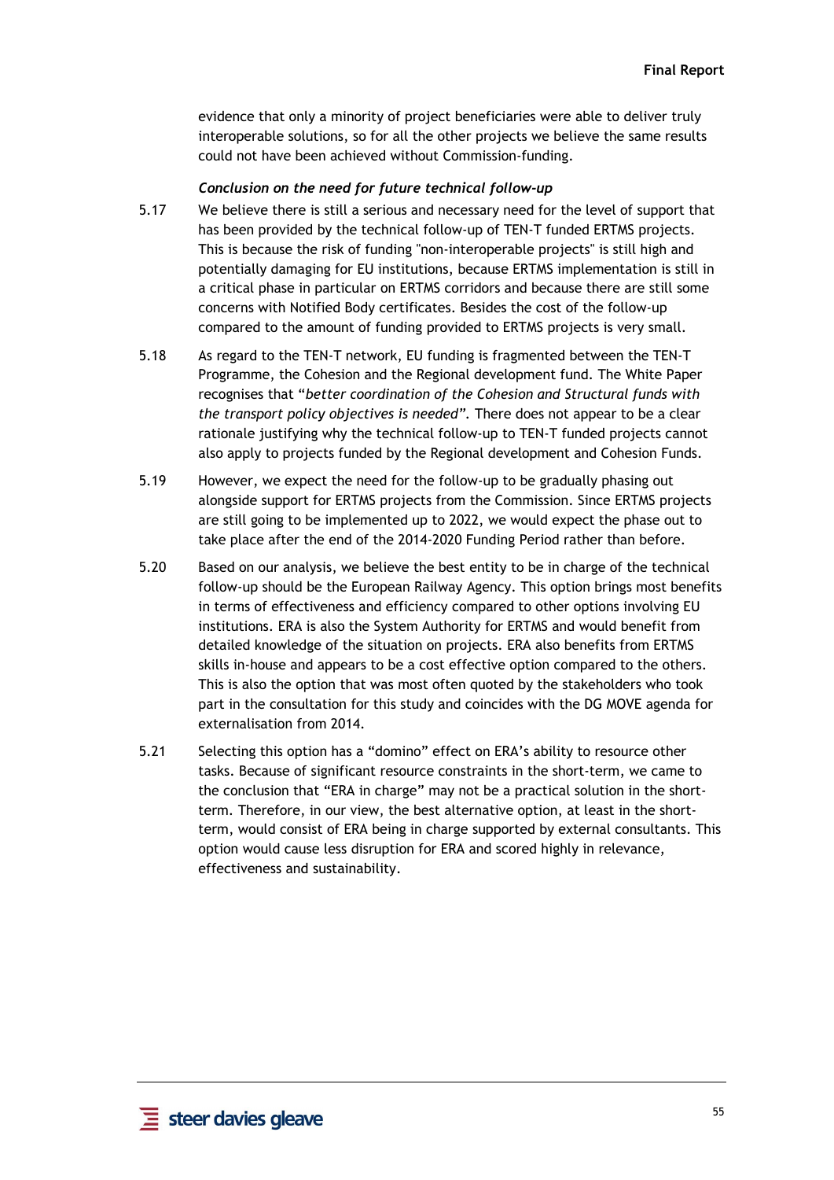evidence that only a minority of project beneficiaries were able to deliver truly interoperable solutions, so for all the other projects we believe the same results could not have been achieved without Commission-funding.

***Conclusion on the need for future technical follow-up***

5.17 We believe there is still a serious and necessary need for the level of support that has been provided by the technical follow-up of TEN-T funded ERTMS projects. This is because the risk of funding "non-interoperable projects" is still high and potentially damaging for EU institutions, because ERTMS implementation is still in a critical phase in particular on ERTMS corridors and because there are still some concerns with Notified Body certificates. Besides the cost of the follow-up compared to the amount of funding provided to ERTMS projects is very small.

5.18 As regard to the TEN-T network, EU funding is fragmented between the TEN-T Programme, the Cohesion and the Regional development fund. The White Paper recognises that "*better coordination of the Cohesion and Structural funds with the transport policy objectives is needed*". There does not appear to be a clear rationale justifying why the technical follow-up to TEN-T funded projects cannot also apply to projects funded by the Regional development and Cohesion Funds.

5.19 However, we expect the need for the follow-up to be gradually phasing out alongside support for ERTMS projects from the Commission. Since ERTMS projects are still going to be implemented up to 2022, we would expect the phase out to take place after the end of the 2014-2020 Funding Period rather than before.

5.20 Based on our analysis, we believe the best entity to be in charge of the technical follow-up should be the European Railway Agency. This option brings most benefits in terms of effectiveness and efficiency compared to other options involving EU institutions. ERA is also the System Authority for ERTMS and would benefit from detailed knowledge of the situation on projects. ERA also benefits from ERTMS skills in-house and appears to be a cost effective option compared to the others. This is also the option that was most often quoted by the stakeholders who took part in the consultation for this study and coincides with the DG MOVE agenda for externalisation from 2014.

5.21 Selecting this option has a "domino" effect on ERA's ability to resource other tasks. Because of significant resource constraints in the short-term, we came to the conclusion that "ERA in charge" may not be a practical solution in the short-term. Therefore, in our view, the best alternative option, at least in the short-term, would consist of ERA being in charge supported by external consultants. This option would cause less disruption for ERA and scored highly in relevance, effectiveness and sustainability.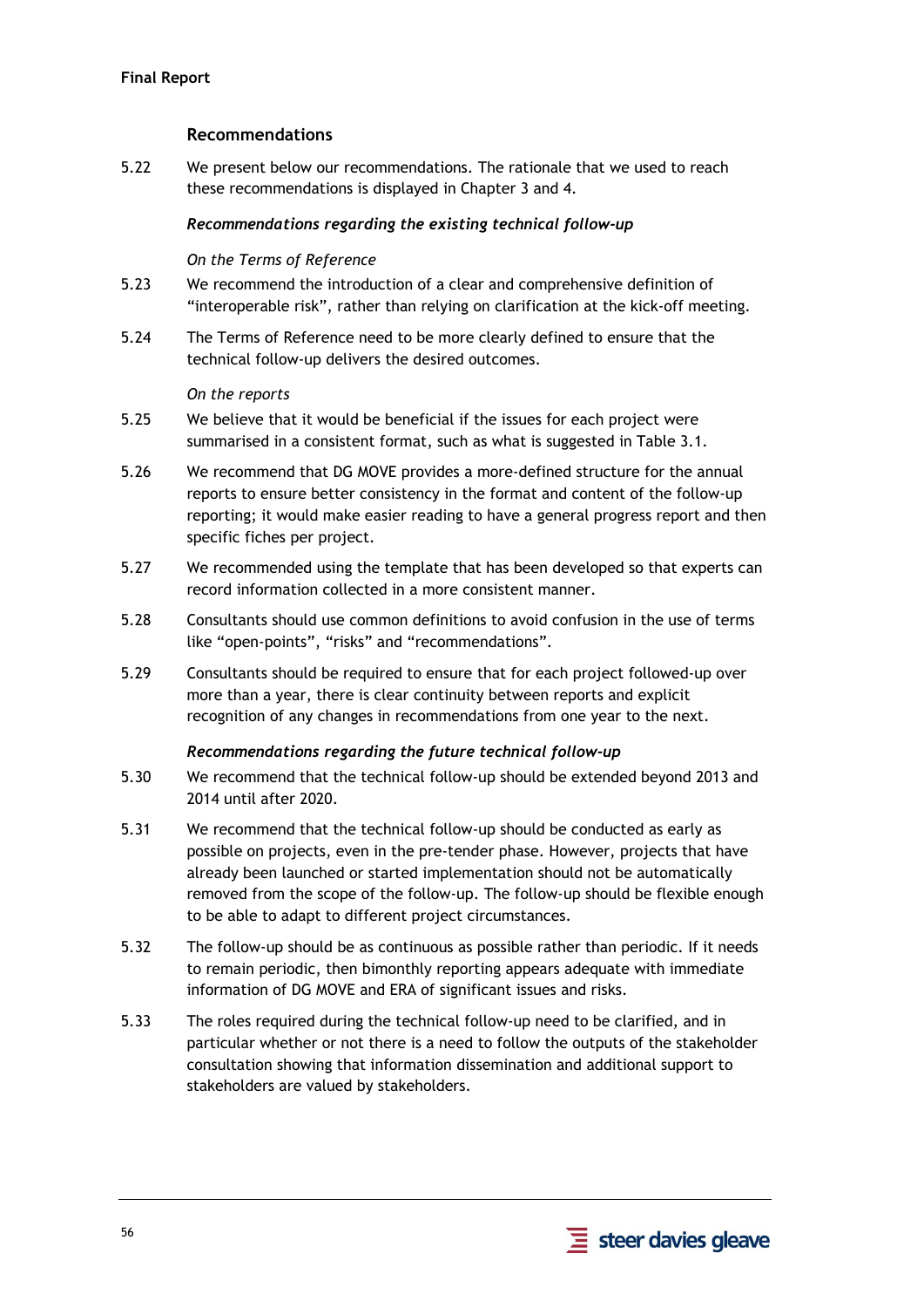### Recommendations

5.22 We present below our recommendations. The rationale that we used to reach these recommendations is displayed in Chapter 3 and 4.

***Recommendations regarding the existing technical follow-up***

*On the Terms of Reference*

5.23 We recommend the introduction of a clear and comprehensive definition of "interoperable risk", rather than relying on clarification at the kick-off meeting.

5.24 The Terms of Reference need to be more clearly defined to ensure that the technical follow-up delivers the desired outcomes.

*On the reports*

5.25 We believe that it would be beneficial if the issues for each project were summarised in a consistent format, such as what is suggested in Table 3.1.

5.26 We recommend that DG MOVE provides a more-defined structure for the annual reports to ensure better consistency in the format and content of the follow-up reporting; it would make easier reading to have a general progress report and then specific fiches per project.

5.27 We recommended using the template that has been developed so that experts can record information collected in a more consistent manner.

5.28 Consultants should use common definitions to avoid confusion in the use of terms like "open-points", "risks" and "recommendations".

5.29 Consultants should be required to ensure that for each project followed-up over more than a year, there is clear continuity between reports and explicit recognition of any changes in recommendations from one year to the next.

***Recommendations regarding the future technical follow-up***

5.30 We recommend that the technical follow-up should be extended beyond 2013 and 2014 until after 2020.

5.31 We recommend that the technical follow-up should be conducted as early as possible on projects, even in the pre-tender phase. However, projects that have already been launched or started implementation should not be automatically removed from the scope of the follow-up. The follow-up should be flexible enough to be able to adapt to different project circumstances.

5.32 The follow-up should be as continuous as possible rather than periodic. If it needs to remain periodic, then bimonthly reporting appears adequate with immediate information of DG MOVE and ERA of significant issues and risks.

5.33 The roles required during the technical follow-up need to be clarified, and in particular whether or not there is a need to follow the outputs of the stakeholder consultation showing that information dissemination and additional support to stakeholders are valued by stakeholders.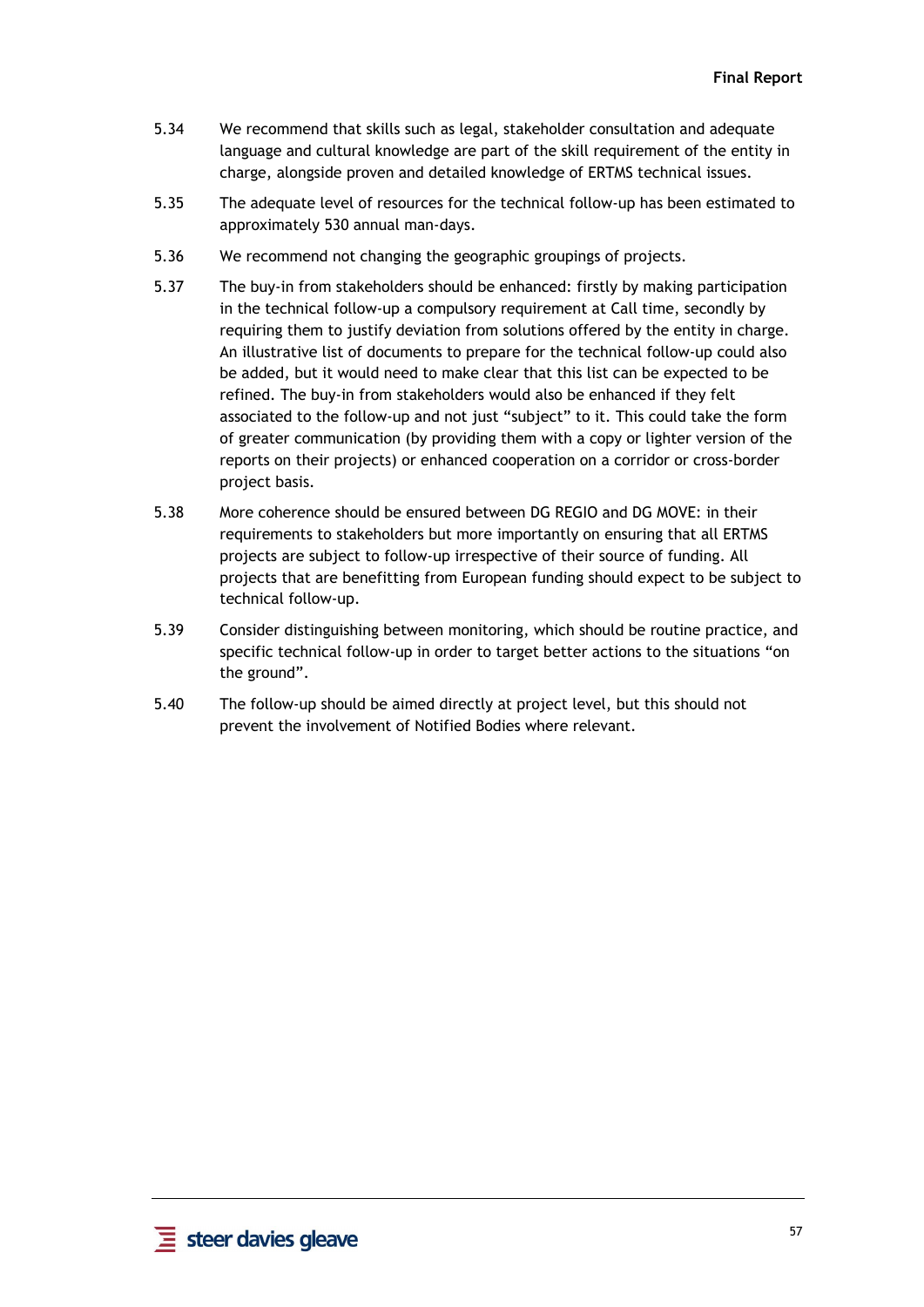5.34 We recommend that skills such as legal, stakeholder consultation and adequate language and cultural knowledge are part of the skill requirement of the entity in charge, alongside proven and detailed knowledge of ERTMS technical issues.

5.35 The adequate level of resources for the technical follow-up has been estimated to approximately 530 annual man-days.

5.36 We recommend not changing the geographic groupings of projects.

5.37 The buy-in from stakeholders should be enhanced: firstly by making participation in the technical follow-up a compulsory requirement at Call time, secondly by requiring them to justify deviation from solutions offered by the entity in charge. An illustrative list of documents to prepare for the technical follow-up could also be added, but it would need to make clear that this list can be expected to be refined. The buy-in from stakeholders would also be enhanced if they felt associated to the follow-up and not just "subject" to it. This could take the form of greater communication (by providing them with a copy or lighter version of the reports on their projects) or enhanced cooperation on a corridor or cross-border project basis.

5.38 More coherence should be ensured between DG REGIO and DG MOVE: in their requirements to stakeholders but more importantly on ensuring that all ERTMS projects are subject to follow-up irrespective of their source of funding. All projects that are benefitting from European funding should expect to be subject to technical follow-up.

5.39 Consider distinguishing between monitoring, which should be routine practice, and specific technical follow-up in order to target better actions to the situations "on the ground".

5.40 The follow-up should be aimed directly at project level, but this should not prevent the involvement of Notified Bodies where relevant.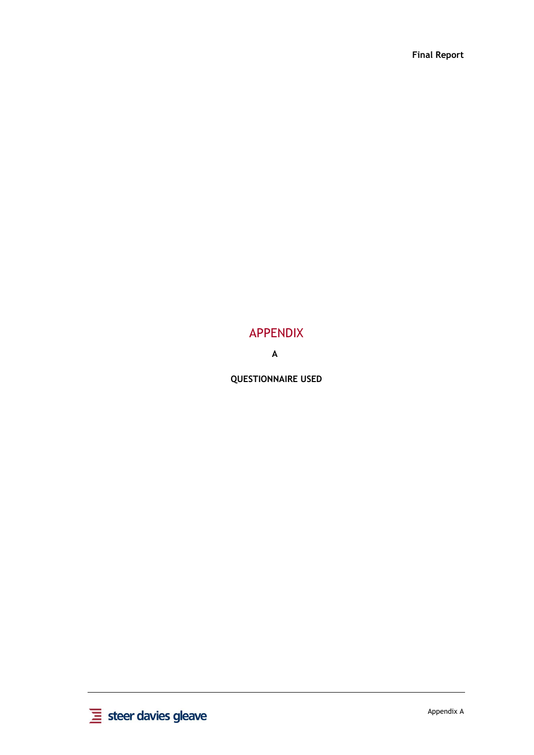# APPENDIX

**A**

**QUESTIONNAIRE USED**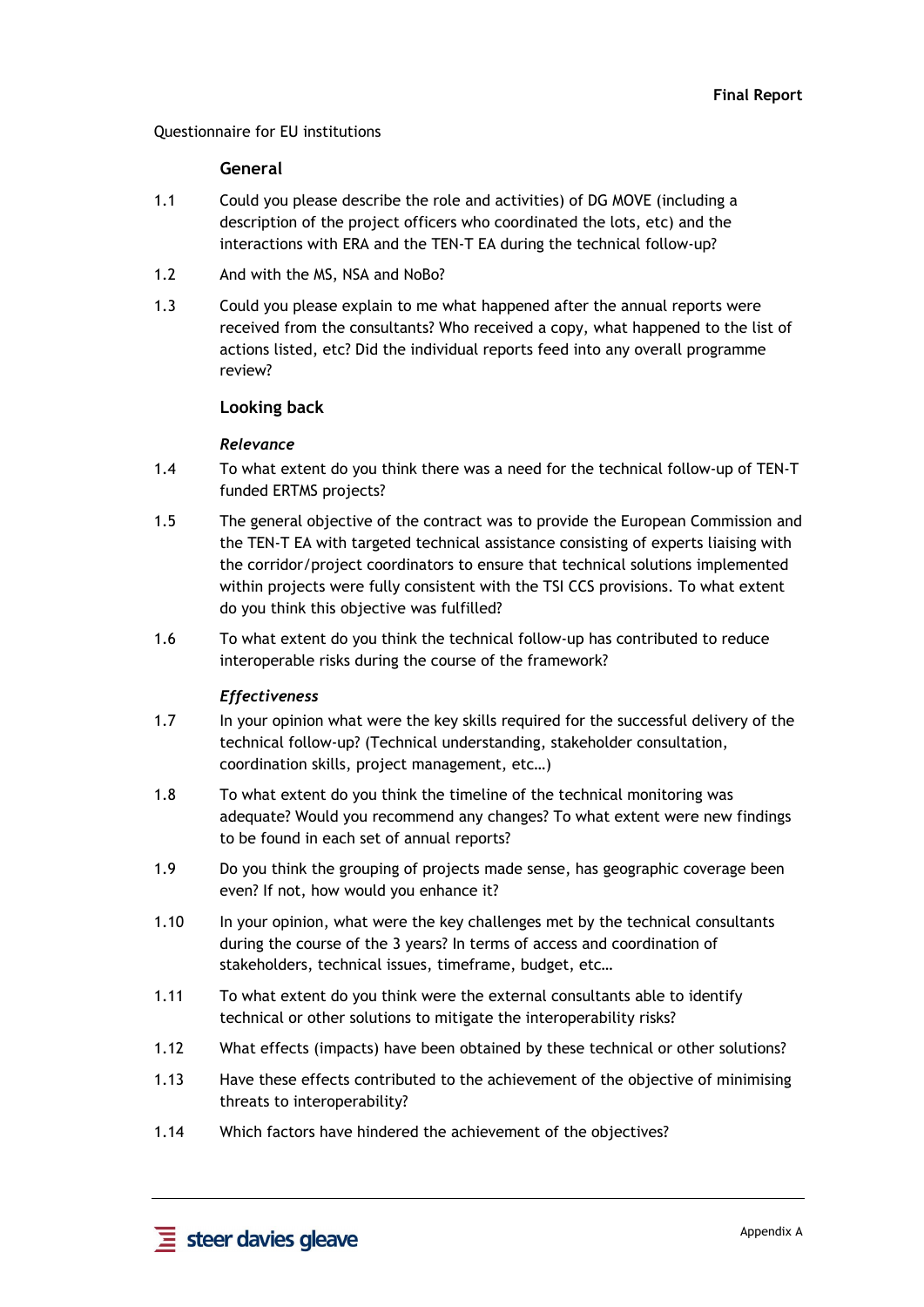Questionnaire for EU institutions

## General

1.1 Could you please describe the role and activities) of DG MOVE (including a description of the project officers who coordinated the lots, etc) and the interactions with ERA and the TEN-T EA during the technical follow-up?

1.2 And with the MS, NSA and NoBo?

1.3 Could you please explain to me what happened after the annual reports were received from the consultants? Who received a copy, what happened to the list of actions listed, etc? Did the individual reports feed into any overall programme review?

## Looking back

### *Relevance*

1.4 To what extent do you think there was a need for the technical follow-up of TEN-T funded ERTMS projects?

1.5 The general objective of the contract was to provide the European Commission and the TEN-T EA with targeted technical assistance consisting of experts liaising with the corridor/project coordinators to ensure that technical solutions implemented within projects were fully consistent with the TSI CCS provisions. To what extent do you think this objective was fulfilled?

1.6 To what extent do you think the technical follow-up has contributed to reduce interoperable risks during the course of the framework?

### *Effectiveness*

1.7 In your opinion what were the key skills required for the successful delivery of the technical follow-up? (Technical understanding, stakeholder consultation, coordination skills, project management, etc…)

1.8 To what extent do you think the timeline of the technical monitoring was adequate? Would you recommend any changes? To what extent were new findings to be found in each set of annual reports?

1.9 Do you think the grouping of projects made sense, has geographic coverage been even? If not, how would you enhance it?

1.10 In your opinion, what were the key challenges met by the technical consultants during the course of the 3 years? In terms of access and coordination of stakeholders, technical issues, timeframe, budget, etc…

1.11 To what extent do you think were the external consultants able to identify technical or other solutions to mitigate the interoperability risks?

1.12 What effects (impacts) have been obtained by these technical or other solutions?

1.13 Have these effects contributed to the achievement of the objective of minimising threats to interoperability?

1.14 Which factors have hindered the achievement of the objectives?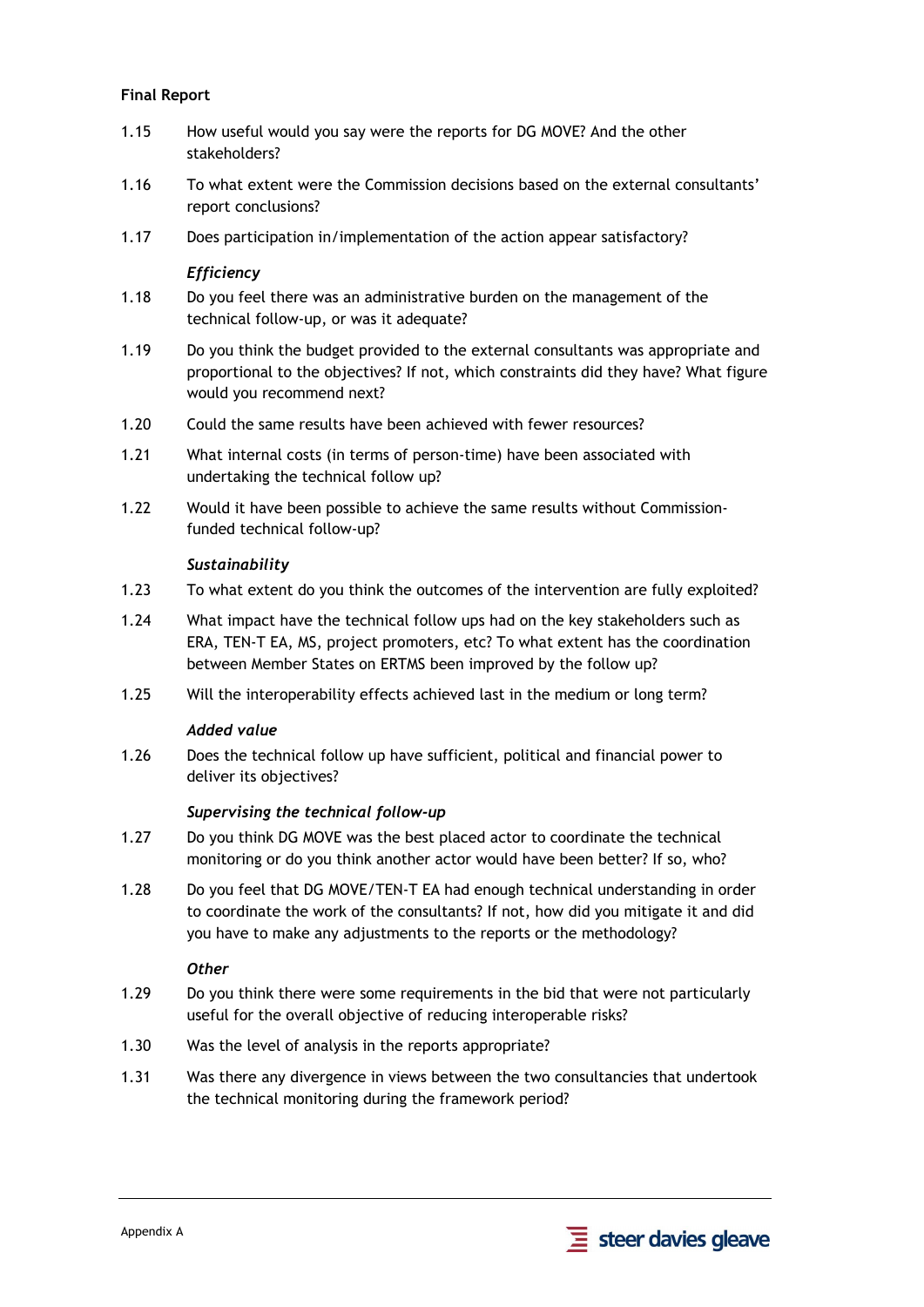**Final Report**

1.15 How useful would you say were the reports for DG MOVE? And the other stakeholders?

1.16 To what extent were the Commission decisions based on the external consultants' report conclusions?

1.17 Does participation in/implementation of the action appear satisfactory?

*Efficiency*

1.18 Do you feel there was an administrative burden on the management of the technical follow-up, or was it adequate?

1.19 Do you think the budget provided to the external consultants was appropriate and proportional to the objectives? If not, which constraints did they have? What figure would you recommend next?

1.20 Could the same results have been achieved with fewer resources?

1.21 What internal costs (in terms of person-time) have been associated with undertaking the technical follow up?

1.22 Would it have been possible to achieve the same results without Commission-funded technical follow-up?

*Sustainability*

1.23 To what extent do you think the outcomes of the intervention are fully exploited?

1.24 What impact have the technical follow ups had on the key stakeholders such as ERA, TEN-T EA, MS, project promoters, etc? To what extent has the coordination between Member States on ERTMS been improved by the follow up?

1.25 Will the interoperability effects achieved last in the medium or long term?

*Added value*

1.26 Does the technical follow up have sufficient, political and financial power to deliver its objectives?

*Supervising the technical follow-up*

1.27 Do you think DG MOVE was the best placed actor to coordinate the technical monitoring or do you think another actor would have been better? If so, who?

1.28 Do you feel that DG MOVE/TEN-T EA had enough technical understanding in order to coordinate the work of the consultants? If not, how did you mitigate it and did you have to make any adjustments to the reports or the methodology?

*Other*

1.29 Do you think there were some requirements in the bid that were not particularly useful for the overall objective of reducing interoperable risks?

1.30 Was the level of analysis in the reports appropriate?

1.31 Was there any divergence in views between the two consultancies that undertook the technical monitoring during the framework period?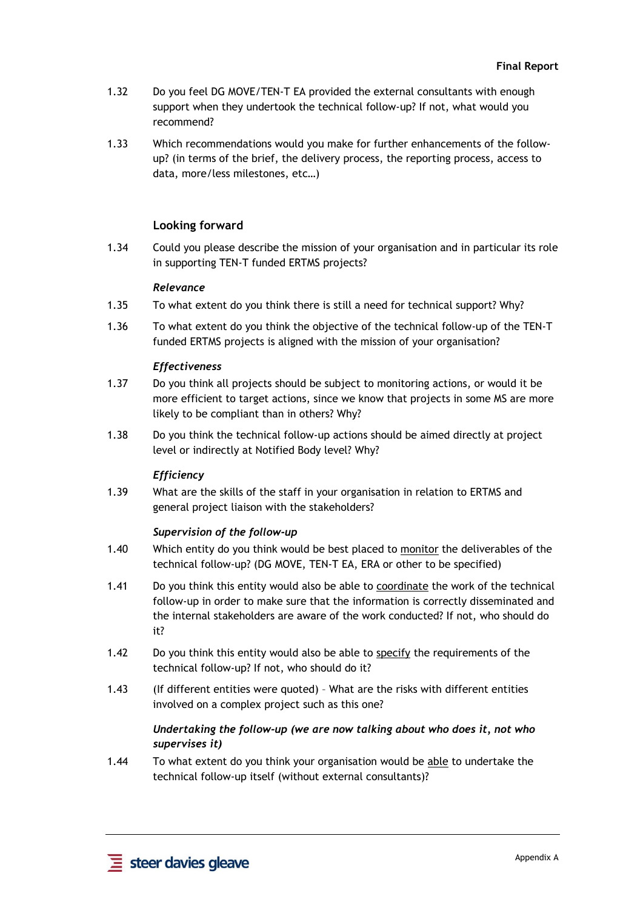1.32 Do you feel DG MOVE/TEN-T EA provided the external consultants with enough support when they undertook the technical follow-up? If not, what would you recommend?

1.33 Which recommendations would you make for further enhancements of the follow-up? (in terms of the brief, the delivery process, the reporting process, access to data, more/less milestones, etc…)

### Looking forward

1.34 Could you please describe the mission of your organisation and in particular its role in supporting TEN-T funded ERTMS projects?

#### *Relevance*

1.35 To what extent do you think there is still a need for technical support? Why?

1.36 To what extent do you think the objective of the technical follow-up of the TEN-T funded ERTMS projects is aligned with the mission of your organisation?

#### *Effectiveness*

1.37 Do you think all projects should be subject to monitoring actions, or would it be more efficient to target actions, since we know that projects in some MS are more likely to be compliant than in others? Why?

1.38 Do you think the technical follow-up actions should be aimed directly at project level or indirectly at Notified Body level? Why?

#### *Efficiency*

1.39 What are the skills of the staff in your organisation in relation to ERTMS and general project liaison with the stakeholders?

#### *Supervision of the follow-up*

1.40 Which entity do you think would be best placed to <u>monitor</u> the deliverables of the technical follow-up? (DG MOVE, TEN-T EA, ERA or other to be specified)

1.41 Do you think this entity would also be able to <u>coordinate</u> the work of the technical follow-up in order to make sure that the information is correctly disseminated and the internal stakeholders are aware of the work conducted? If not, who should do it?

1.42 Do you think this entity would also be able to <u>specify</u> the requirements of the technical follow-up? If not, who should do it?

1.43 (If different entities were quoted) – What are the risks with different entities involved on a complex project such as this one?

#### *Undertaking the follow-up (we are now talking about who does it, not who supervises it)*

1.44 To what extent do you think your organisation would be <u>able</u> to undertake the technical follow-up itself (without external consultants)?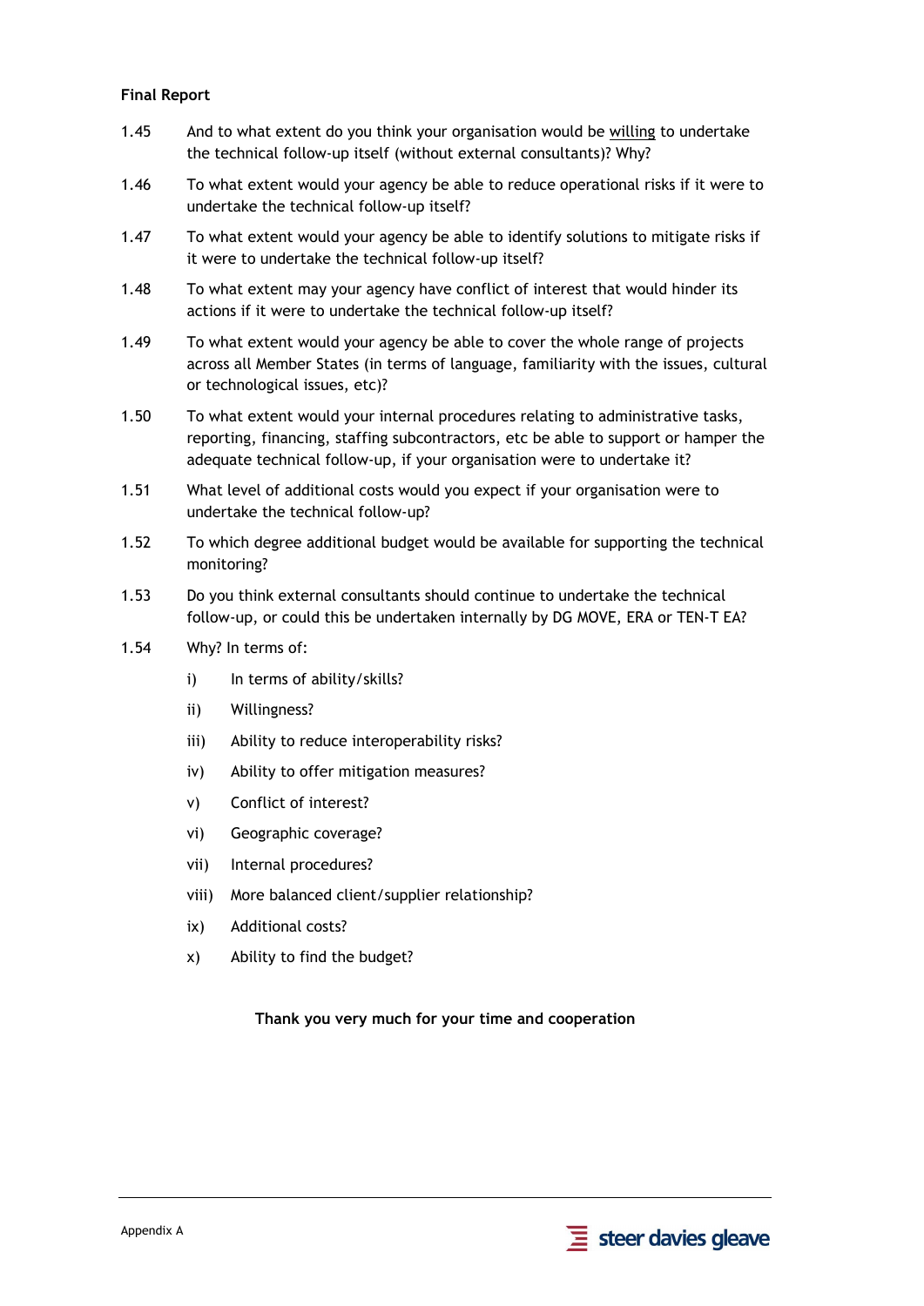1.45 And to what extent do you think your organisation would be <u>willing</u> to undertake the technical follow-up itself (without external consultants)? Why?

1.46 To what extent would your agency be able to reduce operational risks if it were to undertake the technical follow-up itself?

1.47 To what extent would your agency be able to identify solutions to mitigate risks if it were to undertake the technical follow-up itself?

1.48 To what extent may your agency have conflict of interest that would hinder its actions if it were to undertake the technical follow-up itself?

1.49 To what extent would your agency be able to cover the whole range of projects across all Member States (in terms of language, familiarity with the issues, cultural or technological issues, etc)?

1.50 To what extent would your internal procedures relating to administrative tasks, reporting, financing, staffing subcontractors, etc be able to support or hamper the adequate technical follow-up, if your organisation were to undertake it?

1.51 What level of additional costs would you expect if your organisation were to undertake the technical follow-up?

1.52 To which degree additional budget would be available for supporting the technical monitoring?

1.53 Do you think external consultants should continue to undertake the technical follow-up, or could this be undertaken internally by DG MOVE, ERA or TEN-T EA?

1.54 Why? In terms of:

- i) In terms of ability/skills?
- ii) Willingness?
- iii) Ability to reduce interoperability risks?
- iv) Ability to offer mitigation measures?
- v) Conflict of interest?
- vi) Geographic coverage?
- vii) Internal procedures?
- viii) More balanced client/supplier relationship?
- ix) Additional costs?
- x) Ability to find the budget?

**Thank you very much for your time and cooperation**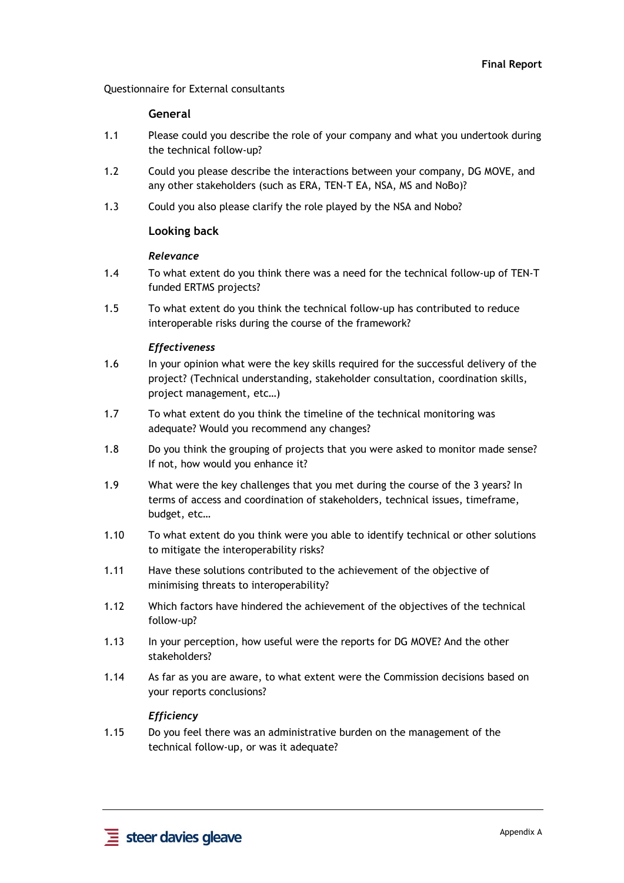Questionnaire for External consultants

### General

1.1 Please could you describe the role of your company and what you undertook during the technical follow-up?

1.2 Could you please describe the interactions between your company, DG MOVE, and any other stakeholders (such as ERA, TEN-T EA, NSA, MS and NoBo)?

1.3 Could you also please clarify the role played by the NSA and Nobo?

### Looking back

#### *Relevance*

1.4 To what extent do you think there was a need for the technical follow-up of TEN-T funded ERTMS projects?

1.5 To what extent do you think the technical follow-up has contributed to reduce interoperable risks during the course of the framework?

#### *Effectiveness*

1.6 In your opinion what were the key skills required for the successful delivery of the project? (Technical understanding, stakeholder consultation, coordination skills, project management, etc…)

1.7 To what extent do you think the timeline of the technical monitoring was adequate? Would you recommend any changes?

1.8 Do you think the grouping of projects that you were asked to monitor made sense? If not, how would you enhance it?

1.9 What were the key challenges that you met during the course of the 3 years? In terms of access and coordination of stakeholders, technical issues, timeframe, budget, etc…

1.10 To what extent do you think were you able to identify technical or other solutions to mitigate the interoperability risks?

1.11 Have these solutions contributed to the achievement of the objective of minimising threats to interoperability?

1.12 Which factors have hindered the achievement of the objectives of the technical follow-up?

1.13 In your perception, how useful were the reports for DG MOVE? And the other stakeholders?

1.14 As far as you are aware, to what extent were the Commission decisions based on your reports conclusions?

#### *Efficiency*

1.15 Do you feel there was an administrative burden on the management of the technical follow-up, or was it adequate?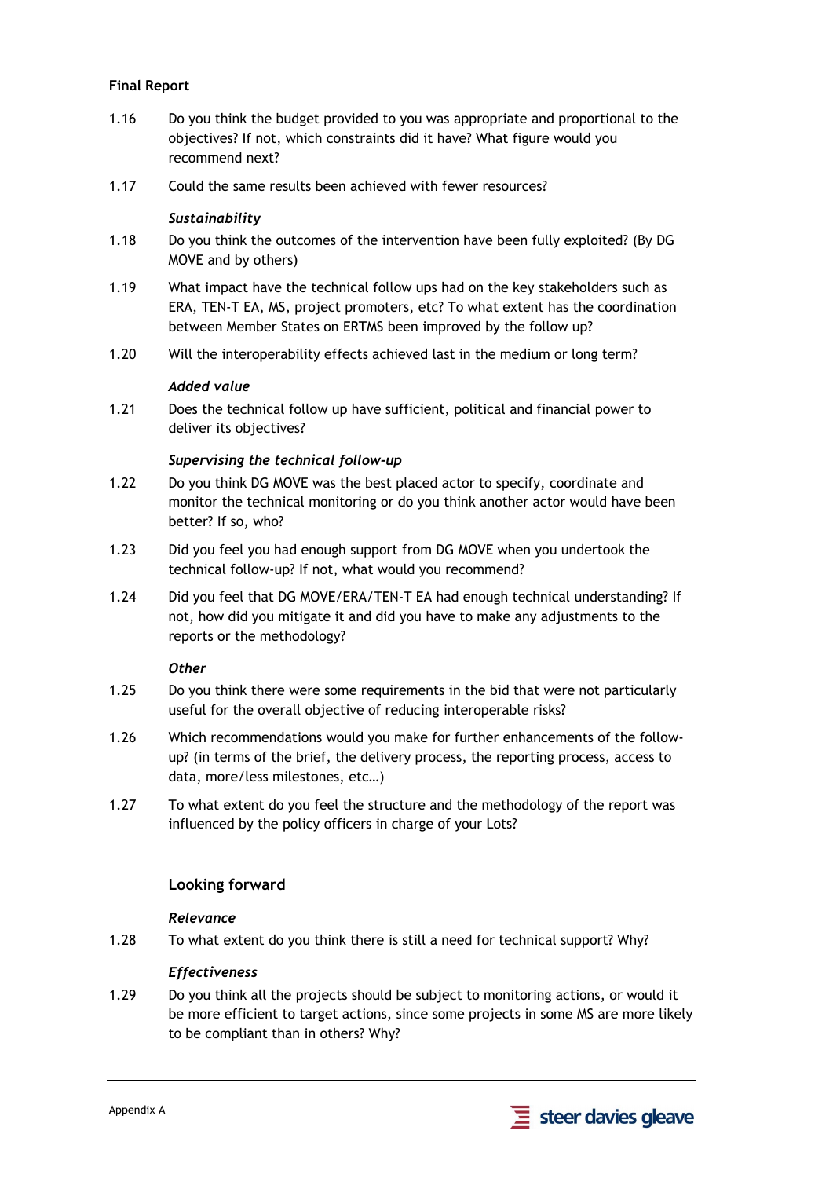1.16 Do you think the budget provided to you was appropriate and proportional to the objectives? If not, which constraints did it have? What figure would you recommend next?

1.17 Could the same results been achieved with fewer resources?

*Sustainability*

1.18 Do you think the outcomes of the intervention have been fully exploited? (By DG MOVE and by others)

1.19 What impact have the technical follow ups had on the key stakeholders such as ERA, TEN-T EA, MS, project promoters, etc? To what extent has the coordination between Member States on ERTMS been improved by the follow up?

1.20 Will the interoperability effects achieved last in the medium or long term?

*Added value*

1.21 Does the technical follow up have sufficient, political and financial power to deliver its objectives?

*Supervising the technical follow-up*

1.22 Do you think DG MOVE was the best placed actor to specify, coordinate and monitor the technical monitoring or do you think another actor would have been better? If so, who?

1.23 Did you feel you had enough support from DG MOVE when you undertook the technical follow-up? If not, what would you recommend?

1.24 Did you feel that DG MOVE/ERA/TEN-T EA had enough technical understanding? If not, how did you mitigate it and did you have to make any adjustments to the reports or the methodology?

*Other*

1.25 Do you think there were some requirements in the bid that were not particularly useful for the overall objective of reducing interoperable risks?

1.26 Which recommendations would you make for further enhancements of the follow-up? (in terms of the brief, the delivery process, the reporting process, access to data, more/less milestones, etc…)

1.27 To what extent do you feel the structure and the methodology of the report was influenced by the policy officers in charge of your Lots?

### Looking forward

*Relevance*

1.28 To what extent do you think there is still a need for technical support? Why?

*Effectiveness*

1.29 Do you think all the projects should be subject to monitoring actions, or would it be more efficient to target actions, since some projects in some MS are more likely to be compliant than in others? Why?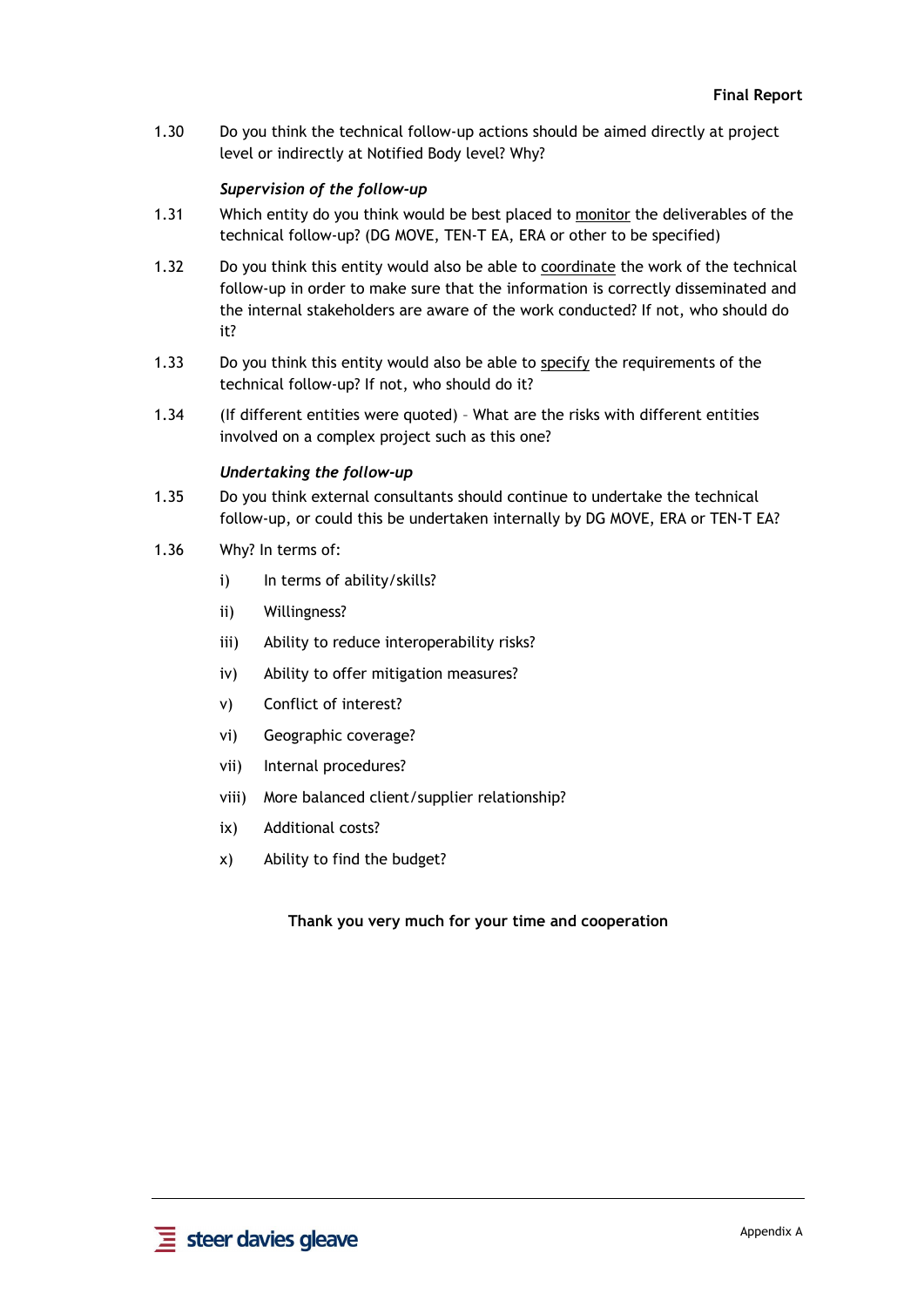1.30 Do you think the technical follow-up actions should be aimed directly at project level or indirectly at Notified Body level? Why?

*Supervision of the follow-up*

1.31 Which entity do you think would be best placed to monitor the deliverables of the technical follow-up? (DG MOVE, TEN-T EA, ERA or other to be specified)

1.32 Do you think this entity would also be able to coordinate the work of the technical follow-up in order to make sure that the information is correctly disseminated and the internal stakeholders are aware of the work conducted? If not, who should do it?

1.33 Do you think this entity would also be able to specify the requirements of the technical follow-up? If not, who should do it?

1.34 (If different entities were quoted) – What are the risks with different entities involved on a complex project such as this one?

*Undertaking the follow-up*

1.35 Do you think external consultants should continue to undertake the technical follow-up, or could this be undertaken internally by DG MOVE, ERA or TEN-T EA?

1.36 Why? In terms of:

- i) In terms of ability/skills?
- ii) Willingness?
- iii) Ability to reduce interoperability risks?
- iv) Ability to offer mitigation measures?
- v) Conflict of interest?
- vi) Geographic coverage?
- vii) Internal procedures?
- viii) More balanced client/supplier relationship?
- ix) Additional costs?
- x) Ability to find the budget?

**Thank you very much for your time and cooperation**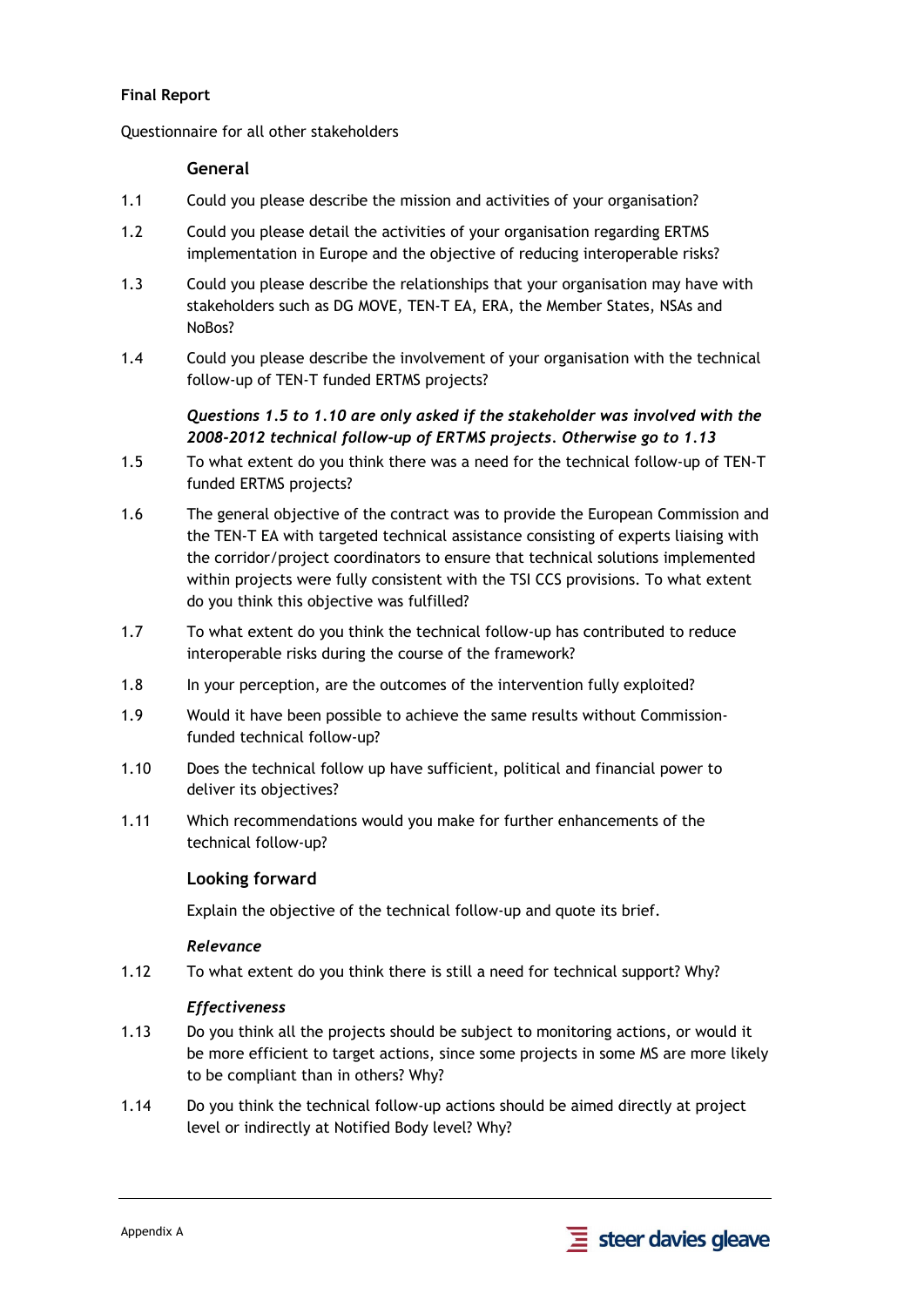**Final Report**

Questionnaire for all other stakeholders

### General

1.1 Could you please describe the mission and activities of your organisation?

1.2 Could you please detail the activities of your organisation regarding ERTMS implementation in Europe and the objective of reducing interoperable risks?

1.3 Could you please describe the relationships that your organisation may have with stakeholders such as DG MOVE, TEN-T EA, ERA, the Member States, NSAs and NoBos?

1.4 Could you please describe the involvement of your organisation with the technical follow-up of TEN-T funded ERTMS projects?

***Questions 1.5 to 1.10 are only asked if the stakeholder was involved with the 2008-2012 technical follow-up of ERTMS projects. Otherwise go to 1.13***

1.5 To what extent do you think there was a need for the technical follow-up of TEN-T funded ERTMS projects?

1.6 The general objective of the contract was to provide the European Commission and the TEN-T EA with targeted technical assistance consisting of experts liaising with the corridor/project coordinators to ensure that technical solutions implemented within projects were fully consistent with the TSI CCS provisions. To what extent do you think this objective was fulfilled?

1.7 To what extent do you think the technical follow-up has contributed to reduce interoperable risks during the course of the framework?

1.8 In your perception, are the outcomes of the intervention fully exploited?

1.9 Would it have been possible to achieve the same results without Commission-funded technical follow-up?

1.10 Does the technical follow up have sufficient, political and financial power to deliver its objectives?

1.11 Which recommendations would you make for further enhancements of the technical follow-up?

### Looking forward

Explain the objective of the technical follow-up and quote its brief.

***Relevance***

1.12 To what extent do you think there is still a need for technical support? Why?

***Effectiveness***

1.13 Do you think all the projects should be subject to monitoring actions, or would it be more efficient to target actions, since some projects in some MS are more likely to be compliant than in others? Why?

1.14 Do you think the technical follow-up actions should be aimed directly at project level or indirectly at Notified Body level? Why?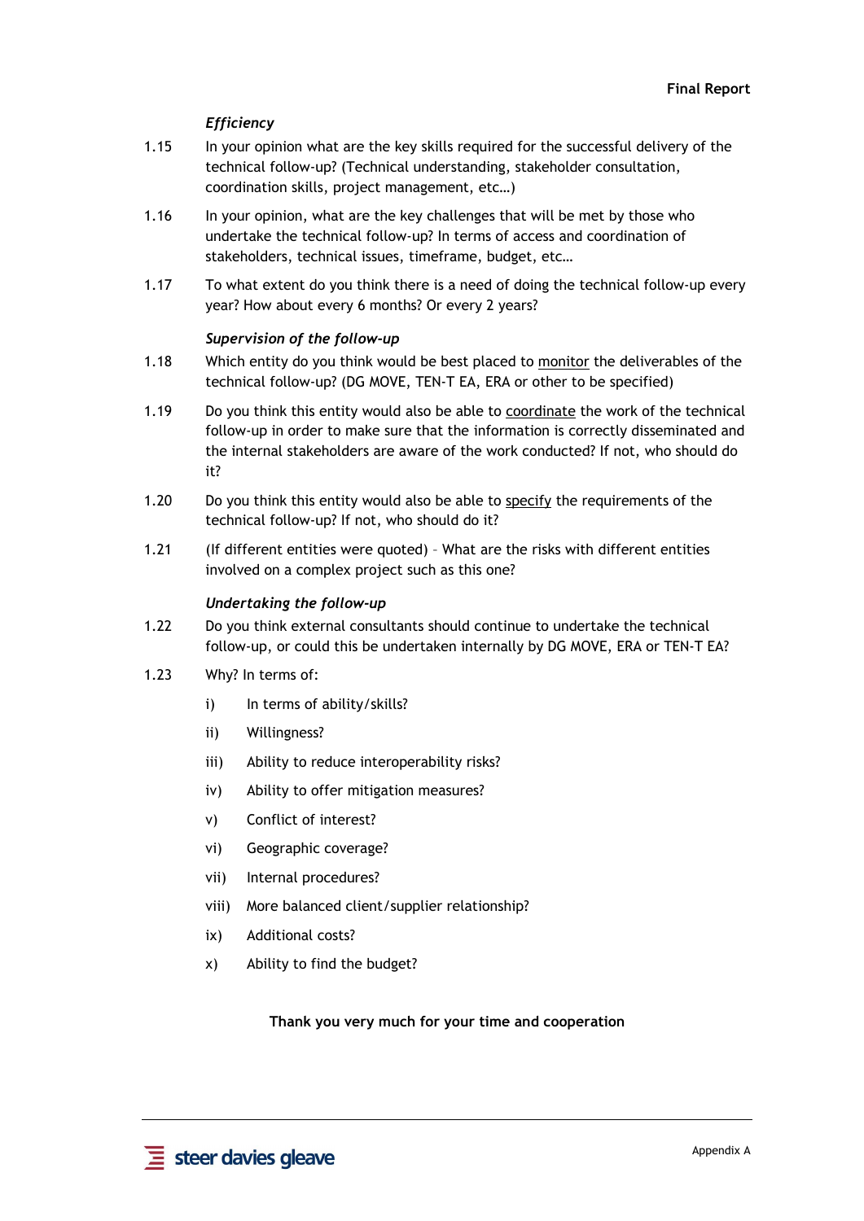### *Efficiency*

1.15 In your opinion what are the key skills required for the successful delivery of the technical follow-up? (Technical understanding, stakeholder consultation, coordination skills, project management, etc…)

1.16 In your opinion, what are the key challenges that will be met by those who undertake the technical follow-up? In terms of access and coordination of stakeholders, technical issues, timeframe, budget, etc…

1.17 To what extent do you think there is a need of doing the technical follow-up every year? How about every 6 months? Or every 2 years?

### *Supervision of the follow-up*

1.18 Which entity do you think would be best placed to <u>monitor</u> the deliverables of the technical follow-up? (DG MOVE, TEN-T EA, ERA or other to be specified)

1.19 Do you think this entity would also be able to <u>coordinate</u> the work of the technical follow-up in order to make sure that the information is correctly disseminated and the internal stakeholders are aware of the work conducted? If not, who should do it?

1.20 Do you think this entity would also be able to <u>specify</u> the requirements of the technical follow-up? If not, who should do it?

1.21 (If different entities were quoted) – What are the risks with different entities involved on a complex project such as this one?

### *Undertaking the follow-up*

1.22 Do you think external consultants should continue to undertake the technical follow-up, or could this be undertaken internally by DG MOVE, ERA or TEN-T EA?

1.23 Why? In terms of:

- i) In terms of ability/skills?
- ii) Willingness?
- iii) Ability to reduce interoperability risks?
- iv) Ability to offer mitigation measures?
- v) Conflict of interest?
- vi) Geographic coverage?
- vii) Internal procedures?
- viii) More balanced client/supplier relationship?
- ix) Additional costs?
- x) Ability to find the budget?

**Thank you very much for your time and cooperation**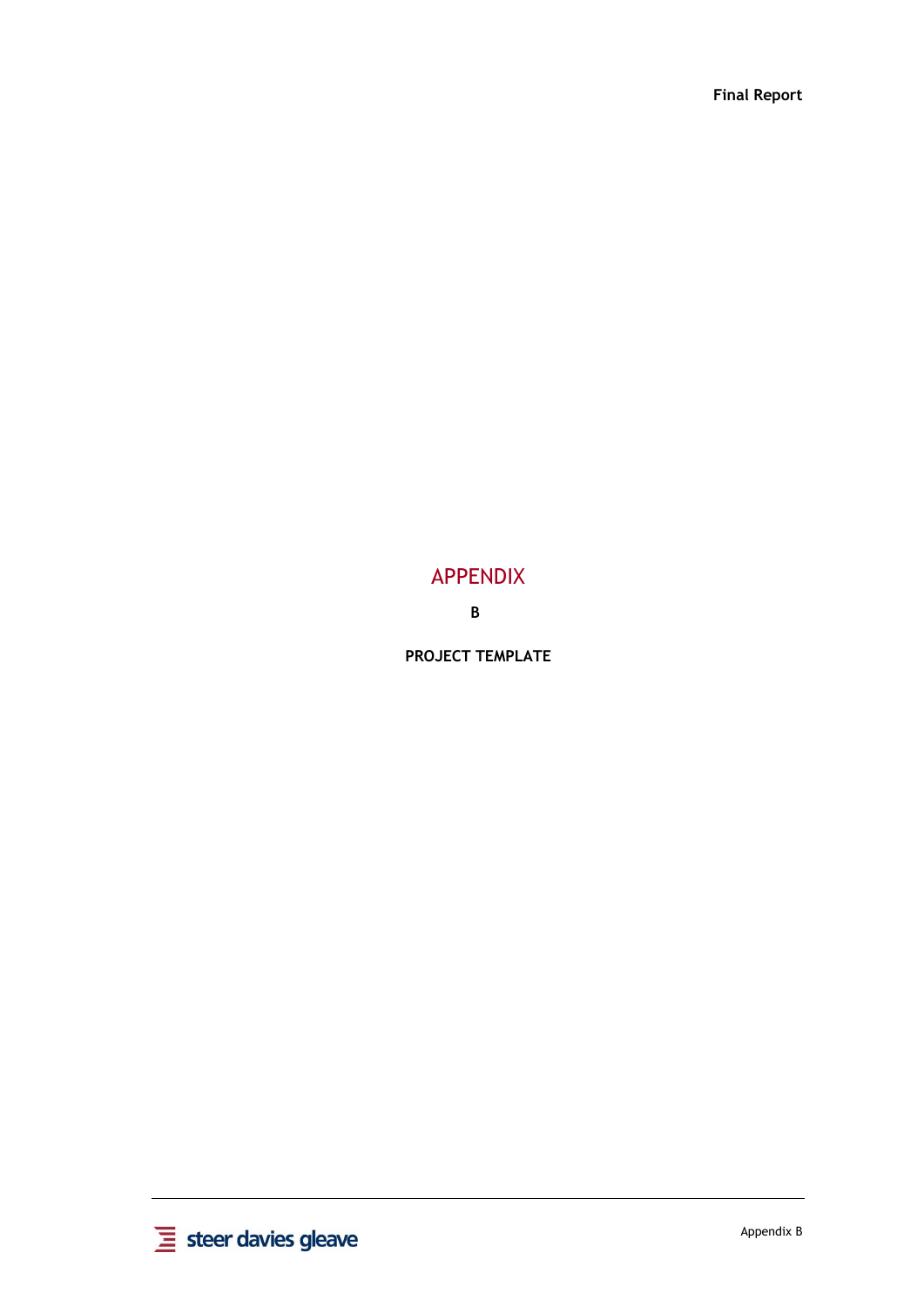# APPENDIX

**B**

**PROJECT TEMPLATE**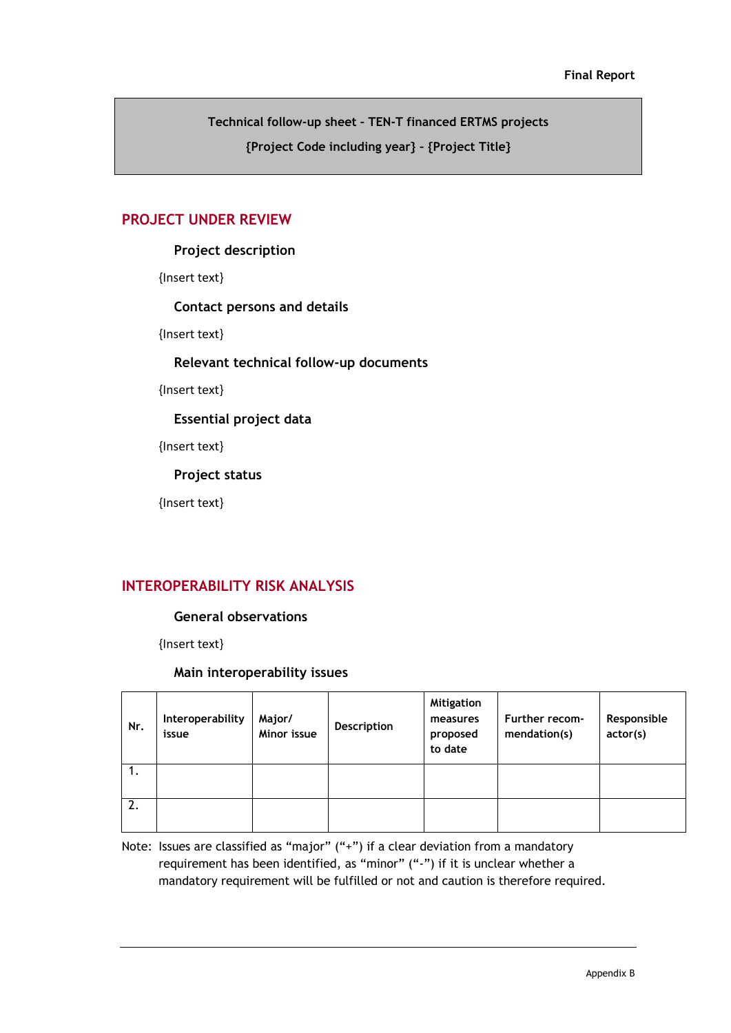**Technical follow-up sheet – TEN-T financed ERTMS projects**

**{Project Code including year} – {Project Title}**

## PROJECT UNDER REVIEW

### Project description

{Insert text}

### Contact persons and details

{Insert text}

### Relevant technical follow-up documents

{Insert text}

### Essential project data

{Insert text}

### Project status

{Insert text}

## INTEROPERABILITY RISK ANALYSIS

### General observations

{Insert text}

### Main interoperability issues

| Nr. | Interoperability issue | Major/ Minor issue | Description | Mitigation measures proposed to date | Further recom-mendation(s) | Responsible actor(s) |
|---|---|---|---|---|---|---|
| 1. | | | | | | |
| 2. | | | | | | |

Note: Issues are classified as “major” (“+”) if a clear deviation from a mandatory requirement has been identified, as “minor” (“-”) if it is unclear whether a mandatory requirement will be fulfilled or not and caution is therefore required.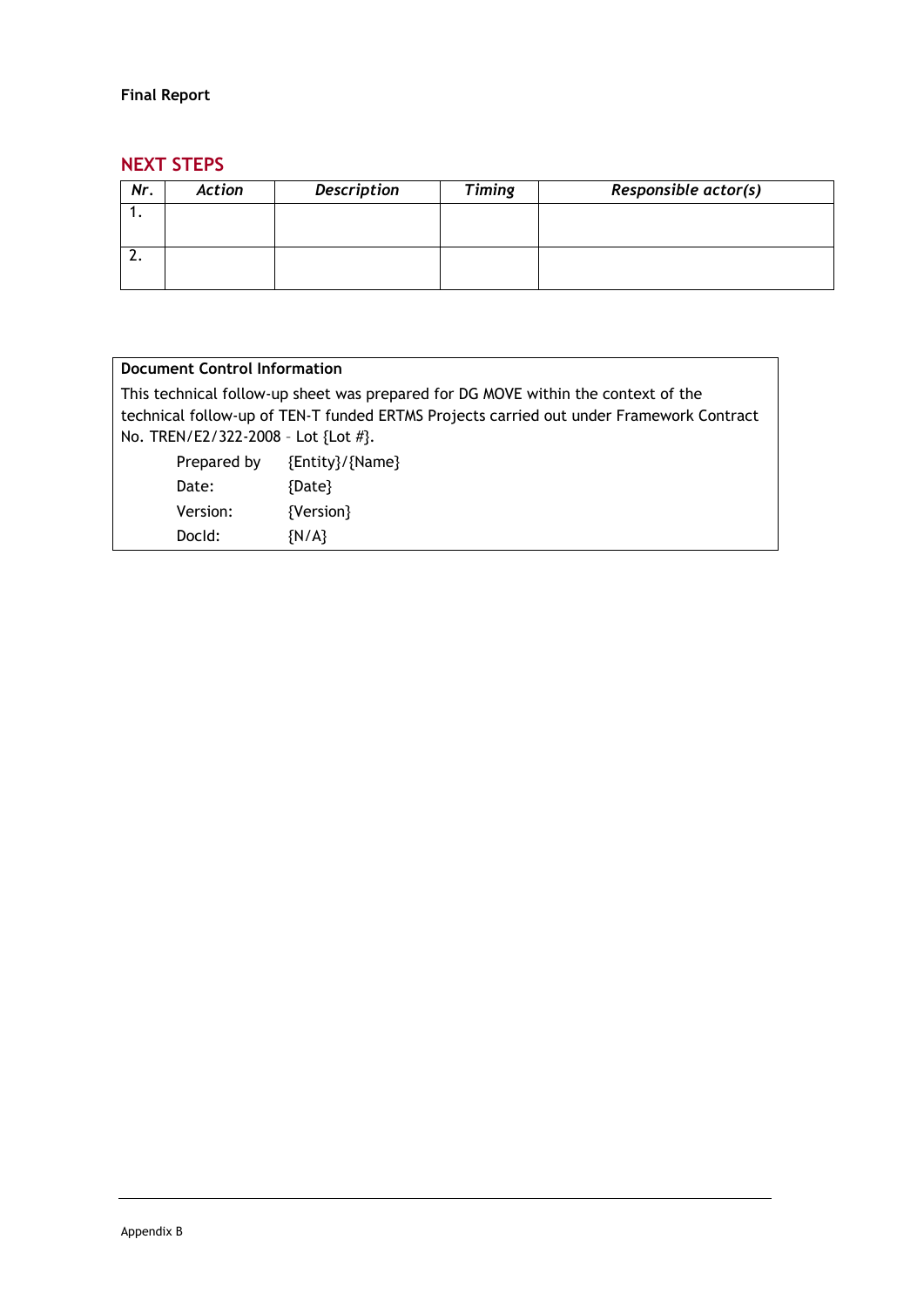## NEXT STEPS

| *Nr.* | *Action* | *Description* | *Timing* | *Responsible actor(s)* |
|---|---|---|---|---|
| 1. | | | | |
| 2. | | | | |

| **Document Control Information** | |
|---|---|
| This technical follow-up sheet was prepared for DG MOVE within the context of the technical follow-up of TEN-T funded ERTMS Projects carried out under Framework Contract No. TREN/E2/322-2008 – Lot {Lot #}. | |
| Prepared by | {Entity}/{Name} |
| Date: | {Date} |
| Version: | {Version} |
| DocId: | {N/A} |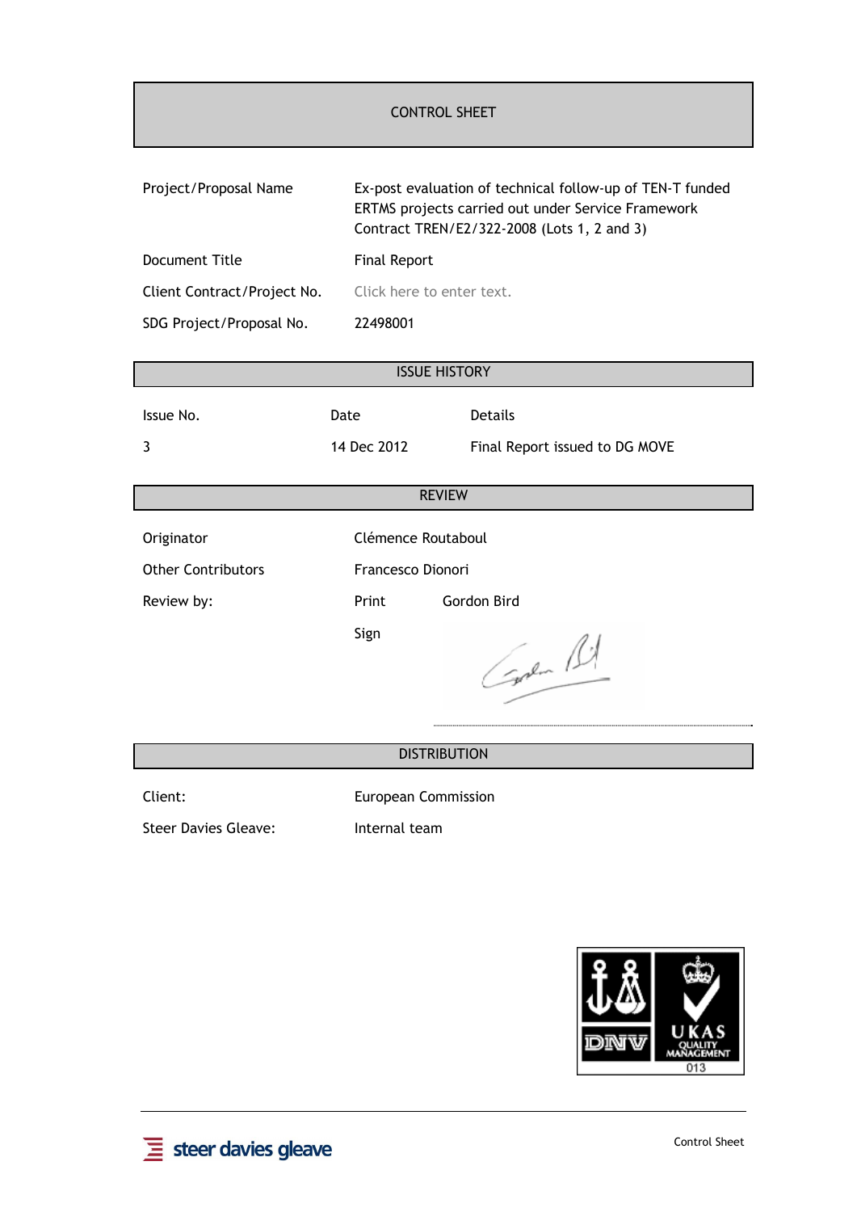# CONTROL SHEET

| | |
|---|---|
| Project/Proposal Name | Ex-post evaluation of technical follow-up of TEN-T funded ERTMS projects carried out under Service Framework Contract TREN/E2/322-2008 (Lots 1, 2 and 3) |
| Document Title | Final Report |
| Client Contract/Project No. | Click here to enter text. |
| SDG Project/Proposal No. | 22498001 |

## ISSUE HISTORY

| Issue No. | Date | Details |
|---|---|---|
| 3 | 14 Dec 2012 | Final Report issued to DG MOVE |

## REVIEW

| | | |
|---|---|---|
| Originator | Clémence Routaboul | |
| Other Contributors | Francesco Dionori | |
| Review by: | Print | Gordon Bird |
| | Sign | |

## DISTRIBUTION

| | |
|---|---|
| Client: | European Commission |
| Steer Davies Gleave: | Internal team |